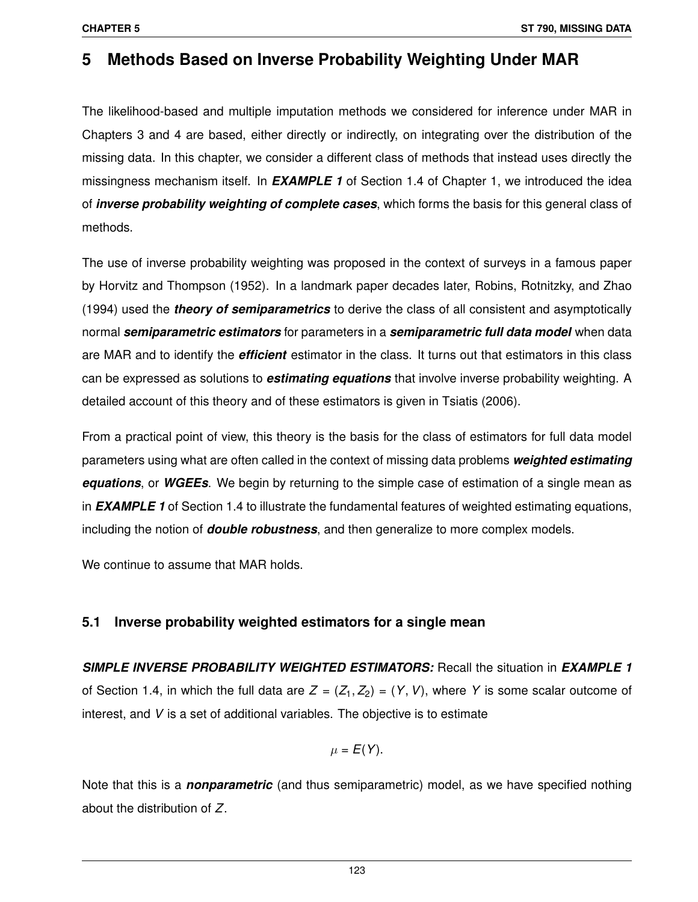# 5 Methods Based on Inverse Probability Weighting Under MAR

The likelihood-based and multiple imputation methods we considered for inference under MAR in Chapters 3 and 4 are based, either directly or indirectly, on integrating over the distribution of the missing data. In this chapter, we consider a different class of methods that instead uses directly the missingness mechanism itself. In ***EXAMPLE 1*** of Section 1.4 of Chapter 1, we introduced the idea of ***inverse probability weighting of complete cases***, which forms the basis for this general class of methods.

The use of inverse probability weighting was proposed in the context of surveys in a famous paper by Horvitz and Thompson (1952). In a landmark paper decades later, Robins, Rotnitzky, and Zhao (1994) used the ***theory of semiparametrics*** to derive the class of all consistent and asymptotically normal ***semiparametric estimators*** for parameters in a ***semiparametric full data model*** when data are MAR and to identify the ***efficient*** estimator in the class. It turns out that estimators in this class can be expressed as solutions to ***estimating equations*** that involve inverse probability weighting. A detailed account of this theory and of these estimators is given in Tsiatis (2006).

From a practical point of view, this theory is the basis for the class of estimators for full data model parameters using what are often called in the context of missing data problems ***weighted estimating equations***, or ***WGEEs***. We begin by returning to the simple case of estimation of a single mean as in ***EXAMPLE 1*** of Section 1.4 to illustrate the fundamental features of weighted estimating equations, including the notion of ***double robustness***, and then generalize to more complex models.

We continue to assume that MAR holds.

## 5.1 Inverse probability weighted estimators for a single mean

***SIMPLE INVERSE PROBABILITY WEIGHTED ESTIMATORS:*** Recall the situation in ***EXAMPLE 1*** of Section 1.4, in which the full data are $Z = (Z_1, Z_2) = (Y, V)$, where $Y$ is some scalar outcome of interest, and $V$ is a set of additional variables. The objective is to estimate

$$\mu = E(Y).$$

Note that this is a ***nonparametric*** (and thus semiparametric) model, as we have specified nothing about the distribution of $Z$.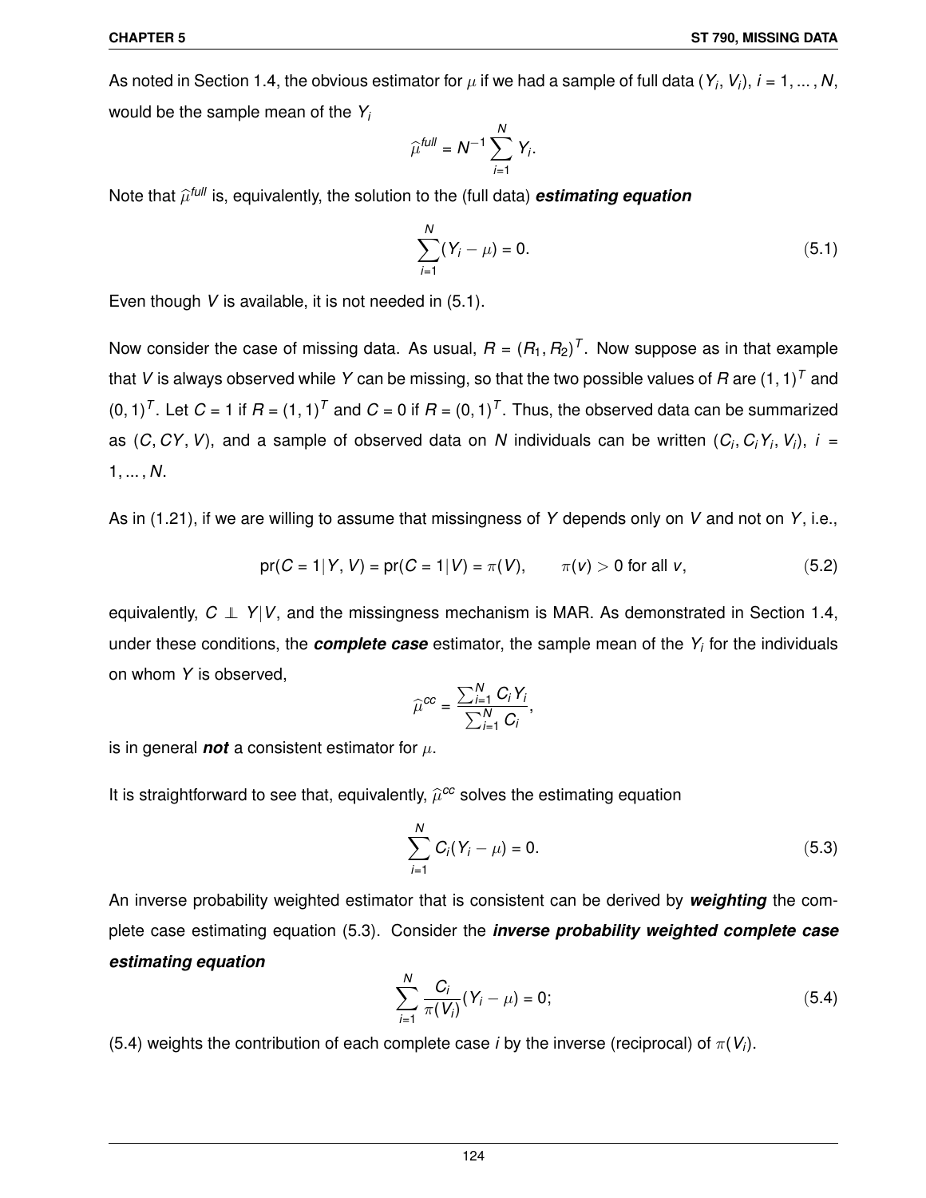As noted in Section 1.4, the obvious estimator for $\mu$ if we had a sample of full data $(Y_i, V_i)$, $i = 1, \ldots, N$, would be the sample mean of the $Y_i$

$$\widehat{\mu}^{full} = N^{-1} \sum_{i=1}^{N} Y_i.$$

Note that $\widehat{\mu}^{full}$ is, equivalently, the solution to the (full data) ***estimating equation***

$$\sum_{i=1}^{N} (Y_i - \mu) = 0. \tag{5.1}$$

Even though $V$ is available, it is not needed in (5.1).

Now consider the case of missing data. As usual, $R = (R_1, R_2)^T$. Now suppose as in that example that $V$ is always observed while $Y$ can be missing, so that the two possible values of $R$ are $(1, 1)^T$ and $(0, 1)^T$. Let $C = 1$ if $R = (1, 1)^T$ and $C = 0$ if $R = (0, 1)^T$. Thus, the observed data can be summarized as $(C, CY, V)$, and a sample of observed data on $N$ individuals can be written $(C_i, C_i Y_i, V_i)$, $i = 1, \ldots, N$.

As in (1.21), if we are willing to assume that missingness of $Y$ depends only on $V$ and not on $Y$, i.e.,

$$\text{pr}(C = 1 | Y, V) = \text{pr}(C = 1 | V) = \pi(V), \qquad \pi(v) > 0 \text{ for all } v, \tag{5.2}$$

equivalently, $C \perp\!\!\!\perp Y | V$, and the missingness mechanism is MAR. As demonstrated in Section 1.4, under these conditions, the ***complete case*** estimator, the sample mean of the $Y_i$ for the individuals on whom $Y$ is observed,

$$\widehat{\mu}^{cc} = \frac{\sum_{i=1}^{N} C_i Y_i}{\sum_{i=1}^{N} C_i},$$

is in general ***not*** a consistent estimator for $\mu$.

It is straightforward to see that, equivalently, $\widehat{\mu}^{cc}$ solves the estimating equation

$$\sum_{i=1}^{N} C_i (Y_i - \mu) = 0. \tag{5.3}$$

An inverse probability weighted estimator that is consistent can be derived by ***weighting*** the complete case estimating equation (5.3). Consider the ***inverse probability weighted complete case estimating equation***

$$\sum_{i=1}^{N} \frac{C_i}{\pi(V_i)} (Y_i - \mu) = 0; \tag{5.4}$$

(5.4) weights the contribution of each complete case $i$ by the inverse (reciprocal) of $\pi(V_i)$.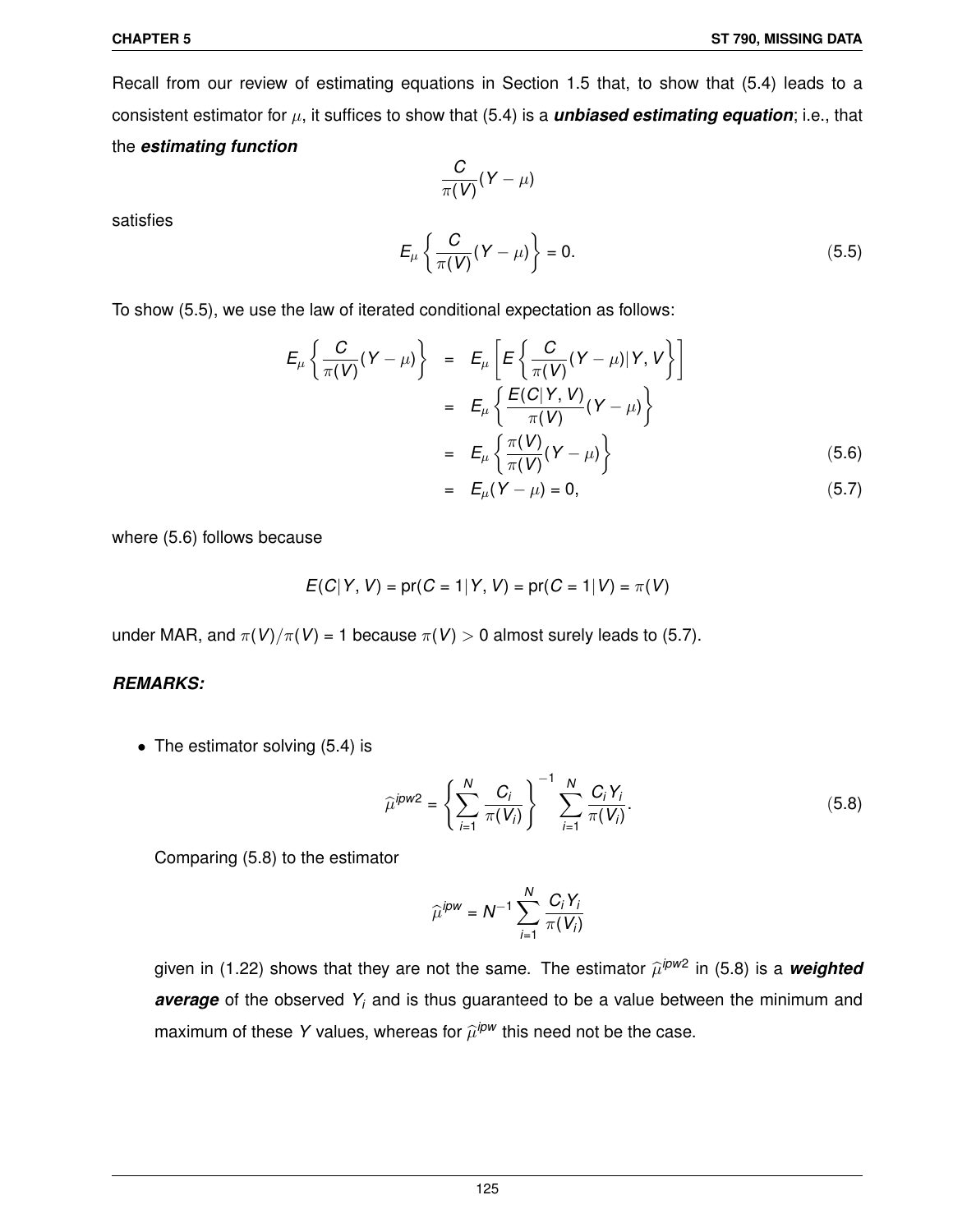Recall from our review of estimating equations in Section 1.5 that, to show that (5.4) leads to a consistent estimator for $\mu$, it suffices to show that (5.4) is a ***unbiased estimating equation***; i.e., that the ***estimating function***

$$\frac{C}{\pi(V)}(Y - \mu)$$

satisfies

$$E_\mu \left\{ \frac{C}{\pi(V)}(Y - \mu) \right\} = 0. \tag{5.5}$$

To show (5.5), we use the law of iterated conditional expectation as follows:

$$\begin{aligned}
E_\mu \left\{ \frac{C}{\pi(V)}(Y - \mu) \right\} &= E_\mu \left[ E \left\{ \frac{C}{\pi(V)}(Y - \mu) | Y, V \right\} \right] \\
&= E_\mu \left\{ \frac{E(C|Y, V)}{\pi(V)}(Y - \mu) \right\} \\
&= E_\mu \left\{ \frac{\pi(V)}{\pi(V)}(Y - \mu) \right\} \qquad (5.6) \\
&= E_\mu(Y - \mu) = 0, \qquad (5.7)
\end{aligned}$$

where (5.6) follows because

$$E(C|Y, V) = \text{pr}(C = 1|Y, V) = \text{pr}(C = 1|V) = \pi(V)$$

under MAR, and $\pi(V)/\pi(V) = 1$ because $\pi(V) > 0$ almost surely leads to (5.7).

***REMARKS:***

- The estimator solving (5.4) is

$$\widehat{\mu}^{ipw2} = \left\{ \sum_{i=1}^{N} \frac{C_i}{\pi(V_i)} \right\}^{-1} \sum_{i=1}^{N} \frac{C_i Y_i}{\pi(V_i)}. \tag{5.8}$$

  Comparing (5.8) to the estimator

$$\widehat{\mu}^{ipw} = N^{-1} \sum_{i=1}^{N} \frac{C_i Y_i}{\pi(V_i)}$$

  given in (1.22) shows that they are not the same. The estimator $\widehat{\mu}^{ipw2}$ in (5.8) is a ***weighted average*** of the observed $Y_i$ and is thus guaranteed to be a value between the minimum and maximum of these $Y$ values, whereas for $\widehat{\mu}^{ipw}$ this need not be the case.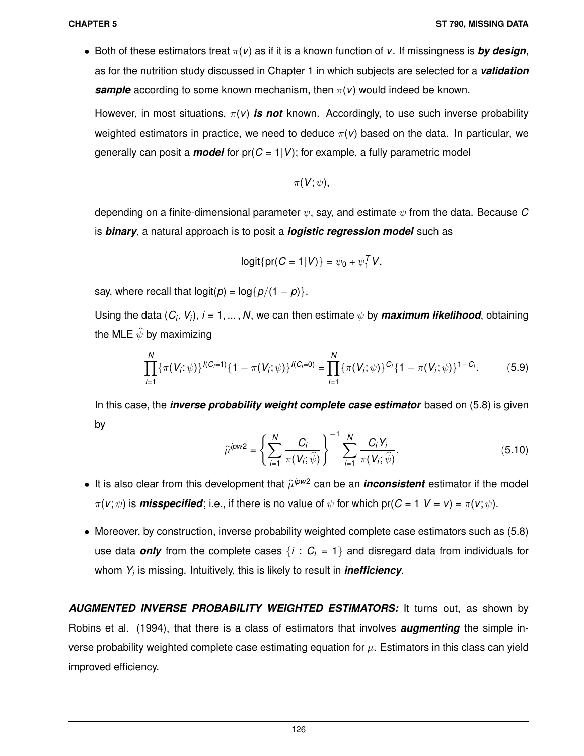- Both of these estimators treat $\pi(v)$ as if it is a known function of $v$. If missingness is ***by design***, as for the nutrition study discussed in Chapter 1 in which subjects are selected for a ***validation sample*** according to some known mechanism, then $\pi(v)$ would indeed be known.

  However, in most situations, $\pi(v)$ ***is not*** known. Accordingly, to use such inverse probability weighted estimators in practice, we need to deduce $\pi(v)$ based on the data. In particular, we generally can posit a ***model*** for $\text{pr}(C = 1|V)$; for example, a fully parametric model

$$\pi(V; \psi),$$

  depending on a finite-dimensional parameter $\psi$, say, and estimate $\psi$ from the data. Because $C$ is ***binary***, a natural approach is to posit a ***logistic regression model*** such as

$$\text{logit}\{\text{pr}(C = 1|V)\} = \psi_0 + \psi_1^T V,$$

  say, where recall that $\text{logit}(p) = \log\{p/(1-p)\}$.

  Using the data $(C_i, V_i)$, $i = 1, \ldots, N$, we can then estimate $\psi$ by ***maximum likelihood***, obtaining the MLE $\widehat{\psi}$ by maximizing

$$\prod_{i=1}^{N} \{\pi(V_i; \psi)\}^{I(C_i=1)} \{1 - \pi(V_i; \psi)\}^{I(C_i=0)} = \prod_{i=1}^{N} \{\pi(V_i; \psi)\}^{C_i} \{1 - \pi(V_i; \psi)\}^{1-C_i}. \tag{5.9}$$

  In this case, the ***inverse probability weight complete case estimator*** based on (5.8) is given by

$$\widehat{\mu}^{ipw2} = \left\{ \sum_{i=1}^{N} \frac{C_i}{\pi(V_i; \widehat{\psi})} \right\}^{-1} \sum_{i=1}^{N} \frac{C_i Y_i}{\pi(V_i; \widehat{\psi})}. \tag{5.10}$$

- It is also clear from this development that $\widehat{\mu}^{ipw2}$ can be an ***inconsistent*** estimator if the model $\pi(v; \psi)$ is ***misspecified***; i.e., if there is no value of $\psi$ for which $\text{pr}(C = 1|V = v) = \pi(v; \psi)$.

- Moreover, by construction, inverse probability weighted complete case estimators such as (5.8) use data ***only*** from the complete cases $\{i : C_i = 1\}$ and disregard data from individuals for whom $Y_i$ is missing. Intuitively, this is likely to result in ***inefficiency***.

***AUGMENTED INVERSE PROBABILITY WEIGHTED ESTIMATORS:*** It turns out, as shown by Robins et al. (1994), that there is a class of estimators that involves ***augmenting*** the simple inverse probability weighted complete case estimating equation for $\mu$. Estimators in this class can yield improved efficiency.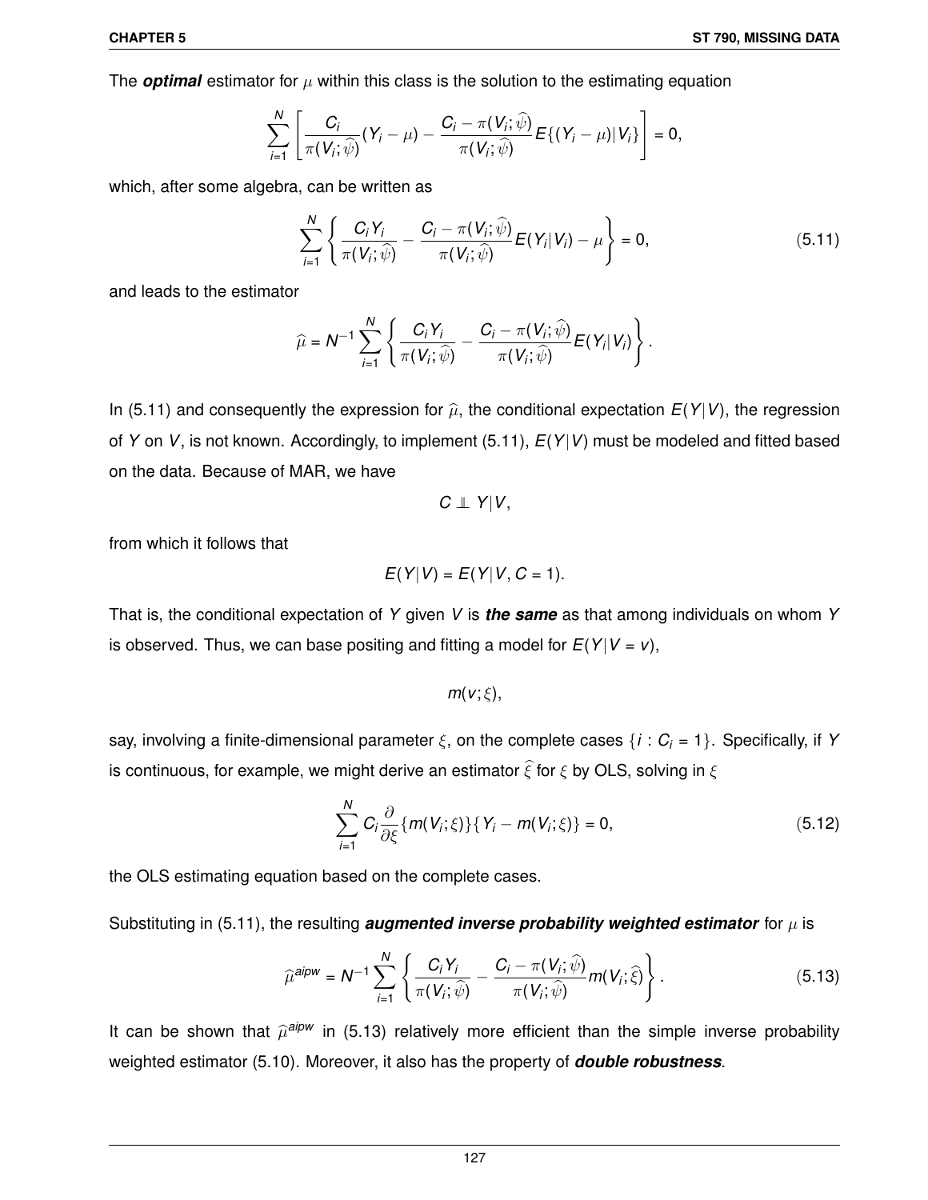The ***optimal*** estimator for $\mu$ within this class is the solution to the estimating equation

$$\sum_{i=1}^{N} \left[ \frac{C_i}{\pi(V_i;\widehat{\psi})}(Y_i - \mu) - \frac{C_i - \pi(V_i;\widehat{\psi})}{\pi(V_i;\widehat{\psi})} E\{(Y_i - \mu)|V_i\} \right] = 0,$$

which, after some algebra, can be written as

$$\sum_{i=1}^{N} \left\{ \frac{C_i Y_i}{\pi(V_i;\widehat{\psi})} - \frac{C_i - \pi(V_i;\widehat{\psi})}{\pi(V_i;\widehat{\psi})} E(Y_i|V_i) - \mu \right\} = 0, \tag{5.11}$$

and leads to the estimator

$$\widehat{\mu} = N^{-1} \sum_{i=1}^{N} \left\{ \frac{C_i Y_i}{\pi(V_i;\widehat{\psi})} - \frac{C_i - \pi(V_i;\widehat{\psi})}{\pi(V_i;\widehat{\psi})} E(Y_i|V_i) \right\}.$$

In (5.11) and consequently the expression for $\widehat{\mu}$, the conditional expectation $E(Y|V)$, the regression of $Y$ on $V$, is not known. Accordingly, to implement (5.11), $E(Y|V)$ must be modeled and fitted based on the data. Because of MAR, we have

$$C \perp\!\!\!\perp Y|V,$$

from which it follows that

$$E(Y|V) = E(Y|V, C = 1).$$

That is, the conditional expectation of $Y$ given $V$ is ***the same*** as that among individuals on whom $Y$ is observed. Thus, we can base positing and fitting a model for $E(Y|V = v)$,

$$m(v;\xi),$$

say, involving a finite-dimensional parameter $\xi$, on the complete cases $\{i : C_i = 1\}$. Specifically, if $Y$ is continuous, for example, we might derive an estimator $\widehat{\xi}$ for $\xi$ by OLS, solving in $\xi$

$$\sum_{i=1}^{N} C_i \frac{\partial}{\partial \xi}\{m(V_i;\xi)\}\{Y_i - m(V_i;\xi)\} = 0, \tag{5.12}$$

the OLS estimating equation based on the complete cases.

Substituting in (5.11), the resulting ***augmented inverse probability weighted estimator*** for $\mu$ is

$$\widehat{\mu}^{aipw} = N^{-1} \sum_{i=1}^{N} \left\{ \frac{C_i Y_i}{\pi(V_i;\widehat{\psi})} - \frac{C_i - \pi(V_i;\widehat{\psi})}{\pi(V_i;\widehat{\psi})} m(V_i;\widehat{\xi}) \right\}. \tag{5.13}$$

It can be shown that $\widehat{\mu}^{aipw}$ in (5.13) relatively more efficient than the simple inverse probability weighted estimator (5.10). Moreover, it also has the property of ***double robustness***.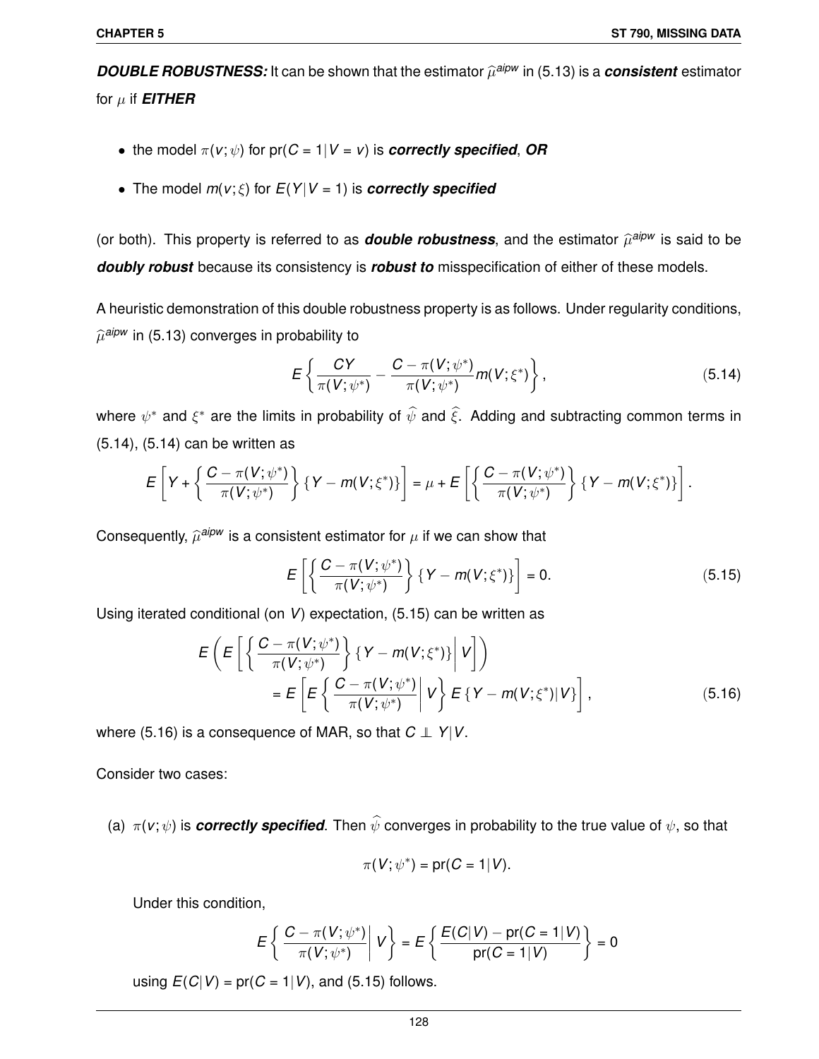***DOUBLE ROBUSTNESS:*** It can be shown that the estimator $\widehat{\mu}^{aipw}$ in (5.13) is a ***consistent*** estimator for $\mu$ if ***EITHER***

- the model $\pi(v;\psi)$ for $\text{pr}(C=1|V=v)$ is ***correctly specified***, ***OR***
- The model $m(v;\xi)$ for $E(Y|V=1)$ is ***correctly specified***

(or both). This property is referred to as ***double robustness***, and the estimator $\widehat{\mu}^{aipw}$ is said to be ***doubly robust*** because its consistency is ***robust to*** misspecification of either of these models.

A heuristic demonstration of this double robustness property is as follows. Under regularity conditions, $\widehat{\mu}^{aipw}$ in (5.13) converges in probability to

$$E\left\{ \frac{CY}{\pi(V;\psi^*)} - \frac{C-\pi(V;\psi^*)}{\pi(V;\psi^*)} m(V;\xi^*) \right\}, \tag{5.14}$$

where $\psi^*$ and $\xi^*$ are the limits in probability of $\widehat{\psi}$ and $\widehat{\xi}$. Adding and subtracting common terms in (5.14), (5.14) can be written as

$$E\left[ Y + \left\{ \frac{C-\pi(V;\psi^*)}{\pi(V;\psi^*)} \right\} \{Y - m(V;\xi^*)\} \right] = \mu + E\left[ \left\{ \frac{C-\pi(V;\psi^*)}{\pi(V;\psi^*)} \right\} \{Y - m(V;\xi^*)\} \right].$$

Consequently, $\widehat{\mu}^{aipw}$ is a consistent estimator for $\mu$ if we can show that

$$E\left[ \left\{ \frac{C-\pi(V;\psi^*)}{\pi(V;\psi^*)} \right\} \{Y - m(V;\xi^*)\} \right] = 0. \tag{5.15}$$

Using iterated conditional (on $V$) expectation, (5.15) can be written as

$$\begin{aligned} E&\left( E\left[ \left\{ \frac{C-\pi(V;\psi^*)}{\pi(V;\psi^*)} \right\} \{Y - m(V;\xi^*)\} \middle| V \right] \right) \\ &= E\left[ E\left\{ \frac{C-\pi(V;\psi^*)}{\pi(V;\psi^*)} \middle| V \right\} E\{Y - m(V;\xi^*)|V\} \right], \end{aligned} \tag{5.16}$$

where (5.16) is a consequence of MAR, so that $C \perp\!\!\!\perp Y|V$.

Consider two cases:

(a) $\pi(v;\psi)$ is ***correctly specified***. Then $\widehat{\psi}$ converges in probability to the true value of $\psi$, so that

$$\pi(V;\psi^*) = \text{pr}(C=1|V).$$

Under this condition,

$$E\left\{ \frac{C-\pi(V;\psi^*)}{\pi(V;\psi^*)} \middle| V \right\} = E\left\{ \frac{E(C|V) - \text{pr}(C=1|V)}{\text{pr}(C=1|V)} \right\} = 0$$

using $E(C|V) = \text{pr}(C=1|V)$, and (5.15) follows.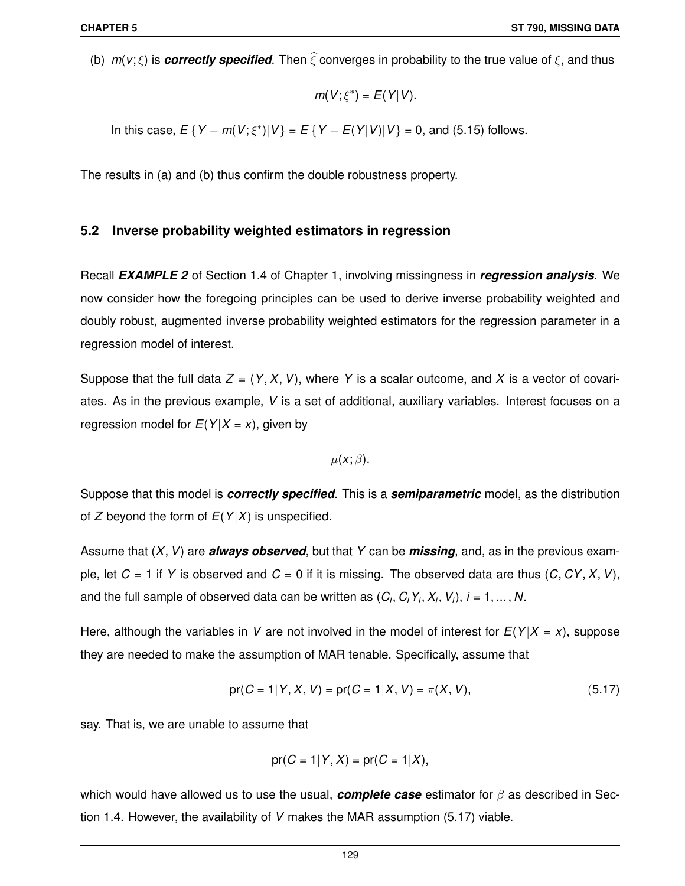(b) $m(v;\xi)$ is ***correctly specified***. Then $\widehat{\xi}$ converges in probability to the true value of $\xi$, and thus

$$m(V;\xi^*) = E(Y|V).$$

In this case, $E\{Y - m(V;\xi^*)|V\} = E\{Y - E(Y|V)|V\} = 0$, and (5.15) follows.

The results in (a) and (b) thus confirm the double robustness property.

## 5.2 Inverse probability weighted estimators in regression

Recall ***EXAMPLE 2*** of Section 1.4 of Chapter 1, involving missingness in ***regression analysis***. We now consider how the foregoing principles can be used to derive inverse probability weighted and doubly robust, augmented inverse probability weighted estimators for the regression parameter in a regression model of interest.

Suppose that the full data $Z = (Y, X, V)$, where $Y$ is a scalar outcome, and $X$ is a vector of covariates. As in the previous example, $V$ is a set of additional, auxiliary variables. Interest focuses on a regression model for $E(Y|X = x)$, given by

$$\mu(x;\beta).$$

Suppose that this model is ***correctly specified***. This is a ***semiparametric*** model, as the distribution of $Z$ beyond the form of $E(Y|X)$ is unspecified.

Assume that $(X, V)$ are ***always observed***, but that $Y$ can be ***missing***, and, as in the previous example, let $C = 1$ if $Y$ is observed and $C = 0$ if it is missing. The observed data are thus $(C, CY, X, V)$, and the full sample of observed data can be written as $(C_i, C_iY_i, X_i, V_i)$, $i = 1, \ldots, N$.

Here, although the variables in $V$ are not involved in the model of interest for $E(Y|X = x)$, suppose they are needed to make the assumption of MAR tenable. Specifically, assume that

$$\text{pr}(C = 1|Y, X, V) = \text{pr}(C = 1|X, V) = \pi(X, V), \tag{5.17}$$

say. That is, we are unable to assume that

$$\text{pr}(C = 1|Y, X) = \text{pr}(C = 1|X),$$

which would have allowed us to use the usual, ***complete case*** estimator for $\beta$ as described in Section 1.4. However, the availability of $V$ makes the MAR assumption (5.17) viable.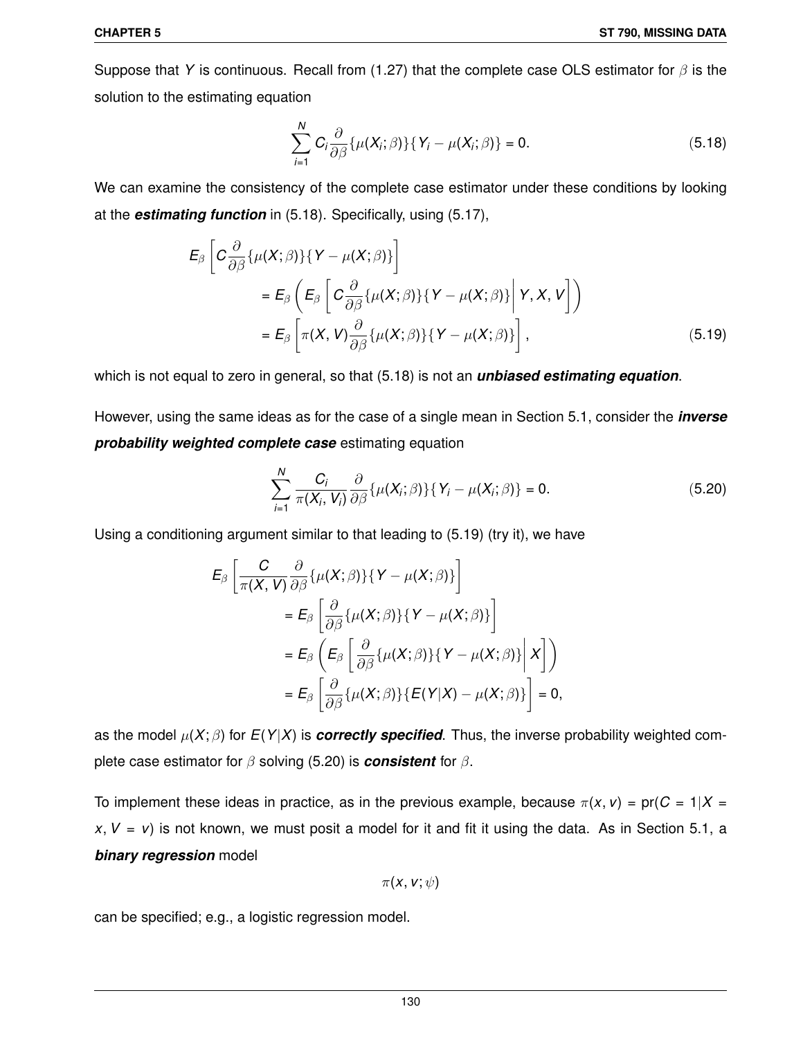Suppose that $Y$ is continuous. Recall from (1.27) that the complete case OLS estimator for $\beta$ is the solution to the estimating equation

$$\sum_{i=1}^{N} C_i \frac{\partial}{\partial \beta}\{\mu(X_i;\beta)\}\{Y_i - \mu(X_i;\beta)\} = 0. \tag{5.18}$$

We can examine the consistency of the complete case estimator under these conditions by looking at the ***estimating function*** in (5.18). Specifically, using (5.17),

$$\begin{aligned}
E_\beta &\left[ C \frac{\partial}{\partial \beta}\{\mu(X;\beta)\}\{Y - \mu(X;\beta)\}\right] \\
&= E_\beta \left( E_\beta \left[ C \frac{\partial}{\partial \beta}\{\mu(X;\beta)\}\{Y - \mu(X;\beta)\} \middle| Y, X, V\right]\right) \\
&= E_\beta \left[ \pi(X, V) \frac{\partial}{\partial \beta}\{\mu(X;\beta)\}\{Y - \mu(X;\beta)\}\right],
\end{aligned} \tag{5.19}$$

which is not equal to zero in general, so that (5.18) is not an ***unbiased estimating equation***.

However, using the same ideas as for the case of a single mean in Section 5.1, consider the ***inverse probability weighted complete case*** estimating equation

$$\sum_{i=1}^{N} \frac{C_i}{\pi(X_i, V_i)} \frac{\partial}{\partial \beta}\{\mu(X_i;\beta)\}\{Y_i - \mu(X_i;\beta)\} = 0. \tag{5.20}$$

Using a conditioning argument similar to that leading to (5.19) (try it), we have

$$\begin{aligned}
E_\beta &\left[ \frac{C}{\pi(X, V)} \frac{\partial}{\partial \beta}\{\mu(X;\beta)\}\{Y - \mu(X;\beta)\}\right] \\
&= E_\beta \left[ \frac{\partial}{\partial \beta}\{\mu(X;\beta)\}\{Y - \mu(X;\beta)\}\right] \\
&= E_\beta \left( E_\beta \left[ \frac{\partial}{\partial \beta}\{\mu(X;\beta)\}\{Y - \mu(X;\beta)\} \middle| X\right]\right) \\
&= E_\beta \left[ \frac{\partial}{\partial \beta}\{\mu(X;\beta)\}\{E(Y|X) - \mu(X;\beta)\}\right] = 0,
\end{aligned}$$

as the model $\mu(X;\beta)$ for $E(Y|X)$ is ***correctly specified***. Thus, the inverse probability weighted complete case estimator for $\beta$ solving (5.20) is ***consistent*** for $\beta$.

To implement these ideas in practice, as in the previous example, because $\pi(x, v) = \text{pr}(C = 1|X = x, V = v)$ is not known, we must posit a model for it and fit it using the data. As in Section 5.1, a ***binary regression*** model

$$\pi(x, v; \psi)$$

can be specified; e.g., a logistic regression model.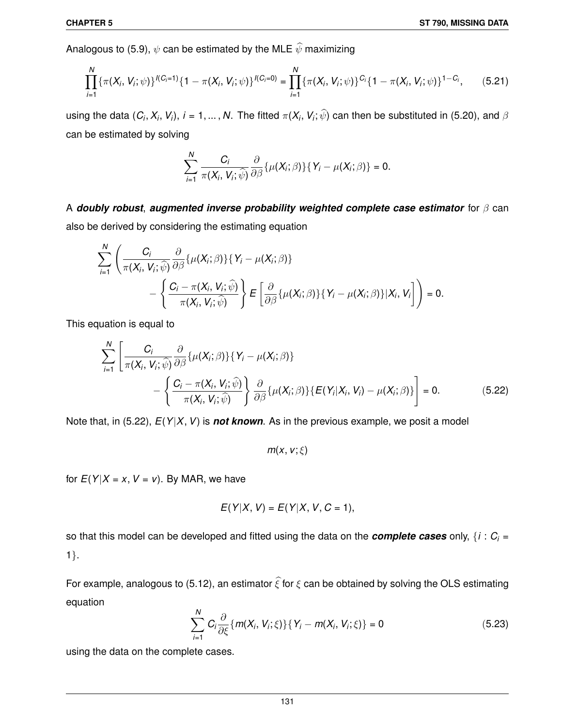Analogous to (5.9), $\psi$ can be estimated by the MLE $\widehat{\psi}$ maximizing

$$\prod_{i=1}^{N} \{\pi(X_i, V_i; \psi)\}^{I(C_i=1)}\{1 - \pi(X_i, V_i; \psi)\}^{I(C_i=0)} = \prod_{i=1}^{N} \{\pi(X_i, V_i; \psi)\}^{C_i}\{1 - \pi(X_i, V_i; \psi)\}^{1-C_i}, \tag{5.21}$$

using the data $(C_i, X_i, V_i)$, $i = 1, \ldots, N$. The fitted $\pi(X_i, V_i; \widehat{\psi})$ can then be substituted in (5.20), and $\beta$ can be estimated by solving

$$\sum_{i=1}^{N} \frac{C_i}{\pi(X_i, V_i; \widehat{\psi})} \frac{\partial}{\partial \beta}\{\mu(X_i; \beta)\}\{Y_i - \mu(X_i; \beta)\} = 0.$$

A ***doubly robust***, ***augmented inverse probability weighted complete case estimator*** for $\beta$ can also be derived by considering the estimating equation

$$\sum_{i=1}^{N} \left( \frac{C_i}{\pi(X_i, V_i; \widehat{\psi})} \frac{\partial}{\partial \beta}\{\mu(X_i; \beta)\}\{Y_i - \mu(X_i; \beta)\} - \left\{ \frac{C_i - \pi(X_i, V_i; \widehat{\psi})}{\pi(X_i, V_i; \widehat{\psi})} \right\} E\left[ \frac{\partial}{\partial \beta}\{\mu(X_i; \beta)\}\{Y_i - \mu(X_i; \beta)\} | X_i, V_i \right] \right) = 0.$$

This equation is equal to

$$\sum_{i=1}^{N} \left[ \frac{C_i}{\pi(X_i, V_i; \widehat{\psi})} \frac{\partial}{\partial \beta}\{\mu(X_i; \beta)\}\{Y_i - \mu(X_i; \beta)\} - \left\{ \frac{C_i - \pi(X_i, V_i; \widehat{\psi})}{\pi(X_i, V_i; \widehat{\psi})} \right\} \frac{\partial}{\partial \beta}\{\mu(X_i; \beta)\}\{E(Y_i | X_i, V_i) - \mu(X_i; \beta)\} \right] = 0. \tag{5.22}$$

Note that, in (5.22), $E(Y|X, V)$ is ***not known***. As in the previous example, we posit a model

$$m(x, v; \xi)$$

for $E(Y|X = x, V = v)$. By MAR, we have

$$E(Y|X, V) = E(Y|X, V, C = 1),$$

so that this model can be developed and fitted using the data on the ***complete cases*** only, $\{i : C_i = 1\}$.

For example, analogous to (5.12), an estimator $\widehat{\xi}$ for $\xi$ can be obtained by solving the OLS estimating equation

$$\sum_{i=1}^{N} C_i \frac{\partial}{\partial \xi}\{m(X_i, V_i; \xi)\}\{Y_i - m(X_i, V_i; \xi)\} = 0 \tag{5.23}$$

using the data on the complete cases.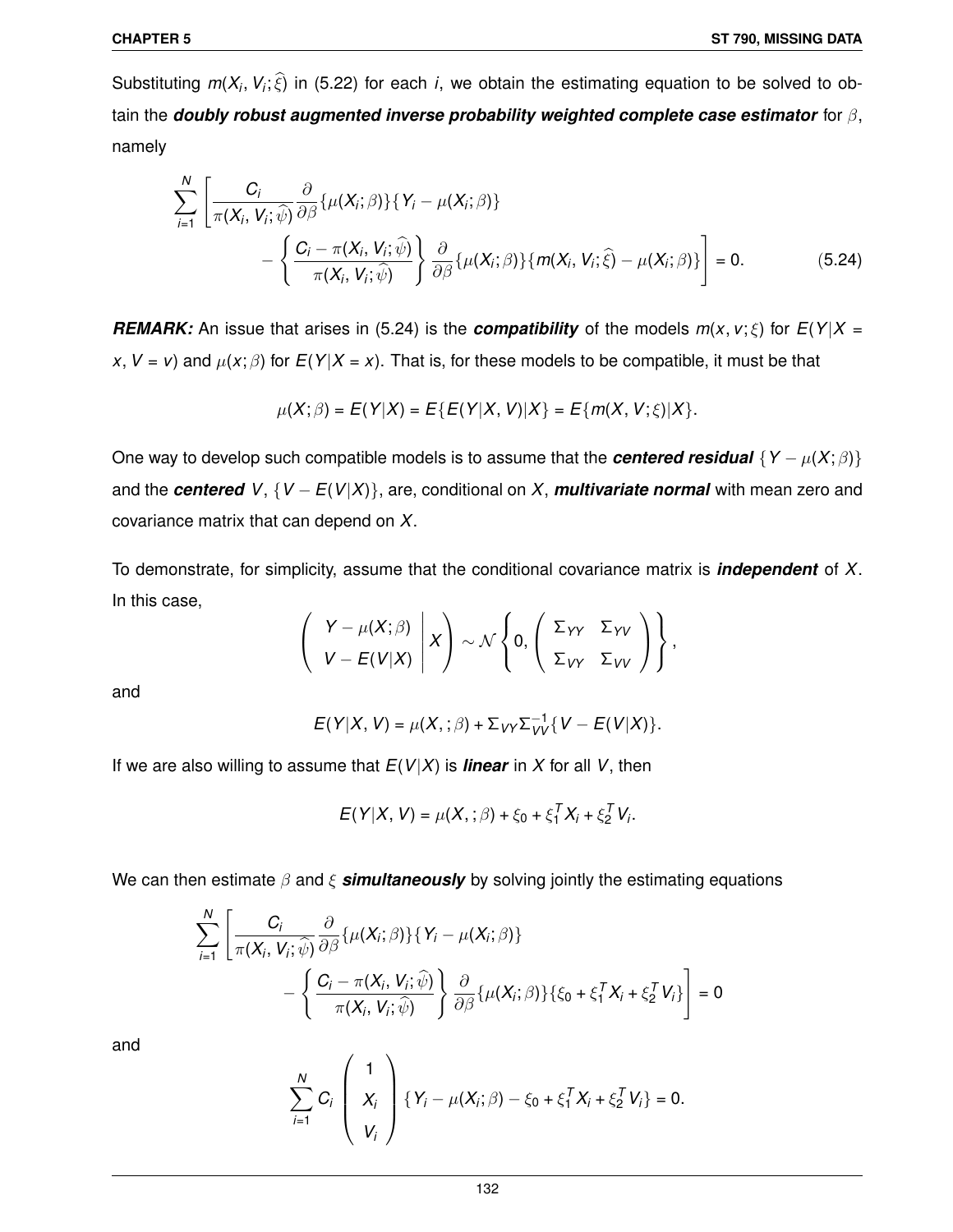Substituting $m(X_i, V_i; \widehat{\xi})$ in (5.22) for each $i$, we obtain the estimating equation to be solved to obtain the ***doubly robust augmented inverse probability weighted complete case estimator*** for $\beta$, namely

$$
\sum_{i=1}^{N} \left[ \frac{C_i}{\pi(X_i, V_i; \widehat{\psi})} \frac{\partial}{\partial \beta} \{\mu(X_i; \beta)\} \{Y_i - \mu(X_i; \beta)\} \right.
\left. - \left\{ \frac{C_i - \pi(X_i, V_i; \widehat{\psi})}{\pi(X_i, V_i; \widehat{\psi})} \right\} \frac{\partial}{\partial \beta} \{\mu(X_i; \beta)\} \{m(X_i, V_i; \widehat{\xi}) - \mu(X_i; \beta)\} \right] = 0. \tag{5.24}
$$

***REMARK:*** An issue that arises in (5.24) is the ***compatibility*** of the models $m(x, v; \xi)$ for $E(Y|X = x, V = v)$ and $\mu(x; \beta)$ for $E(Y|X = x)$. That is, for these models to be compatible, it must be that

$$
\mu(X; \beta) = E(Y|X) = E\{E(Y|X, V)|X\} = E\{m(X, V; \xi)|X\}.
$$

One way to develop such compatible models is to assume that the ***centered residual*** $\{Y - \mu(X; \beta)\}$ and the ***centered*** $V$, $\{V - E(V|X)\}$, are, conditional on $X$, ***multivariate normal*** with mean zero and covariance matrix that can depend on $X$.

To demonstrate, for simplicity, assume that the conditional covariance matrix is ***independent*** of $X$. In this case,

$$
\left( \begin{array}{c} Y - \mu(X; \beta) \\ V - E(V|X) \end{array} \middle| X \right) \sim \mathcal{N} \left\{ 0, \left( \begin{array}{cc} \Sigma_{YY} & \Sigma_{YV} \\ \Sigma_{VY} & \Sigma_{VV} \end{array} \right) \right\},
$$

and

$$
E(Y|X, V) = \mu(X, ; \beta) + \Sigma_{VY} \Sigma_{VV}^{-1} \{V - E(V|X)\}.
$$

If we are also willing to assume that $E(V|X)$ is ***linear*** in $X$ for all $V$, then

$$
E(Y|X, V) = \mu(X, ; \beta) + \xi_0 + \xi_1^T X_i + \xi_2^T V_i.
$$

We can then estimate $\beta$ and $\xi$ ***simultaneously*** by solving jointly the estimating equations

$$
\sum_{i=1}^{N} \left[ \frac{C_i}{\pi(X_i, V_i; \widehat{\psi})} \frac{\partial}{\partial \beta} \{\mu(X_i; \beta)\} \{Y_i - \mu(X_i; \beta)\} \right.
\left. - \left\{ \frac{C_i - \pi(X_i, V_i; \widehat{\psi})}{\pi(X_i, V_i; \widehat{\psi})} \right\} \frac{\partial}{\partial \beta} \{\mu(X_i; \beta)\} \{\xi_0 + \xi_1^T X_i + \xi_2^T V_i\} \right] = 0
$$

and

$$
\sum_{i=1}^{N} C_i \left( \begin{array}{c} 1 \\ X_i \\ V_i \end{array} \right) \{Y_i - \mu(X_i; \beta) - \xi_0 + \xi_1^T X_i + \xi_2^T V_i\} = 0.
$$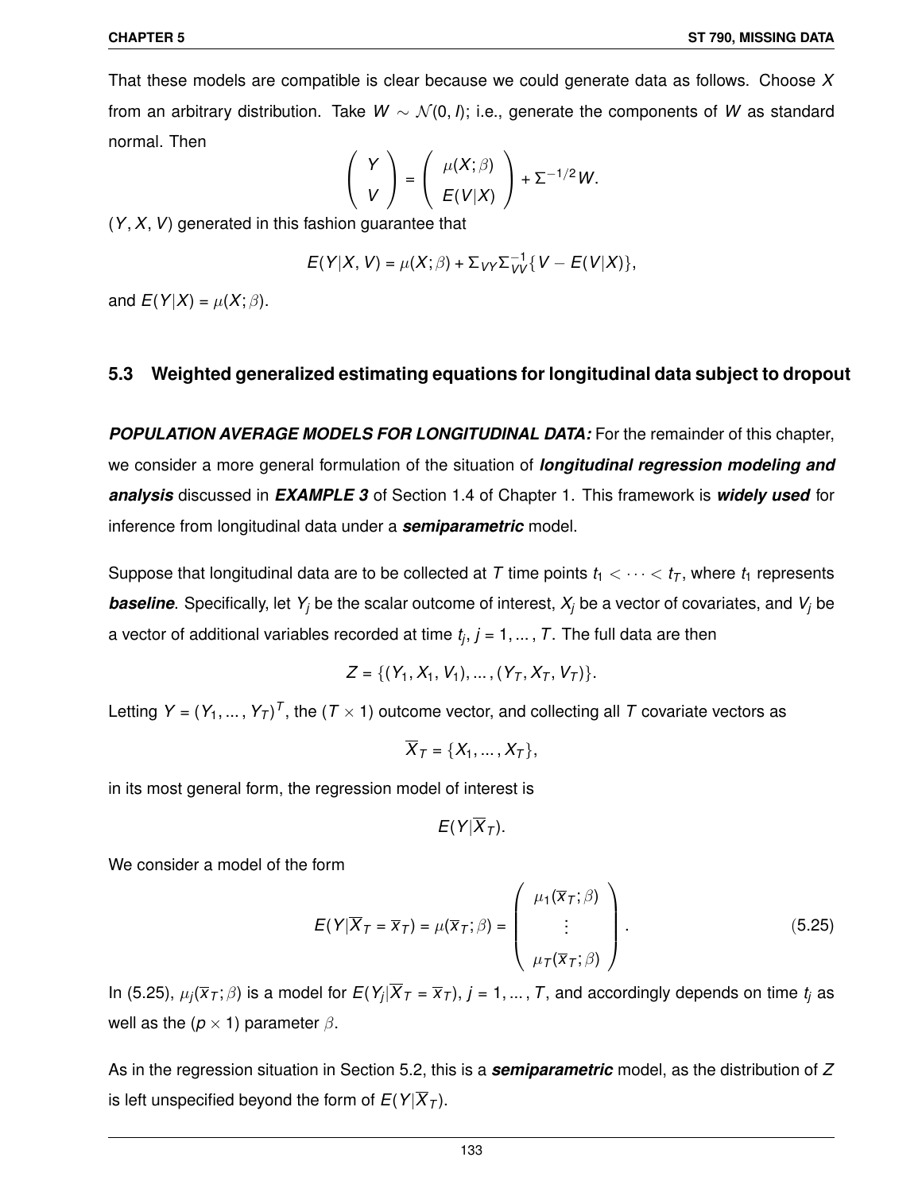That these models are compatible is clear because we could generate data as follows. Choose $X$ from an arbitrary distribution. Take $W \sim \mathcal{N}(0, I)$; i.e., generate the components of $W$ as standard normal. Then

$$\begin{pmatrix} Y \\ V \end{pmatrix} = \begin{pmatrix} \mu(X;\beta) \\ E(V|X) \end{pmatrix} + \Sigma^{-1/2} W.$$

$(Y, X, V)$ generated in this fashion guarantee that

$$E(Y|X, V) = \mu(X;\beta) + \Sigma_{VY}\Sigma_{VV}^{-1}\{V - E(V|X)\},$$

and $E(Y|X) = \mu(X;\beta)$.

## 5.3 Weighted generalized estimating equations for longitudinal data subject to dropout

***POPULATION AVERAGE MODELS FOR LONGITUDINAL DATA:*** For the remainder of this chapter, we consider a more general formulation of the situation of ***longitudinal regression modeling and analysis*** discussed in ***EXAMPLE 3*** of Section 1.4 of Chapter 1. This framework is ***widely used*** for inference from longitudinal data under a ***semiparametric*** model.

Suppose that longitudinal data are to be collected at $T$ time points $t_1 < \cdots < t_T$, where $t_1$ represents ***baseline***. Specifically, let $Y_j$ be the scalar outcome of interest, $X_j$ be a vector of covariates, and $V_j$ be a vector of additional variables recorded at time $t_j$, $j = 1, \ldots, T$. The full data are then

$$Z = \{(Y_1, X_1, V_1), \ldots, (Y_T, X_T, V_T)\}.$$

Letting $Y = (Y_1, \ldots, Y_T)^T$, the $(T \times 1)$ outcome vector, and collecting all $T$ covariate vectors as

$$\overline{X}_T = \{X_1, \ldots, X_T\},$$

in its most general form, the regression model of interest is

$$E(Y|\overline{X}_T).$$

We consider a model of the form

$$E(Y|\overline{X}_T = \overline{x}_T) = \mu(\overline{x}_T;\beta) = \begin{pmatrix} \mu_1(\overline{x}_T;\beta) \\ \vdots \\ \mu_T(\overline{x}_T;\beta) \end{pmatrix}. \tag{5.25}$$

In (5.25), $\mu_j(\overline{x}_T;\beta)$ is a model for $E(Y_j|\overline{X}_T = \overline{x}_T)$, $j = 1, \ldots, T$, and accordingly depends on time $t_j$ as well as the $(p \times 1)$ parameter $\beta$.

As in the regression situation in Section 5.2, this is a ***semiparametric*** model, as the distribution of $Z$ is left unspecified beyond the form of $E(Y|\overline{X}_T)$.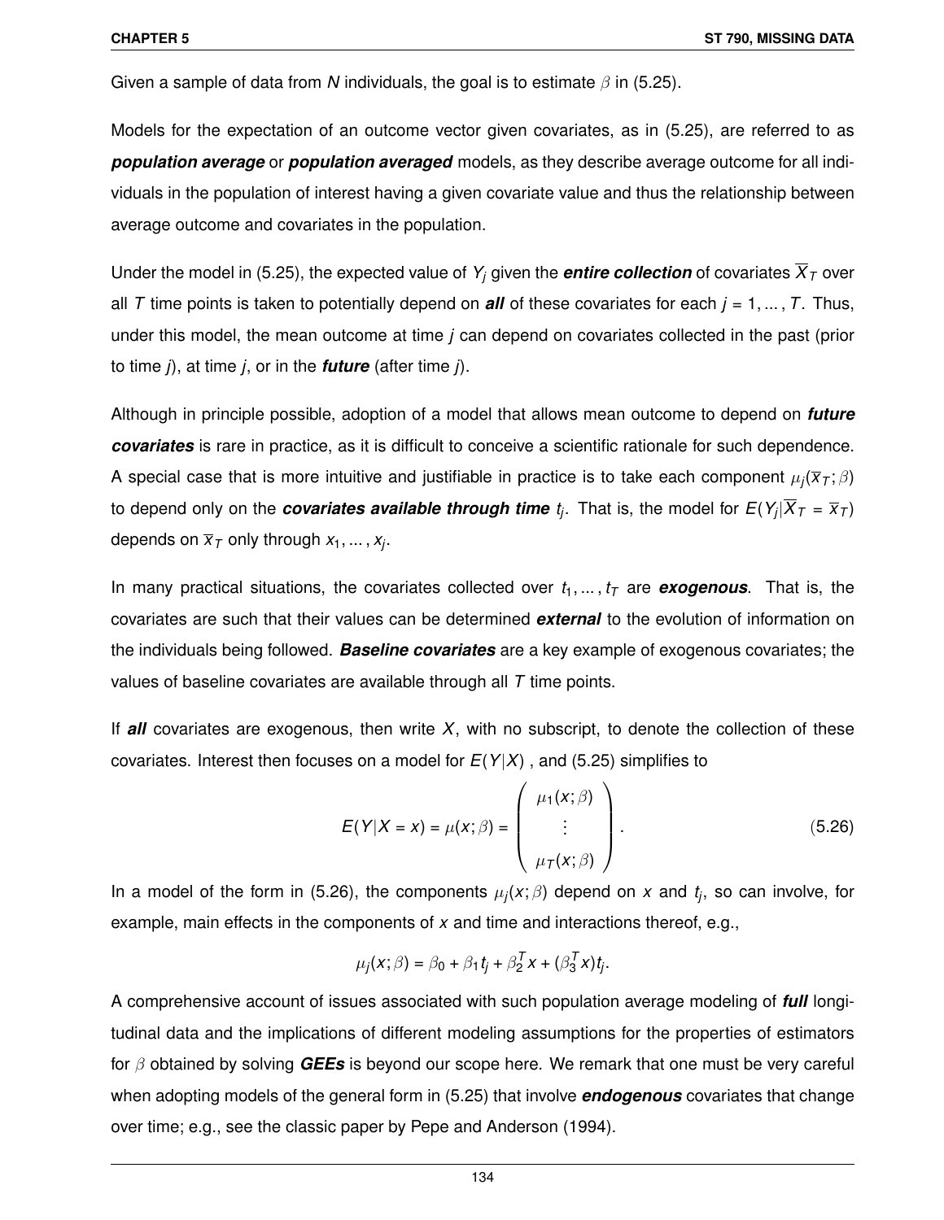Given a sample of data from $N$ individuals, the goal is to estimate $\beta$ in (5.25).

Models for the expectation of an outcome vector given covariates, as in (5.25), are referred to as ***population average*** or ***population averaged*** models, as they describe average outcome for all individuals in the population of interest having a given covariate value and thus the relationship between average outcome and covariates in the population.

Under the model in (5.25), the expected value of $Y_j$ given the ***entire collection*** of covariates $\overline{X}_T$ over all $T$ time points is taken to potentially depend on ***all*** of these covariates for each $j = 1, \ldots, T$. Thus, under this model, the mean outcome at time $j$ can depend on covariates collected in the past (prior to time $j$), at time $j$, or in the ***future*** (after time $j$).

Although in principle possible, adoption of a model that allows mean outcome to depend on ***future covariates*** is rare in practice, as it is difficult to conceive a scientific rationale for such dependence. A special case that is more intuitive and justifiable in practice is to take each component $\mu_j(\overline{x}_T; \beta)$ to depend only on the ***covariates available through time*** $t_j$. That is, the model for $E(Y_j | \overline{X}_T = \overline{x}_T)$ depends on $\overline{x}_T$ only through $x_1, \ldots, x_j$.

In many practical situations, the covariates collected over $t_1, \ldots, t_T$ are ***exogenous***. That is, the covariates are such that their values can be determined ***external*** to the evolution of information on the individuals being followed. ***Baseline covariates*** are a key example of exogenous covariates; the values of baseline covariates are available through all $T$ time points.

If ***all*** covariates are exogenous, then write $X$, with no subscript, to denote the collection of these covariates. Interest then focuses on a model for $E(Y|X)$ , and (5.25) simplifies to

$$E(Y|X = x) = \mu(x; \beta) = \begin{pmatrix} \mu_1(x; \beta) \\ \vdots \\ \mu_T(x; \beta) \end{pmatrix}. \tag{5.26}$$

In a model of the form in (5.26), the components $\mu_j(x; \beta)$ depend on $x$ and $t_j$, so can involve, for example, main effects in the components of $x$ and time and interactions thereof, e.g.,

$$\mu_j(x; \beta) = \beta_0 + \beta_1 t_j + \beta_2^T x + (\beta_3^T x) t_j.$$

A comprehensive account of issues associated with such population average modeling of ***full*** longitudinal data and the implications of different modeling assumptions for the properties of estimators for $\beta$ obtained by solving ***GEEs*** is beyond our scope here. We remark that one must be very careful when adopting models of the general form in (5.25) that involve ***endogenous*** covariates that change over time; e.g., see the classic paper by Pepe and Anderson (1994).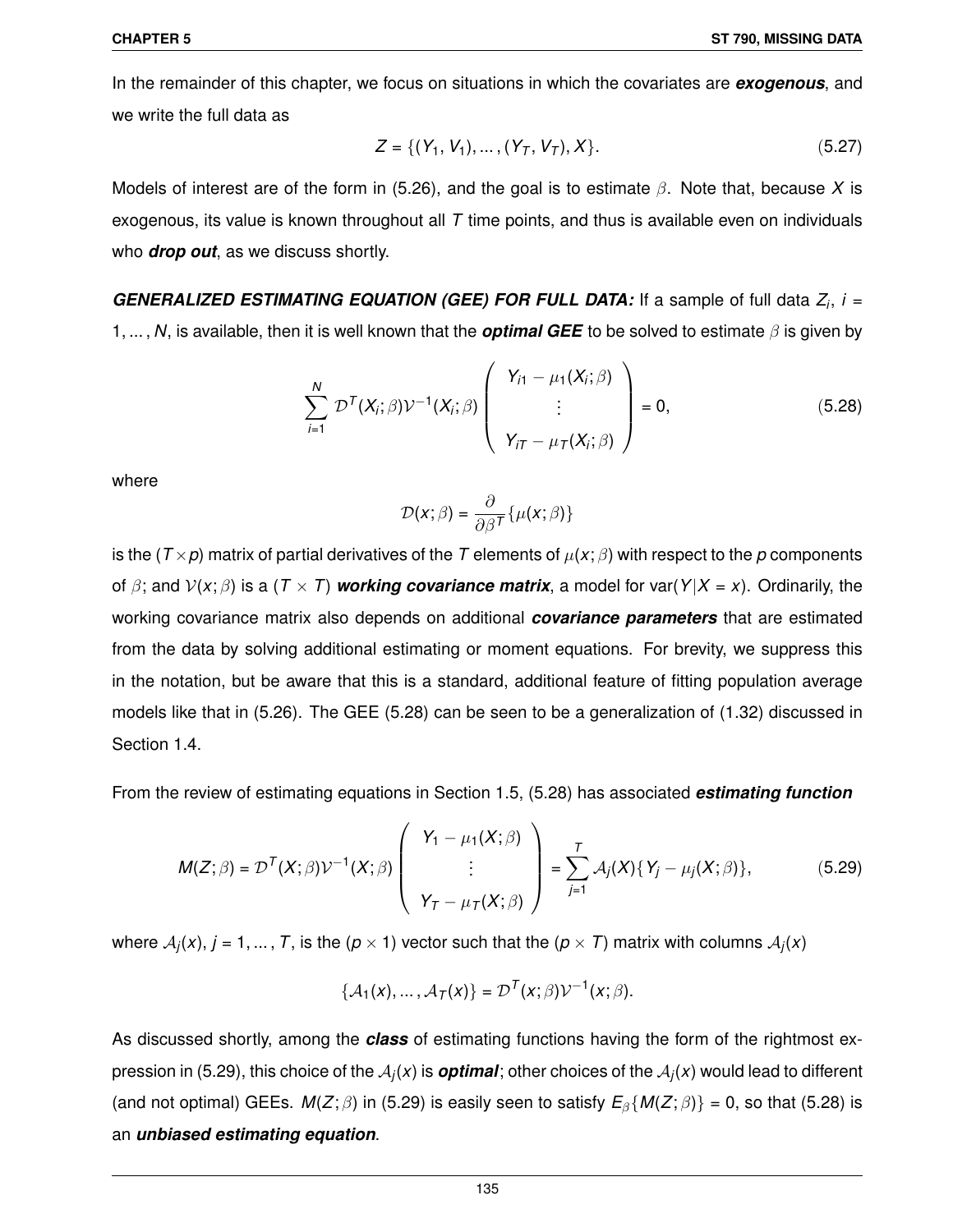In the remainder of this chapter, we focus on situations in which the covariates are ***exogenous***, and we write the full data as

$$Z = \{(Y_1, V_1), \dots, (Y_T, V_T), X\}. \tag{5.27}$$

Models of interest are of the form in (5.26), and the goal is to estimate $\beta$. Note that, because $X$ is exogenous, its value is known throughout all $T$ time points, and thus is available even on individuals who ***drop out***, as we discuss shortly.

***GENERALIZED ESTIMATING EQUATION (GEE) FOR FULL DATA:*** If a sample of full data $Z_i$, $i = 1, \dots, N$, is available, then it is well known that the ***optimal GEE*** to be solved to estimate $\beta$ is given by

$$\sum_{i=1}^{N} \mathcal{D}^T(X_i; \beta)\mathcal{V}^{-1}(X_i; \beta) \begin{pmatrix} Y_{i1} - \mu_1(X_i; \beta) \\ \vdots \\ Y_{iT} - \mu_T(X_i; \beta) \end{pmatrix} = 0, \tag{5.28}$$

where

$$\mathcal{D}(x; \beta) = \frac{\partial}{\partial \beta^T}\{\mu(x; \beta)\}$$

is the $(T \times p)$ matrix of partial derivatives of the $T$ elements of $\mu(x; \beta)$ with respect to the $p$ components of $\beta$; and $\mathcal{V}(x; \beta)$ is a $(T \times T)$ ***working covariance matrix***, a model for $\text{var}(Y|X = x)$. Ordinarily, the working covariance matrix also depends on additional ***covariance parameters*** that are estimated from the data by solving additional estimating or moment equations. For brevity, we suppress this in the notation, but be aware that this is a standard, additional feature of fitting population average models like that in (5.26). The GEE (5.28) can be seen to be a generalization of (1.32) discussed in Section 1.4.

From the review of estimating equations in Section 1.5, (5.28) has associated ***estimating function***

$$M(Z; \beta) = \mathcal{D}^T(X; \beta)\mathcal{V}^{-1}(X; \beta) \begin{pmatrix} Y_1 - \mu_1(X; \beta) \\ \vdots \\ Y_T - \mu_T(X; \beta) \end{pmatrix} = \sum_{j=1}^{T} \mathcal{A}_j(X)\{Y_j - \mu_j(X; \beta)\}, \tag{5.29}$$

where $\mathcal{A}_j(x)$, $j = 1, \dots, T$, is the $(p \times 1)$ vector such that the $(p \times T)$ matrix with columns $\mathcal{A}_j(x)$

$$\{\mathcal{A}_1(x), \dots, \mathcal{A}_T(x)\} = \mathcal{D}^T(x; \beta)\mathcal{V}^{-1}(x; \beta).$$

As discussed shortly, among the ***class*** of estimating functions having the form of the rightmost expression in (5.29), this choice of the $\mathcal{A}_j(x)$ is ***optimal***; other choices of the $\mathcal{A}_j(x)$ would lead to different (and not optimal) GEEs. $M(Z; \beta)$ in (5.29) is easily seen to satisfy $E_\beta\{M(Z; \beta)\} = 0$, so that (5.28) is an ***unbiased estimating equation***.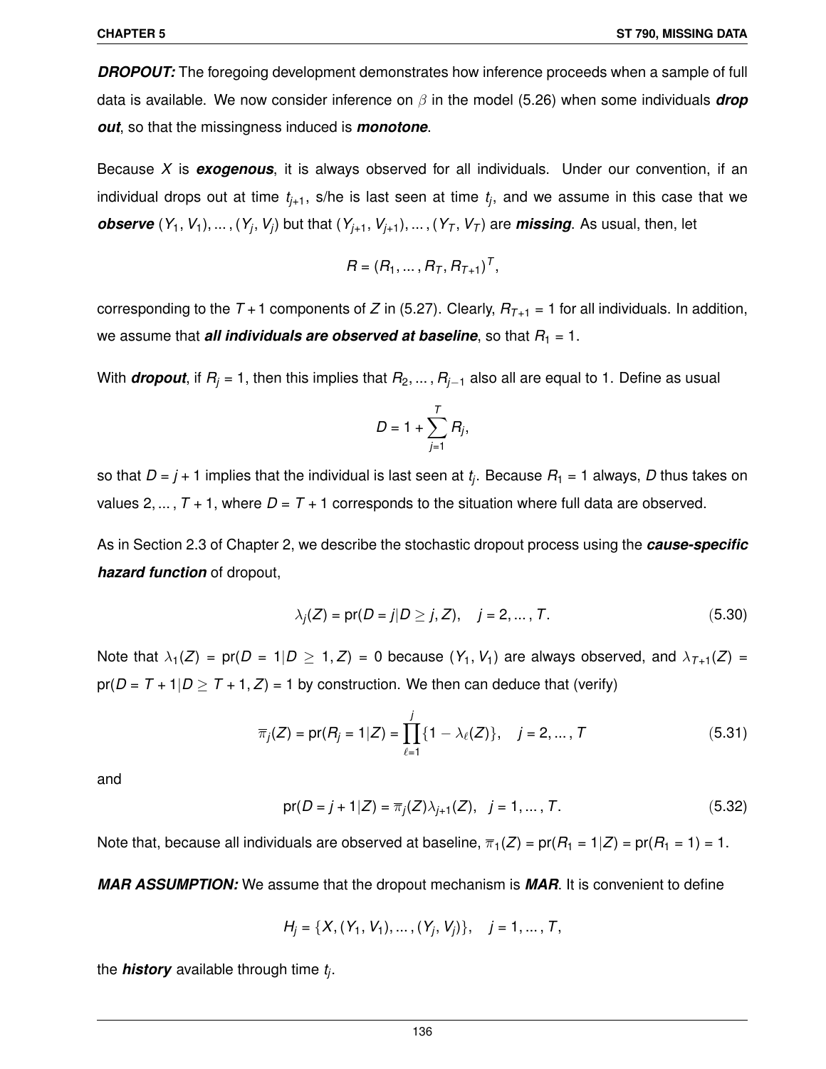***DROPOUT:*** The foregoing development demonstrates how inference proceeds when a sample of full data is available. We now consider inference on $\beta$ in the model (5.26) when some individuals ***drop out***, so that the missingness induced is ***monotone***.

Because $X$ is ***exogenous***, it is always observed for all individuals. Under our convention, if an individual drops out at time $t_{j+1}$, s/he is last seen at time $t_j$, and we assume in this case that we ***observe*** $(Y_1, V_1), \ldots, (Y_j, V_j)$ but that $(Y_{j+1}, V_{j+1}), \ldots, (Y_T, V_T)$ are ***missing***. As usual, then, let

$$R = (R_1, \ldots, R_T, R_{T+1})^T,$$

corresponding to the $T + 1$ components of $Z$ in (5.27). Clearly, $R_{T+1} = 1$ for all individuals. In addition, we assume that ***all individuals are observed at baseline***, so that $R_1 = 1$.

With ***dropout***, if $R_j = 1$, then this implies that $R_2, \ldots, R_{j-1}$ also all are equal to 1. Define as usual

$$D = 1 + \sum_{j=1}^{T} R_j,$$

so that $D = j + 1$ implies that the individual is last seen at $t_j$. Because $R_1 = 1$ always, $D$ thus takes on values $2, \ldots, T + 1$, where $D = T + 1$ corresponds to the situation where full data are observed.

As in Section 2.3 of Chapter 2, we describe the stochastic dropout process using the ***cause-specific hazard function*** of dropout,

$$\lambda_j(Z) = \text{pr}(D = j | D \geq j, Z), \quad j = 2, \ldots, T. \tag{5.30}$$

Note that $\lambda_1(Z) = \text{pr}(D = 1 | D \geq 1, Z) = 0$ because $(Y_1, V_1)$ are always observed, and $\lambda_{T+1}(Z) = \text{pr}(D = T + 1 | D \geq T + 1, Z) = 1$ by construction. We then can deduce that (verify)

$$\overline{\pi}_j(Z) = \text{pr}(R_j = 1 | Z) = \prod_{\ell=1}^{j} \{1 - \lambda_\ell(Z)\}, \quad j = 2, \ldots, T \tag{5.31}$$

and

$$\text{pr}(D = j + 1 | Z) = \overline{\pi}_j(Z) \lambda_{j+1}(Z), \quad j = 1, \ldots, T. \tag{5.32}$$

Note that, because all individuals are observed at baseline, $\overline{\pi}_1(Z) = \text{pr}(R_1 = 1 | Z) = \text{pr}(R_1 = 1) = 1$.

***MAR ASSUMPTION:*** We assume that the dropout mechanism is ***MAR***. It is convenient to define

$$H_j = \{X, (Y_1, V_1), \ldots, (Y_j, V_j)\}, \quad j = 1, \ldots, T,$$

the ***history*** available through time $t_j$.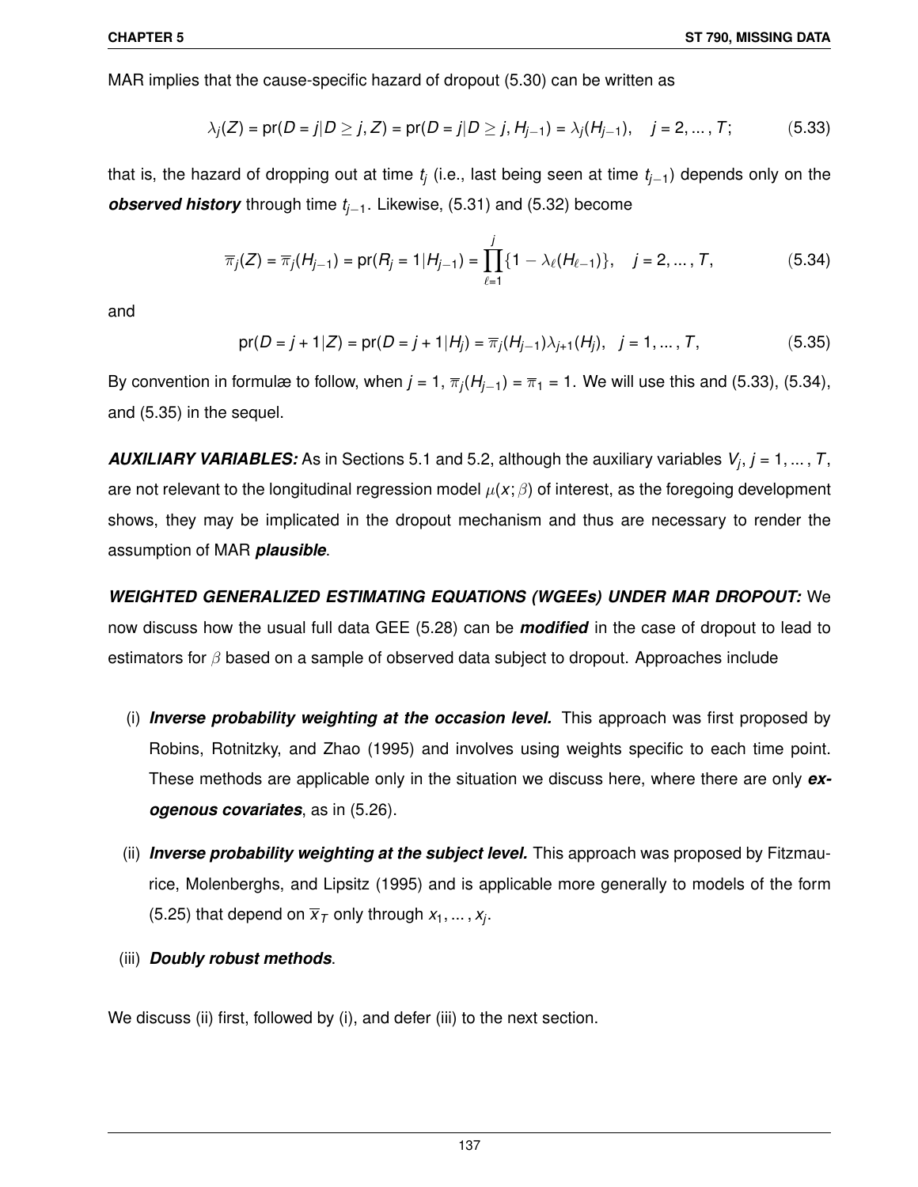MAR implies that the cause-specific hazard of dropout (5.30) can be written as

$$\lambda_j(Z) = \text{pr}(D = j | D \geq j, Z) = \text{pr}(D = j | D \geq j, H_{j-1}) = \lambda_j(H_{j-1}), \quad j = 2, \ldots, T; \tag{5.33}$$

that is, the hazard of dropping out at time $t_j$ (i.e., last being seen at time $t_{j-1}$) depends only on the ***observed history*** through time $t_{j-1}$. Likewise, (5.31) and (5.32) become

$$\overline{\pi}_j(Z) = \overline{\pi}_j(H_{j-1}) = \text{pr}(R_j = 1 | H_{j-1}) = \prod_{\ell=1}^{j} \{1 - \lambda_\ell(H_{\ell-1})\}, \quad j = 2, \ldots, T, \tag{5.34}$$

and

$$\text{pr}(D = j + 1 | Z) = \text{pr}(D = j + 1 | H_j) = \overline{\pi}_j(H_{j-1})\lambda_{j+1}(H_j), \quad j = 1, \ldots, T, \tag{5.35}$$

By convention in formulæ to follow, when $j = 1$, $\overline{\pi}_j(H_{j-1}) = \overline{\pi}_1 = 1$. We will use this and (5.33), (5.34), and (5.35) in the sequel.

***AUXILIARY VARIABLES:*** As in Sections 5.1 and 5.2, although the auxiliary variables $V_j$, $j = 1, \ldots, T$, are not relevant to the longitudinal regression model $\mu(x; \beta)$ of interest, as the foregoing development shows, they may be implicated in the dropout mechanism and thus are necessary to render the assumption of MAR ***plausible***.

***WEIGHTED GENERALIZED ESTIMATING EQUATIONS (WGEEs) UNDER MAR DROPOUT:*** We now discuss how the usual full data GEE (5.28) can be ***modified*** in the case of dropout to lead to estimators for $\beta$ based on a sample of observed data subject to dropout. Approaches include

(i) ***Inverse probability weighting at the occasion level.*** This approach was first proposed by Robins, Rotnitzky, and Zhao (1995) and involves using weights specific to each time point. These methods are applicable only in the situation we discuss here, where there are only ***exogenous covariates***, as in (5.26).

(ii) ***Inverse probability weighting at the subject level.*** This approach was proposed by Fitzmaurice, Molenberghs, and Lipsitz (1995) and is applicable more generally to models of the form (5.25) that depend on $\overline{x}_T$ only through $x_1, \ldots, x_j$.

(iii) ***Doubly robust methods***.

We discuss (ii) first, followed by (i), and defer (iii) to the next section.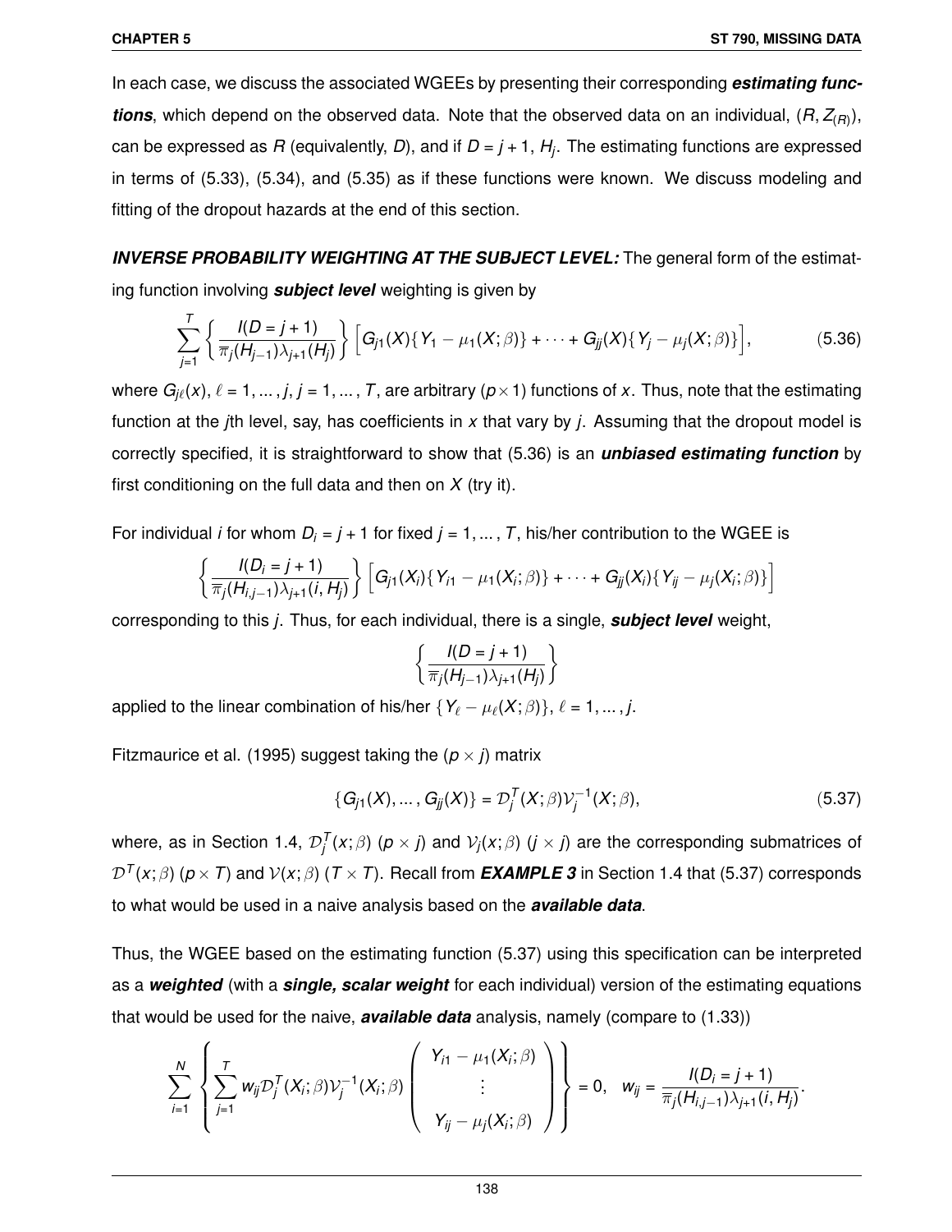In each case, we discuss the associated WGEEs by presenting their corresponding ***estimating functions***, which depend on the observed data. Note that the observed data on an individual, $(R, Z_{(R)})$, can be expressed as $R$ (equivalently, $D$), and if $D = j + 1$, $H_j$. The estimating functions are expressed in terms of (5.33), (5.34), and (5.35) as if these functions were known. We discuss modeling and fitting of the dropout hazards at the end of this section.

***INVERSE PROBABILITY WEIGHTING AT THE SUBJECT LEVEL:*** The general form of the estimating function involving ***subject level*** weighting is given by

$$\sum_{j=1}^{T} \left\{ \frac{I(D = j+1)}{\overline{\pi}_j(H_{j-1})\lambda_{j+1}(H_j)} \right\} \Big[ G_{j1}(X)\{Y_1 - \mu_1(X;\beta)\} + \cdots + G_{jj}(X)\{Y_j - \mu_j(X;\beta)\} \Big], \tag{5.36}$$

where $G_{j\ell}(x)$, $\ell = 1, \ldots, j$, $j = 1, \ldots, T$, are arbitrary $(p \times 1)$ functions of $x$. Thus, note that the estimating function at the $j$th level, say, has coefficients in $x$ that vary by $j$. Assuming that the dropout model is correctly specified, it is straightforward to show that (5.36) is an ***unbiased estimating function*** by first conditioning on the full data and then on $X$ (try it).

For individual $i$ for whom $D_i = j + 1$ for fixed $j = 1, \ldots, T$, his/her contribution to the WGEE is

$$\left\{ \frac{I(D_i = j+1)}{\overline{\pi}_j(H_{i,j-1})\lambda_{j+1}(i, H_j)} \right\} \Big[ G_{j1}(X_i)\{Y_{i1} - \mu_1(X_i;\beta)\} + \cdots + G_{jj}(X_i)\{Y_{ij} - \mu_j(X_i;\beta)\} \Big]$$

corresponding to this $j$. Thus, for each individual, there is a single, ***subject level*** weight,

$$\left\{ \frac{I(D = j+1)}{\overline{\pi}_j(H_{j-1})\lambda_{j+1}(H_j)} \right\}$$

applied to the linear combination of his/her $\{Y_\ell - \mu_\ell(X;\beta)\}$, $\ell = 1, \ldots, j$.

Fitzmaurice et al. (1995) suggest taking the $(p \times j)$ matrix

$$\{G_{j1}(X), \ldots, G_{jj}(X)\} = \mathcal{D}_j^T(X;\beta)\mathcal{V}_j^{-1}(X;\beta), \tag{5.37}$$

where, as in Section 1.4, $\mathcal{D}_j^T(x;\beta)$ $(p \times j)$ and $\mathcal{V}_j(x;\beta)$ $(j \times j)$ are the corresponding submatrices of $\mathcal{D}^T(x;\beta)$ $(p \times T)$ and $\mathcal{V}(x;\beta)$ $(T \times T)$. Recall from ***EXAMPLE 3*** in Section 1.4 that (5.37) corresponds to what would be used in a naive analysis based on the ***available data***.

Thus, the WGEE based on the estimating function (5.37) using this specification can be interpreted as a ***weighted*** (with a ***single, scalar weight*** for each individual) version of the estimating equations that would be used for the naive, ***available data*** analysis, namely (compare to (1.33))

$$\sum_{i=1}^{N} \left\{ \sum_{j=1}^{T} w_{ij} \mathcal{D}_j^T(X_i;\beta)\mathcal{V}_j^{-1}(X_i;\beta) \begin{pmatrix} Y_{i1} - \mu_1(X_i;\beta) \\ \vdots \\ Y_{ij} - \mu_j(X_i;\beta) \end{pmatrix} \right\} = 0, \quad w_{ij} = \frac{I(D_i = j+1)}{\overline{\pi}_j(H_{i,j-1})\lambda_{j+1}(i, H_j)}.$$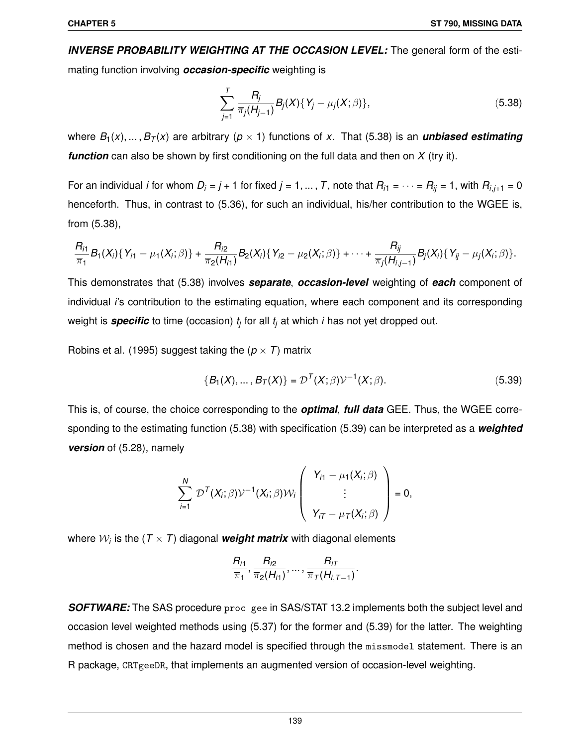***INVERSE PROBABILITY WEIGHTING AT THE OCCASION LEVEL:*** The general form of the estimating function involving ***occasion-specific*** weighting is

$$\sum_{j=1}^{T} \frac{R_j}{\pi_j(H_{j-1})} B_j(X)\{Y_j - \mu_j(X;\beta)\}, \tag{5.38}$$

where $B_1(x), \dots, B_T(x)$ are arbitrary $(p \times 1)$ functions of $x$. That (5.38) is an ***unbiased estimating function*** can also be shown by first conditioning on the full data and then on $X$ (try it).

For an individual $i$ for whom $D_i = j+1$ for fixed $j = 1, \dots, T$, note that $R_{i1} = \cdots = R_{ij} = 1$, with $R_{i,j+1} = 0$ henceforth. Thus, in contrast to (5.36), for such an individual, his/her contribution to the WGEE is, from (5.38),

$$\frac{R_{i1}}{\pi_1} B_1(X_i)\{Y_{i1} - \mu_1(X_i;\beta)\} + \frac{R_{i2}}{\pi_2(H_{i1})} B_2(X_i)\{Y_{i2} - \mu_2(X_i;\beta)\} + \cdots + \frac{R_{ij}}{\pi_j(H_{i,j-1})} B_j(X_i)\{Y_{ij} - \mu_j(X_i;\beta)\}.$$

This demonstrates that (5.38) involves ***separate***, ***occasion-level*** weighting of ***each*** component of individual $i$'s contribution to the estimating equation, where each component and its corresponding weight is ***specific*** to time (occasion) $t_j$ for all $t_j$ at which $i$ has not yet dropped out.

Robins et al. (1995) suggest taking the $(p \times T)$ matrix

$$\{B_1(X), \dots, B_T(X)\} = \mathcal{D}^T(X;\beta)\mathcal{V}^{-1}(X;\beta). \tag{5.39}$$

This is, of course, the choice corresponding to the ***optimal***, ***full data*** GEE. Thus, the WGEE corresponding to the estimating function (5.38) with specification (5.39) can be interpreted as a ***weighted version*** of (5.28), namely

$$\sum_{i=1}^{N} \mathcal{D}^T(X_i;\beta)\mathcal{V}^{-1}(X_i;\beta)\mathcal{W}_i \begin{pmatrix} Y_{i1} - \mu_1(X_i;\beta) \\ \vdots \\ Y_{iT} - \mu_T(X_i;\beta) \end{pmatrix} = 0,$$

where $\mathcal{W}_i$ is the $(T \times T)$ diagonal ***weight matrix*** with diagonal elements

$$\frac{R_{i1}}{\pi_1}, \frac{R_{i2}}{\pi_2(H_{i1})}, \dots, \frac{R_{iT}}{\pi_T(H_{i,T-1})}.$$

***SOFTWARE:*** The SAS procedure `proc gee` in SAS/STAT 13.2 implements both the subject level and occasion level weighted methods using (5.37) for the former and (5.39) for the latter. The weighting method is chosen and the hazard model is specified through the `missmodel` statement. There is an R package, `CRTgeeDR`, that implements an augmented version of occasion-level weighting.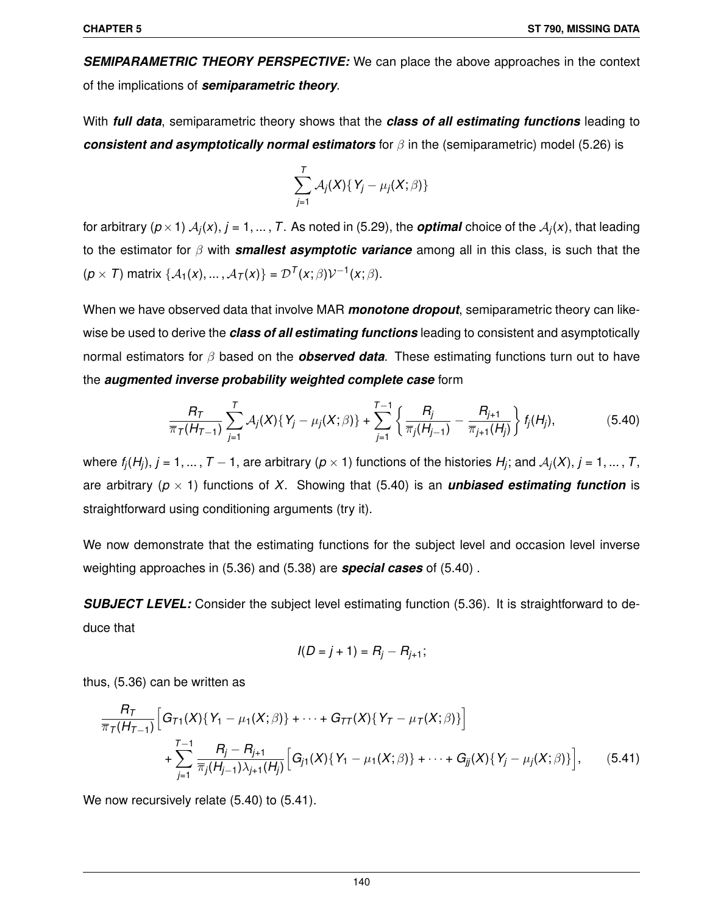***SEMIPARAMETRIC THEORY PERSPECTIVE:*** We can place the above approaches in the context of the implications of ***semiparametric theory***.

With ***full data***, semiparametric theory shows that the ***class of all estimating functions*** leading to ***consistent and asymptotically normal estimators*** for $\beta$ in the (semiparametric) model (5.26) is

$$\sum_{j=1}^{T} \mathcal{A}_j(X)\{Y_j - \mu_j(X;\beta)\}$$

for arbitrary $(p \times 1)$ $\mathcal{A}_j(x)$, $j = 1, \ldots, T$. As noted in (5.29), the ***optimal*** choice of the $\mathcal{A}_j(x)$, that leading to the estimator for $\beta$ with ***smallest asymptotic variance*** among all in this class, is such that the $(p \times T)$ matrix $\{\mathcal{A}_1(x), \ldots, \mathcal{A}_T(x)\} = \mathcal{D}^T(x;\beta)\mathcal{V}^{-1}(x;\beta)$.

When we have observed data that involve MAR ***monotone dropout***, semiparametric theory can likewise be used to derive the ***class of all estimating functions*** leading to consistent and asymptotically normal estimators for $\beta$ based on the ***observed data***. These estimating functions turn out to have the ***augmented inverse probability weighted complete case*** form

$$\frac{R_T}{\overline{\pi}_T(H_{T-1})} \sum_{j=1}^{T} \mathcal{A}_j(X)\{Y_j - \mu_j(X;\beta)\} + \sum_{j=1}^{T-1} \left\{ \frac{R_j}{\overline{\pi}_j(H_{j-1})} - \frac{R_{j+1}}{\overline{\pi}_{j+1}(H_j)} \right\} f_j(H_j), \tag{5.40}$$

where $f_j(H_j)$, $j = 1, \ldots, T-1$, are arbitrary $(p \times 1)$ functions of the histories $H_j$; and $\mathcal{A}_j(X)$, $j = 1, \ldots, T$, are arbitrary $(p \times 1)$ functions of $X$. Showing that (5.40) is an ***unbiased estimating function*** is straightforward using conditioning arguments (try it).

We now demonstrate that the estimating functions for the subject level and occasion level inverse weighting approaches in (5.36) and (5.38) are ***special cases*** of (5.40) .

***SUBJECT LEVEL:*** Consider the subject level estimating function (5.36). It is straightforward to deduce that

$$I(D = j+1) = R_j - R_{j+1};$$

thus, (5.36) can be written as

$$\frac{R_T}{\overline{\pi}_T(H_{T-1})} \Big[ G_{T1}(X)\{Y_1 - \mu_1(X;\beta)\} + \cdots + G_{TT}(X)\{Y_T - \mu_T(X;\beta)\} \Big]$$
$$+ \sum_{j=1}^{T-1} \frac{R_j - R_{j+1}}{\overline{\pi}_j(H_{j-1})\lambda_{j+1}(H_j)} \Big[ G_{j1}(X)\{Y_1 - \mu_1(X;\beta)\} + \cdots + G_{jj}(X)\{Y_j - \mu_j(X;\beta)\} \Big], \tag{5.41}$$

We now recursively relate (5.40) to (5.41).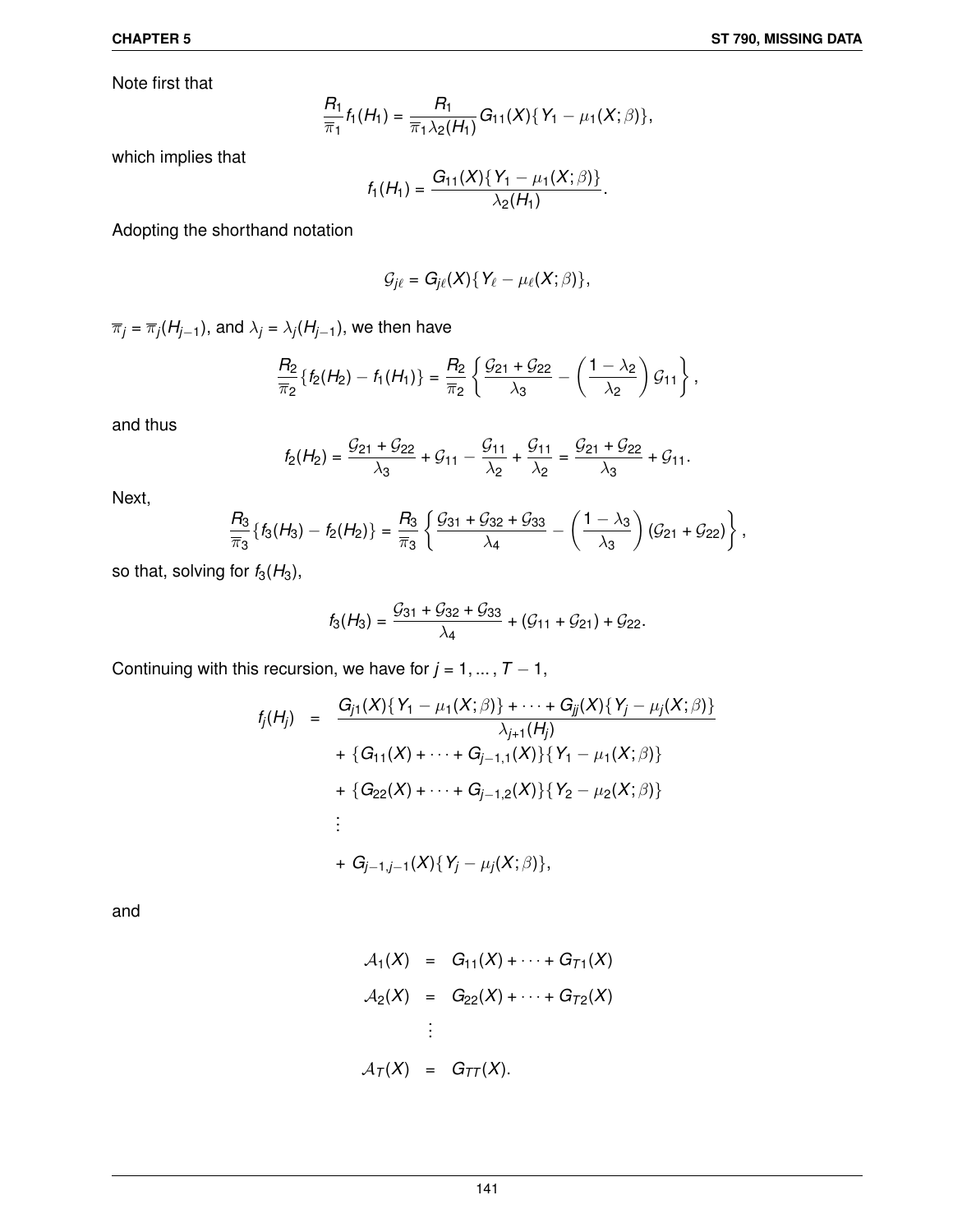Note first that

$$\frac{R_1}{\overline{\pi}_1} f_1(H_1) = \frac{R_1}{\overline{\pi}_1 \lambda_2(H_1)} G_{11}(X)\{Y_1 - \mu_1(X;\beta)\},$$

which implies that

$$f_1(H_1) = \frac{G_{11}(X)\{Y_1 - \mu_1(X;\beta)\}}{\lambda_2(H_1)}.$$

Adopting the shorthand notation

$$\mathcal{G}_{j\ell} = G_{j\ell}(X)\{Y_\ell - \mu_\ell(X;\beta)\},$$

$\overline{\pi}_j = \overline{\pi}_j(H_{j-1})$, and $\lambda_j = \lambda_j(H_{j-1})$, we then have

$$\frac{R_2}{\overline{\pi}_2}\{f_2(H_2) - f_1(H_1)\} = \frac{R_2}{\overline{\pi}_2}\left\{\frac{\mathcal{G}_{21} + \mathcal{G}_{22}}{\lambda_3} - \left(\frac{1-\lambda_2}{\lambda_2}\right)\mathcal{G}_{11}\right\},$$

and thus

$$f_2(H_2) = \frac{\mathcal{G}_{21} + \mathcal{G}_{22}}{\lambda_3} + \mathcal{G}_{11} - \frac{\mathcal{G}_{11}}{\lambda_2} + \frac{\mathcal{G}_{11}}{\lambda_2} = \frac{\mathcal{G}_{21} + \mathcal{G}_{22}}{\lambda_3} + \mathcal{G}_{11}.$$

Next,

$$\frac{R_3}{\overline{\pi}_3}\{f_3(H_3) - f_2(H_2)\} = \frac{R_3}{\overline{\pi}_3}\left\{\frac{\mathcal{G}_{31} + \mathcal{G}_{32} + \mathcal{G}_{33}}{\lambda_4} - \left(\frac{1-\lambda_3}{\lambda_3}\right)(\mathcal{G}_{21} + \mathcal{G}_{22})\right\},$$

so that, solving for $f_3(H_3)$,

$$f_3(H_3) = \frac{\mathcal{G}_{31} + \mathcal{G}_{32} + \mathcal{G}_{33}}{\lambda_4} + (\mathcal{G}_{11} + \mathcal{G}_{21}) + \mathcal{G}_{22}.$$

Continuing with this recursion, we have for $j = 1, \ldots, T-1$,

$$\begin{aligned}
f_j(H_j) \quad = \quad & \frac{G_{j1}(X)\{Y_1 - \mu_1(X;\beta)\} + \cdots + G_{jj}(X)\{Y_j - \mu_j(X;\beta)\}}{\lambda_{j+1}(H_j)} \\
& + \{G_{11}(X) + \cdots + G_{j-1,1}(X)\}\{Y_1 - \mu_1(X;\beta)\} \\
& + \{G_{22}(X) + \cdots + G_{j-1,2}(X)\}\{Y_2 - \mu_2(X;\beta)\} \\
& \vdots \\
& + G_{j-1,j-1}(X)\{Y_j - \mu_j(X;\beta)\},
\end{aligned}$$

and

$$\begin{aligned}
\mathcal{A}_1(X) &= G_{11}(X) + \cdots + G_{T1}(X) \\
\mathcal{A}_2(X) &= G_{22}(X) + \cdots + G_{T2}(X) \\
&\vdots \\
\mathcal{A}_T(X) &= G_{TT}(X).
\end{aligned}$$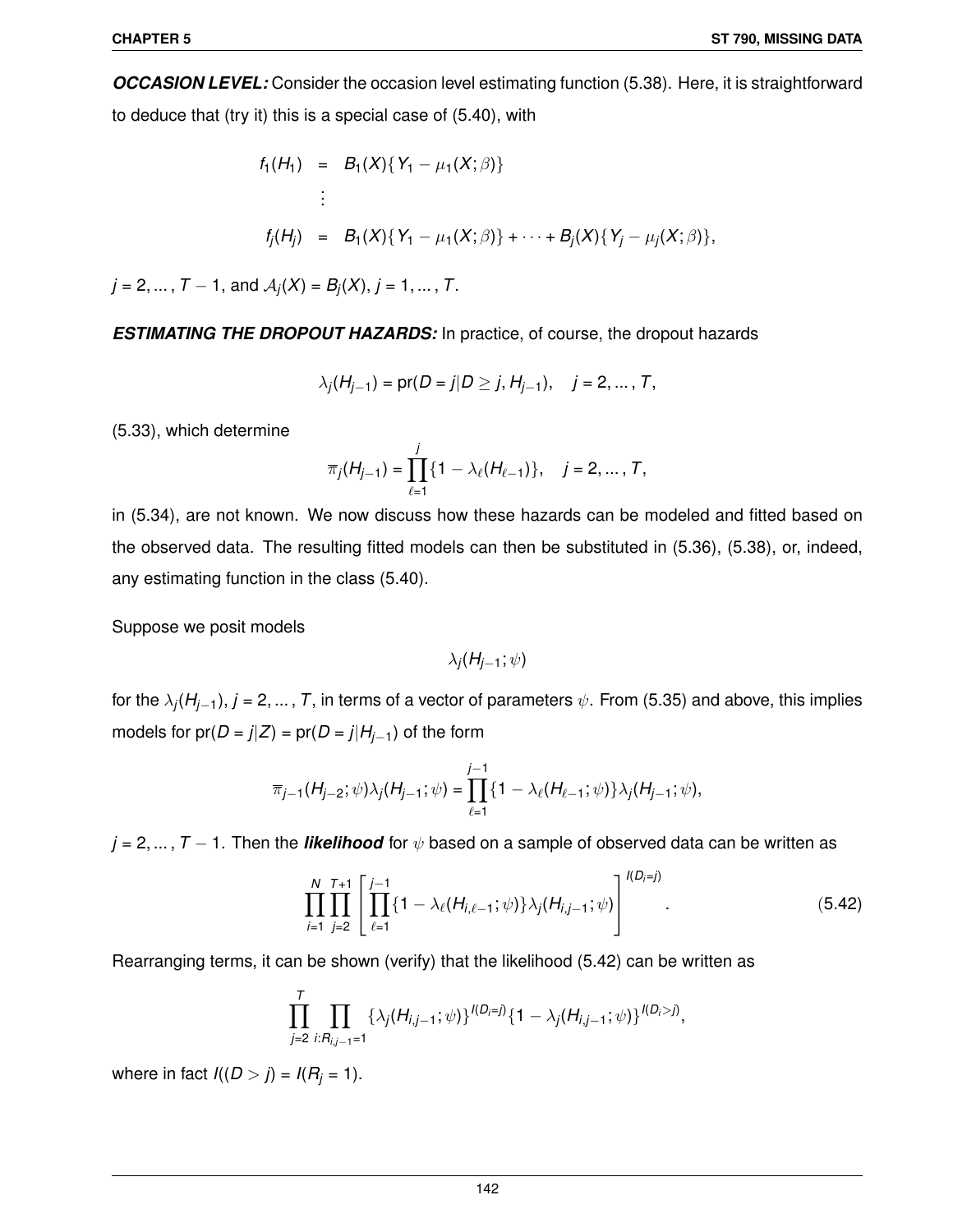***OCCASION LEVEL:*** Consider the occasion level estimating function (5.38). Here, it is straightforward to deduce that (try it) this is a special case of (5.40), with

$$
\begin{aligned}
f_1(H_1) &= B_1(X)\{Y_1 - \mu_1(X;\beta)\} \\
&\vdots \\
f_j(H_j) &= B_1(X)\{Y_1 - \mu_1(X;\beta)\} + \cdots + B_j(X)\{Y_j - \mu_j(X;\beta)\},
\end{aligned}
$$

$j = 2, \ldots, T-1$, and $\mathcal{A}_j(X) = B_j(X)$, $j = 1, \ldots, T$.

***ESTIMATING THE DROPOUT HAZARDS:*** In practice, of course, the dropout hazards

$$
\lambda_j(H_{j-1}) = \text{pr}(D = j | D \geq j, H_{j-1}), \quad j = 2, \ldots, T,
$$

(5.33), which determine

$$
\overline{\pi}_j(H_{j-1}) = \prod_{\ell=1}^{j} \{1 - \lambda_\ell(H_{\ell-1})\}, \quad j = 2, \ldots, T,
$$

in (5.34), are not known. We now discuss how these hazards can be modeled and fitted based on the observed data. The resulting fitted models can then be substituted in (5.36), (5.38), or, indeed, any estimating function in the class (5.40).

Suppose we posit models

$$
\lambda_j(H_{j-1};\psi)
$$

for the $\lambda_j(H_{j-1})$, $j = 2, \ldots, T$, in terms of a vector of parameters $\psi$. From (5.35) and above, this implies models for $\text{pr}(D = j|Z) = \text{pr}(D = j|H_{j-1})$ of the form

$$
\overline{\pi}_{j-1}(H_{j-2};\psi)\lambda_j(H_{j-1};\psi) = \prod_{\ell=1}^{j-1}\{1 - \lambda_\ell(H_{\ell-1};\psi)\}\lambda_j(H_{j-1};\psi),
$$

$j = 2, \ldots, T-1$. Then the ***likelihood*** for $\psi$ based on a sample of observed data can be written as

$$
\prod_{i=1}^{N}\prod_{j=2}^{T+1}\left[\prod_{\ell=1}^{j-1}\{1 - \lambda_\ell(H_{i,\ell-1};\psi)\}\lambda_j(H_{i,j-1};\psi)\right]^{I(D_i=j)}. \tag{5.42}
$$

Rearranging terms, it can be shown (verify) that the likelihood (5.42) can be written as

$$
\prod_{j=2}^{T}\prod_{i:R_{i,j-1}=1}\{\lambda_j(H_{i,j-1};\psi)\}^{I(D_i=j)}\{1 - \lambda_j(H_{i,j-1};\psi)\}^{I(D_i>j)},
$$

where in fact $I((D > j) = I(R_j = 1)$.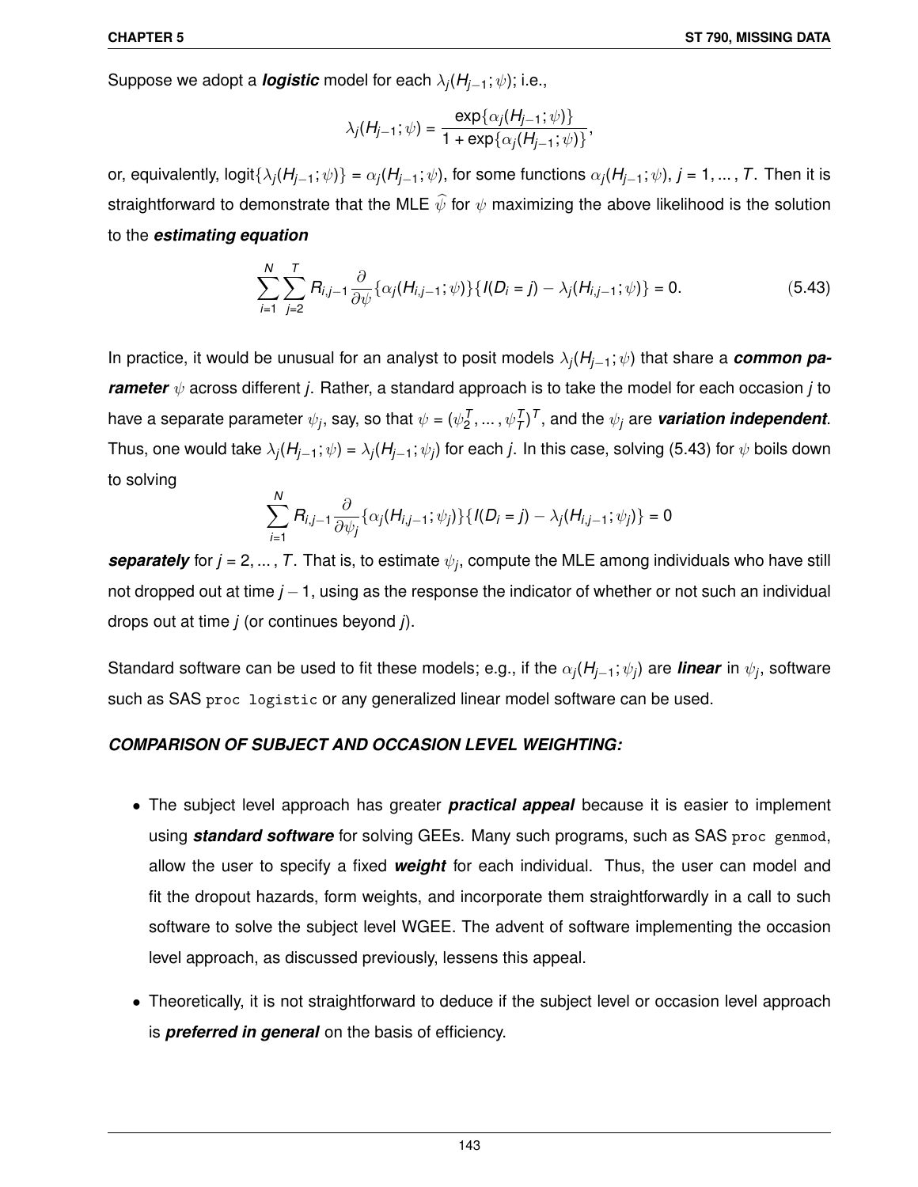Suppose we adopt a ***logistic*** model for each $\lambda_j(H_{j-1};\psi)$; i.e.,

$$\lambda_j(H_{j-1};\psi) = \frac{\exp\{\alpha_j(H_{j-1};\psi)\}}{1+\exp\{\alpha_j(H_{j-1};\psi)\}},$$

or, equivalently, $\text{logit}\{\lambda_j(H_{j-1};\psi)\} = \alpha_j(H_{j-1};\psi)$, for some functions $\alpha_j(H_{j-1};\psi)$, $j = 1,\ldots,T$. Then it is straightforward to demonstrate that the MLE $\widehat{\psi}$ for $\psi$ maximizing the above likelihood is the solution to the ***estimating equation***

$$\sum_{i=1}^{N}\sum_{j=2}^{T} R_{i,j-1}\frac{\partial}{\partial\psi}\{\alpha_j(H_{i,j-1};\psi)\}\{I(D_i = j) - \lambda_j(H_{i,j-1};\psi)\} = 0. \tag{5.43}$$

In practice, it would be unusual for an analyst to posit models $\lambda_j(H_{j-1};\psi)$ that share a ***common parameter*** $\psi$ across different $j$. Rather, a standard approach is to take the model for each occasion $j$ to have a separate parameter $\psi_j$, say, so that $\psi = (\psi_2^T,\ldots,\psi_T^T)^T$, and the $\psi_j$ are ***variation independent***. Thus, one would take $\lambda_j(H_{j-1};\psi) = \lambda_j(H_{j-1};\psi_j)$ for each $j$. In this case, solving (5.43) for $\psi$ boils down to solving

$$\sum_{i=1}^{N} R_{i,j-1}\frac{\partial}{\partial\psi_j}\{\alpha_j(H_{i,j-1};\psi_j)\}\{I(D_i = j) - \lambda_j(H_{i,j-1};\psi_j)\} = 0$$

***separately*** for $j = 2,\ldots,T$. That is, to estimate $\psi_j$, compute the MLE among individuals who have still not dropped out at time $j-1$, using as the response the indicator of whether or not such an individual drops out at time $j$ (or continues beyond $j$).

Standard software can be used to fit these models; e.g., if the $\alpha_j(H_{j-1};\psi_j)$ are ***linear*** in $\psi_j$, software such as SAS `proc logistic` or any generalized linear model software can be used.

***COMPARISON OF SUBJECT AND OCCASION LEVEL WEIGHTING:***

- The subject level approach has greater ***practical appeal*** because it is easier to implement using ***standard software*** for solving GEEs. Many such programs, such as SAS `proc genmod`, allow the user to specify a fixed ***weight*** for each individual. Thus, the user can model and fit the dropout hazards, form weights, and incorporate them straightforwardly in a call to such software to solve the subject level WGEE. The advent of software implementing the occasion level approach, as discussed previously, lessens this appeal.

- Theoretically, it is not straightforward to deduce if the subject level or occasion level approach is ***preferred in general*** on the basis of efficiency.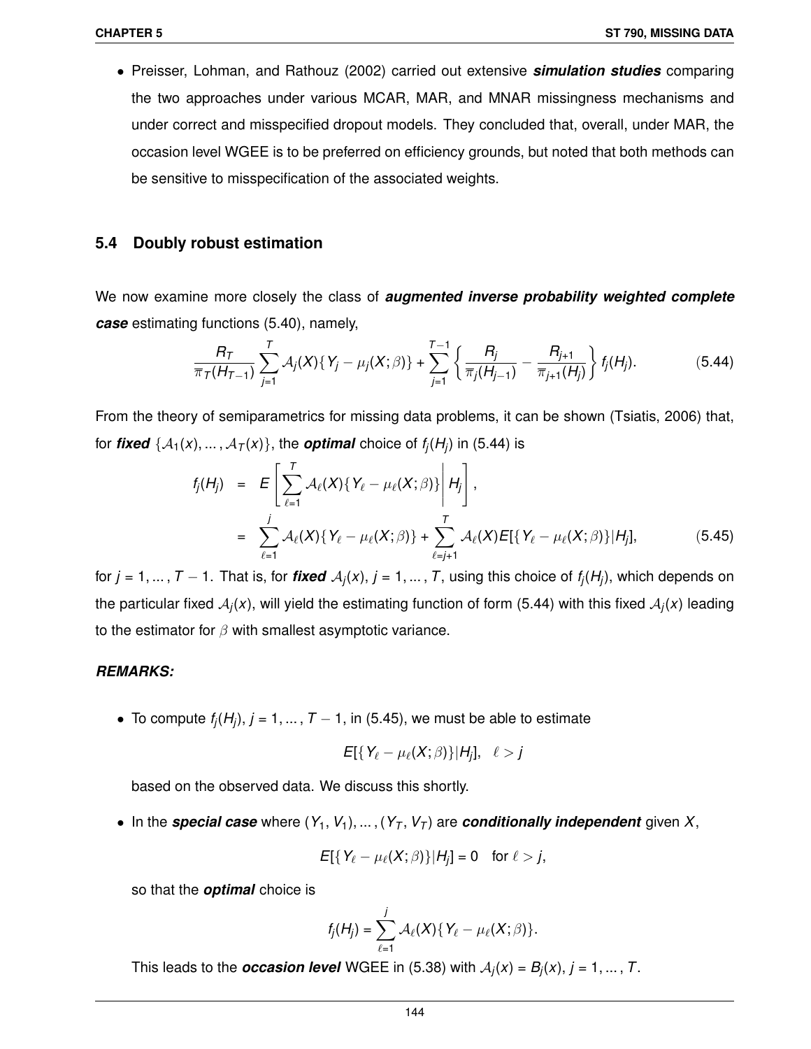- Preisser, Lohman, and Rathouz (2002) carried out extensive ***simulation studies*** comparing the two approaches under various MCAR, MAR, and MNAR missingness mechanisms and under correct and misspecified dropout models. They concluded that, overall, under MAR, the occasion level WGEE is to be preferred on efficiency grounds, but noted that both methods can be sensitive to misspecification of the associated weights.

## 5.4 Doubly robust estimation

We now examine more closely the class of ***augmented inverse probability weighted complete case*** estimating functions (5.40), namely,

$$\frac{R_T}{\pi_T(H_{T-1})} \sum_{j=1}^{T} \mathcal{A}_j(X)\{Y_j - \mu_j(X;\beta)\} + \sum_{j=1}^{T-1} \left\{ \frac{R_j}{\pi_j(H_{j-1})} - \frac{R_{j+1}}{\pi_{j+1}(H_j)} \right\} f_j(H_j). \tag{5.44}$$

From the theory of semiparametrics for missing data problems, it can be shown (Tsiatis, 2006) that, for ***fixed*** $\{\mathcal{A}_1(x), \ldots, \mathcal{A}_T(x)\}$, the ***optimal*** choice of $f_j(H_j)$ in (5.44) is

$$\begin{aligned} f_j(H_j) &= E\left[ \sum_{\ell=1}^{T} \mathcal{A}_\ell(X)\{Y_\ell - \mu_\ell(X;\beta)\} \middle| H_j \right], \\ &= \sum_{\ell=1}^{j} \mathcal{A}_\ell(X)\{Y_\ell - \mu_\ell(X;\beta)\} + \sum_{\ell=j+1}^{T} \mathcal{A}_\ell(X) E[\{Y_\ell - \mu_\ell(X;\beta)\}|H_j], \end{aligned} \tag{5.45}$$

for $j = 1, \ldots, T-1$. That is, for ***fixed*** $\mathcal{A}_j(x)$, $j = 1, \ldots, T$, using this choice of $f_j(H_j)$, which depends on the particular fixed $\mathcal{A}_j(x)$, will yield the estimating function of form (5.44) with this fixed $\mathcal{A}_j(x)$ leading to the estimator for $\beta$ with smallest asymptotic variance.

***REMARKS:***

- To compute $f_j(H_j)$, $j = 1, \ldots, T-1$, in (5.45), we must be able to estimate

$$E[\{Y_\ell - \mu_\ell(X;\beta)\}|H_j], \quad \ell > j$$

  based on the observed data. We discuss this shortly.

- In the ***special case*** where $(Y_1, V_1), \ldots, (Y_T, V_T)$ are ***conditionally independent*** given $X$,

$$E[\{Y_\ell - \mu_\ell(X;\beta)\}|H_j] = 0 \quad \text{for } \ell > j,$$

  so that the ***optimal*** choice is

$$f_j(H_j) = \sum_{\ell=1}^{j} \mathcal{A}_\ell(X)\{Y_\ell - \mu_\ell(X;\beta)\}.$$

  This leads to the ***occasion level*** WGEE in (5.38) with $\mathcal{A}_j(x) = B_j(x)$, $j = 1, \ldots, T$.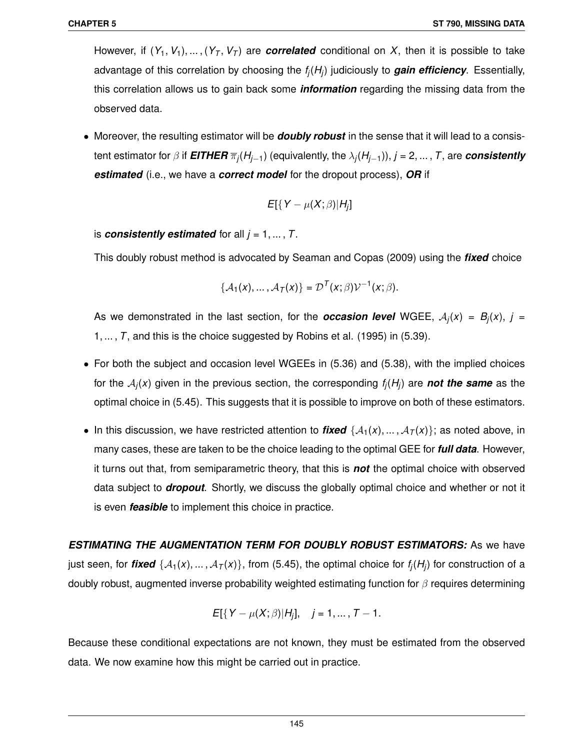However, if $(Y_1, V_1), \dots, (Y_T, V_T)$ are ***correlated*** conditional on $X$, then it is possible to take advantage of this correlation by choosing the $f_j(H_j)$ judiciously to ***gain efficiency***. Essentially, this correlation allows us to gain back some ***information*** regarding the missing data from the observed data.

- Moreover, the resulting estimator will be ***doubly robust*** in the sense that it will lead to a consistent estimator for $\beta$ if ***EITHER*** $\overline{\pi}_j(H_{j-1})$ (equivalently, the $\lambda_j(H_{j-1})$), $j = 2, \dots, T$, are ***consistently estimated*** (i.e., we have a ***correct model*** for the dropout process), ***OR*** if

  $$E[\{Y - \mu(X; \beta)|H_j]$$

  is ***consistently estimated*** for all $j = 1, \dots, T$.

  This doubly robust method is advocated by Seaman and Copas (2009) using the ***fixed*** choice

  $$\{\mathcal{A}_1(x), \dots, \mathcal{A}_T(x)\} = \mathcal{D}^T(x; \beta)\mathcal{V}^{-1}(x; \beta).$$

  As we demonstrated in the last section, for the ***occasion level*** WGEE, $\mathcal{A}_j(x) = B_j(x)$, $j = 1, \dots, T$, and this is the choice suggested by Robins et al. (1995) in (5.39).

- For both the subject and occasion level WGEEs in (5.36) and (5.38), with the implied choices for the $\mathcal{A}_j(x)$ given in the previous section, the corresponding $f_j(H_j)$ are ***not the same*** as the optimal choice in (5.45). This suggests that it is possible to improve on both of these estimators.

- In this discussion, we have restricted attention to ***fixed*** $\{\mathcal{A}_1(x), \dots, \mathcal{A}_T(x)\}$; as noted above, in many cases, these are taken to be the choice leading to the optimal GEE for ***full data***. However, it turns out that, from semiparametric theory, that this is ***not*** the optimal choice with observed data subject to ***dropout***. Shortly, we discuss the globally optimal choice and whether or not it is even ***feasible*** to implement this choice in practice.

***ESTIMATING THE AUGMENTATION TERM FOR DOUBLY ROBUST ESTIMATORS:*** As we have just seen, for ***fixed*** $\{\mathcal{A}_1(x), \dots, \mathcal{A}_T(x)\}$, from (5.45), the optimal choice for $f_j(H_j)$ for construction of a doubly robust, augmented inverse probability weighted estimating function for $\beta$ requires determining

$$E[\{Y - \mu(X; \beta)|H_j], \quad j = 1, \dots, T - 1.$$

Because these conditional expectations are not known, they must be estimated from the observed data. We now examine how this might be carried out in practice.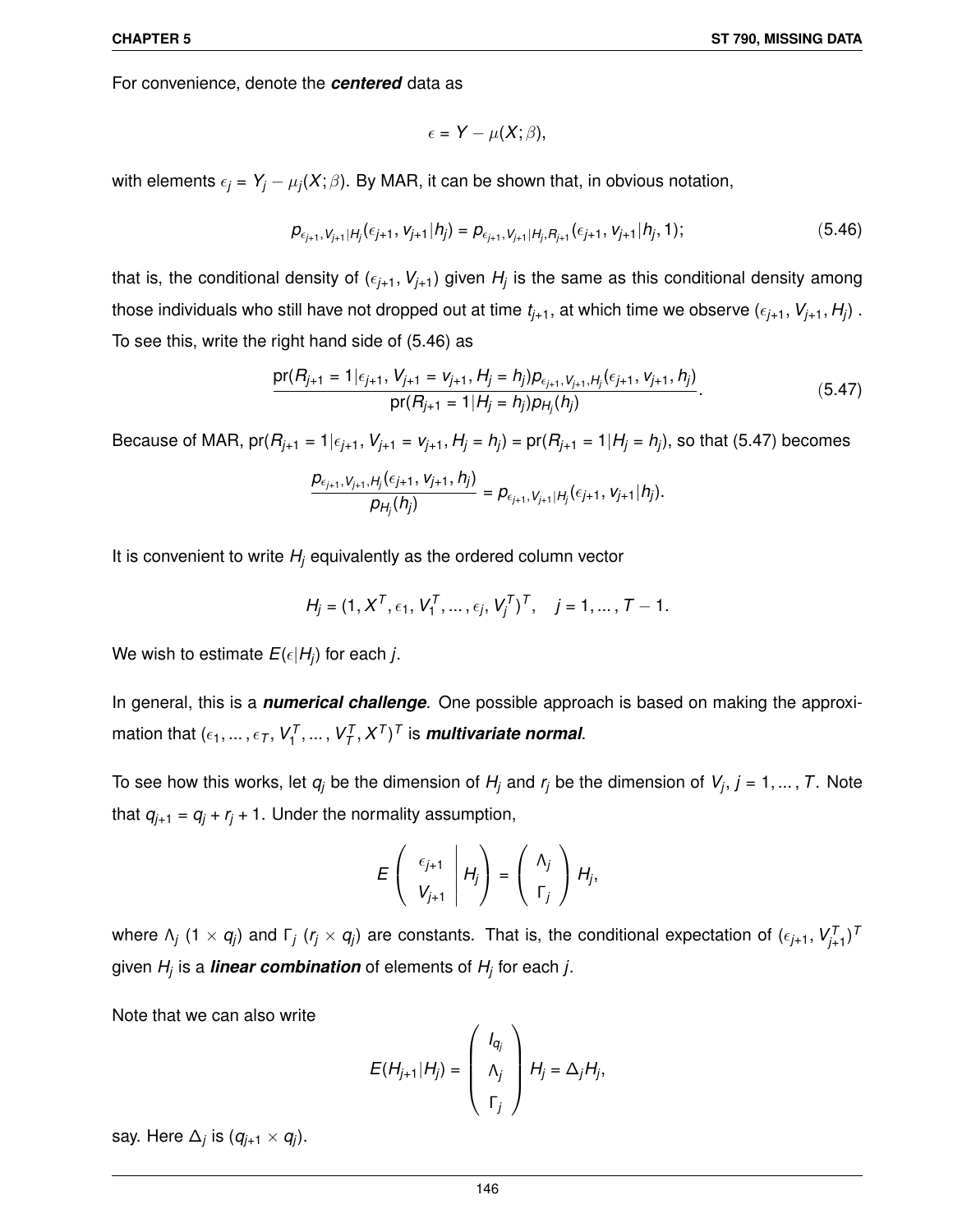For convenience, denote the ***centered*** data as

$$\epsilon = Y - \mu(X;\beta),$$

with elements $\epsilon_j = Y_j - \mu_j(X;\beta)$. By MAR, it can be shown that, in obvious notation,

$$p_{\epsilon_{j+1},V_{j+1}|H_j}(\epsilon_{j+1}, v_{j+1}|h_j) = p_{\epsilon_{j+1},V_{j+1}|H_j,R_{j+1}}(\epsilon_{j+1}, v_{j+1}|h_j, 1); \tag{5.46}$$

that is, the conditional density of $(\epsilon_{j+1}, V_{j+1})$ given $H_j$ is the same as this conditional density among those individuals who still have not dropped out at time $t_{j+1}$, at which time we observe $(\epsilon_{j+1}, V_{j+1}, H_j)$. To see this, write the right hand side of (5.46) as

$$\frac{\text{pr}(R_{j+1} = 1|\epsilon_{j+1}, V_{j+1} = v_{j+1}, H_j = h_j) p_{\epsilon_{j+1},V_{j+1},H_j}(\epsilon_{j+1}, v_{j+1}, h_j)}{\text{pr}(R_{j+1} = 1|H_j = h_j) p_{H_j}(h_j)}. \tag{5.47}$$

Because of MAR, $\text{pr}(R_{j+1} = 1|\epsilon_{j+1}, V_{j+1} = v_{j+1}, H_j = h_j) = \text{pr}(R_{j+1} = 1|H_j = h_j)$, so that (5.47) becomes

$$\frac{p_{\epsilon_{j+1},V_{j+1},H_j}(\epsilon_{j+1}, v_{j+1}, h_j)}{p_{H_j}(h_j)} = p_{\epsilon_{j+1},V_{j+1}|H_j}(\epsilon_{j+1}, v_{j+1}|h_j).$$

It is convenient to write $H_j$ equivalently as the ordered column vector

$$H_j = (1, X^T, \epsilon_1, V_1^T, \dots, \epsilon_j, V_j^T)^T, \quad j = 1, \dots, T-1.$$

We wish to estimate $E(\epsilon|H_j)$ for each $j$.

In general, this is a ***numerical challenge***. One possible approach is based on making the approximation that $(\epsilon_1, \dots, \epsilon_T, V_1^T, \dots, V_T^T, X^T)^T$ is ***multivariate normal***.

To see how this works, let $q_j$ be the dimension of $H_j$ and $r_j$ be the dimension of $V_j$, $j = 1, \dots, T$. Note that $q_{j+1} = q_j + r_j + 1$. Under the normality assumption,

$$E\left( \begin{array}{c} \epsilon_{j+1} \\ V_{j+1} \end{array} \middle| H_j \right) = \left( \begin{array}{c} \Lambda_j \\ \Gamma_j \end{array} \right) H_j,$$

where $\Lambda_j$ $(1 \times q_j)$ and $\Gamma_j$ $(r_j \times q_j)$ are constants. That is, the conditional expectation of $(\epsilon_{j+1}, V_{j+1}^T)^T$ given $H_j$ is a ***linear combination*** of elements of $H_j$ for each $j$.

Note that we can also write

$$E(H_{j+1}|H_j) = \left( \begin{array}{c} I_{q_j} \\ \Lambda_j \\ \Gamma_j \end{array} \right) H_j = \Delta_j H_j,$$

say. Here $\Delta_j$ is $(q_{j+1} \times q_j)$.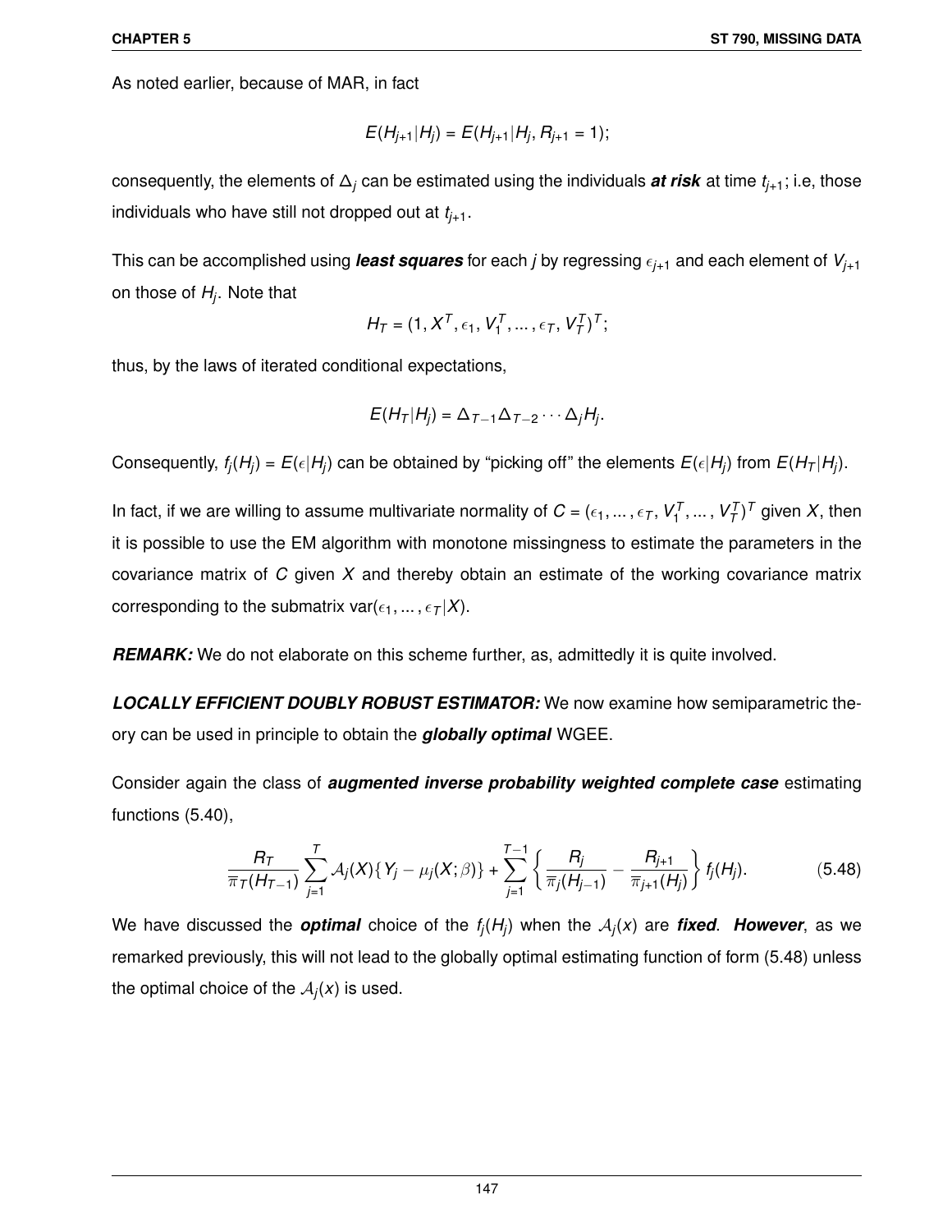As noted earlier, because of MAR, in fact

$$E(H_{j+1}|H_j) = E(H_{j+1}|H_j, R_{j+1} = 1);$$

consequently, the elements of $\Delta_j$ can be estimated using the individuals ***at risk*** at time $t_{j+1}$; i.e, those individuals who have still not dropped out at $t_{j+1}$.

This can be accomplished using ***least squares*** for each $j$ by regressing $\epsilon_{j+1}$ and each element of $V_{j+1}$ on those of $H_j$. Note that

$$H_T = (1, X^T, \epsilon_1, V_1^T, \ldots, \epsilon_T, V_T^T)^T;$$

thus, by the laws of iterated conditional expectations,

$$E(H_T|H_j) = \Delta_{T-1}\Delta_{T-2}\cdots\Delta_j H_j.$$

Consequently, $f_j(H_j) = E(\epsilon|H_j)$ can be obtained by "picking off" the elements $E(\epsilon|H_j)$ from $E(H_T|H_j)$.

In fact, if we are willing to assume multivariate normality of $C = (\epsilon_1, \ldots, \epsilon_T, V_1^T, \ldots, V_T^T)^T$ given $X$, then it is possible to use the EM algorithm with monotone missingness to estimate the parameters in the covariance matrix of $C$ given $X$ and thereby obtain an estimate of the working covariance matrix corresponding to the submatrix $\text{var}(\epsilon_1, \ldots, \epsilon_T|X)$.

***REMARK:*** We do not elaborate on this scheme further, as, admittedly it is quite involved.

***LOCALLY EFFICIENT DOUBLY ROBUST ESTIMATOR:*** We now examine how semiparametric theory can be used in principle to obtain the ***globally optimal*** WGEE.

Consider again the class of ***augmented inverse probability weighted complete case*** estimating functions (5.40),

$$\frac{R_T}{\pi_T(H_{T-1})}\sum_{j=1}^{T}\mathcal{A}_j(X)\{Y_j - \mu_j(X;\beta)\} + \sum_{j=1}^{T-1}\left\{\frac{R_j}{\pi_j(H_{j-1})} - \frac{R_{j+1}}{\pi_{j+1}(H_j)}\right\} f_j(H_j). \tag{5.48}$$

We have discussed the ***optimal*** choice of the $f_j(H_j)$ when the $\mathcal{A}_j(x)$ are ***fixed***. ***However***, as we remarked previously, this will not lead to the globally optimal estimating function of form (5.48) unless the optimal choice of the $\mathcal{A}_j(x)$ is used.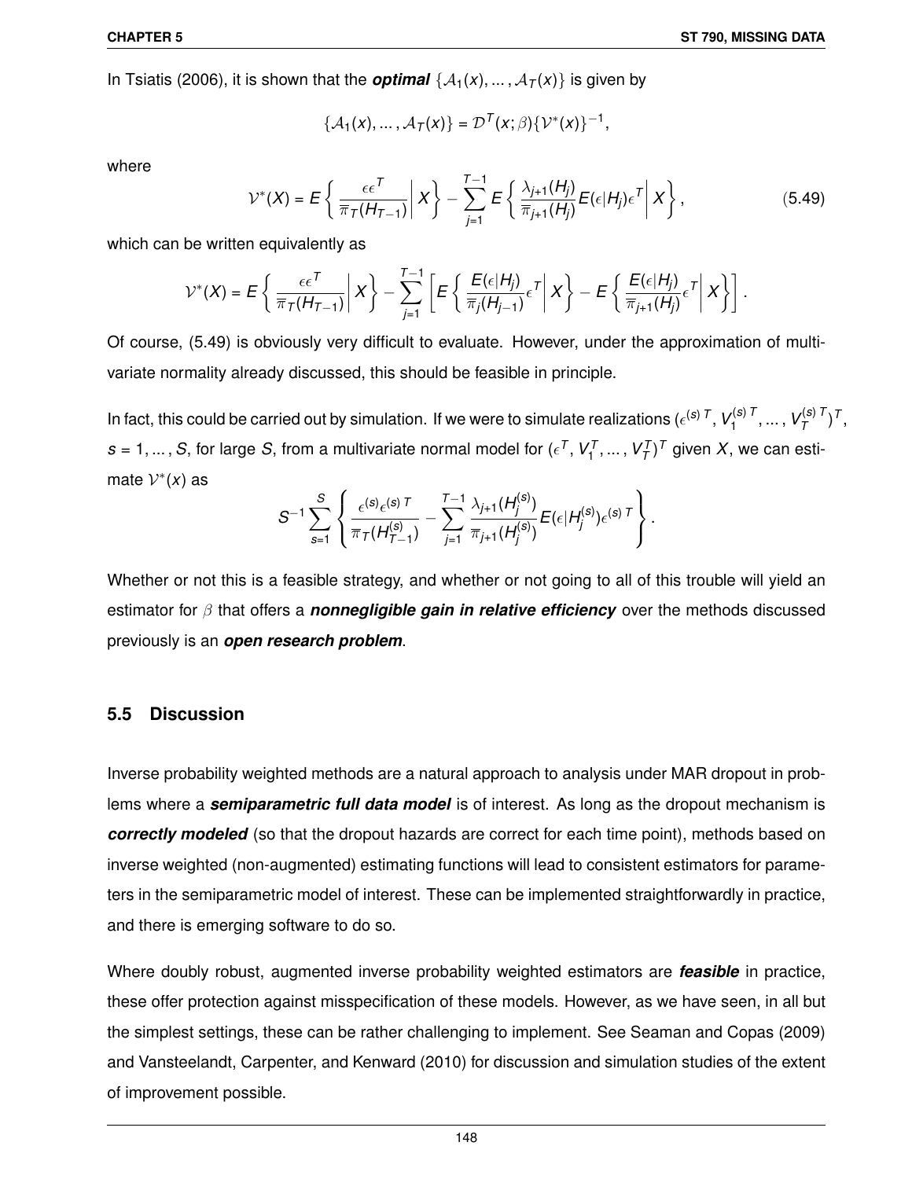In Tsiatis (2006), it is shown that the ***optimal*** $\{\mathcal{A}_1(x), \ldots, \mathcal{A}_T(x)\}$ is given by

$$\{\mathcal{A}_1(x), \ldots, \mathcal{A}_T(x)\} = \mathcal{D}^T(x;\beta)\{\mathcal{V}^*(x)\}^{-1},$$

where

$$\mathcal{V}^*(X) = E\left\{ \left. \frac{\epsilon\epsilon^T}{\overline{\pi}_T(H_{T-1})} \right| X \right\} - \sum_{j=1}^{T-1} E\left\{ \left. \frac{\lambda_{j+1}(H_j)}{\overline{\pi}_{j+1}(H_j)} E(\epsilon|H_j)\epsilon^T \right| X \right\}, \tag{5.49}$$

which can be written equivalently as

$$\mathcal{V}^*(X) = E\left\{ \left. \frac{\epsilon\epsilon^T}{\overline{\pi}_T(H_{T-1})} \right| X \right\} - \sum_{j=1}^{T-1} \left[ E\left\{ \left. \frac{E(\epsilon|H_j)}{\overline{\pi}_j(H_{j-1})}\epsilon^T \right| X \right\} - E\left\{ \left. \frac{E(\epsilon|H_j)}{\overline{\pi}_{j+1}(H_j)}\epsilon^T \right| X \right\} \right].$$

Of course, (5.49) is obviously very difficult to evaluate. However, under the approximation of multivariate normality already discussed, this should be feasible in principle.

In fact, this could be carried out by simulation. If we were to simulate realizations $(\epsilon^{(s)\,T}, V_1^{(s)\,T}, \ldots, V_T^{(s)\,T})^T$, $s = 1, \ldots, S$, for large $S$, from a multivariate normal model for $(\epsilon^T, V_1^T, \ldots, V_T^T)^T$ given $X$, we can estimate $\mathcal{V}^*(x)$ as

$$S^{-1}\sum_{s=1}^{S} \left\{ \frac{\epsilon^{(s)}\epsilon^{(s)\,T}}{\overline{\pi}_T(H_{T-1}^{(s)})} - \sum_{j=1}^{T-1} \frac{\lambda_{j+1}(H_j^{(s)})}{\overline{\pi}_{j+1}(H_j^{(s)})} E(\epsilon|H_j^{(s)})\epsilon^{(s)\,T} \right\}.$$

Whether or not this is a feasible strategy, and whether or not going to all of this trouble will yield an estimator for $\beta$ that offers a ***nonnegligible gain in relative efficiency*** over the methods discussed previously is an ***open research problem***.

## 5.5 Discussion

Inverse probability weighted methods are a natural approach to analysis under MAR dropout in problems where a ***semiparametric full data model*** is of interest. As long as the dropout mechanism is ***correctly modeled*** (so that the dropout hazards are correct for each time point), methods based on inverse weighted (non-augmented) estimating functions will lead to consistent estimators for parameters in the semiparametric model of interest. These can be implemented straightforwardly in practice, and there is emerging software to do so.

Where doubly robust, augmented inverse probability weighted estimators are ***feasible*** in practice, these offer protection against misspecification of these models. However, as we have seen, in all but the simplest settings, these can be rather challenging to implement. See Seaman and Copas (2009) and Vansteelandt, Carpenter, and Kenward (2010) for discussion and simulation studies of the extent of improvement possible.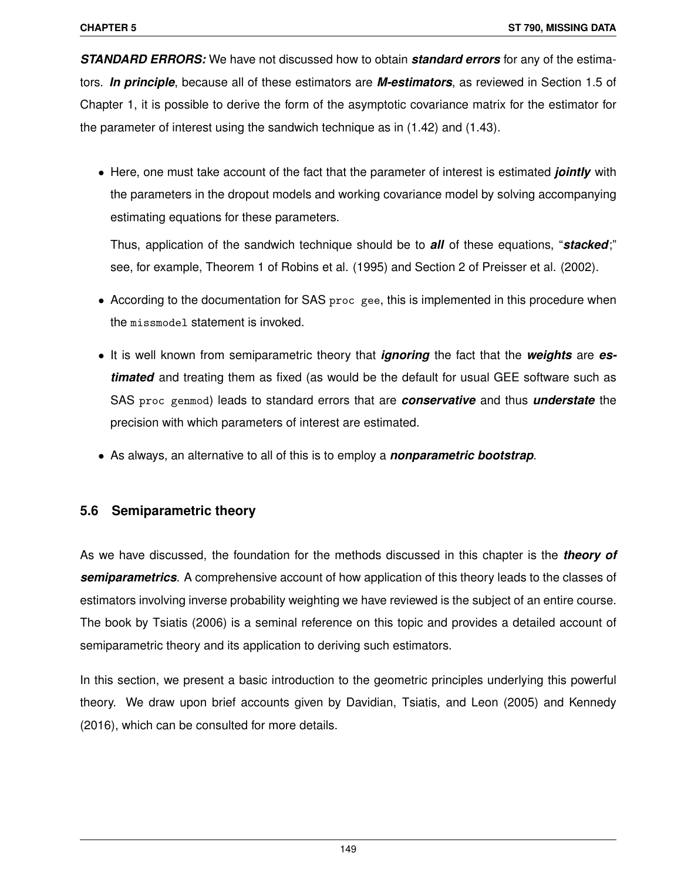***STANDARD ERRORS:*** We have not discussed how to obtain ***standard errors*** for any of the estimators. ***In principle***, because all of these estimators are ***M-estimators***, as reviewed in Section 1.5 of Chapter 1, it is possible to derive the form of the asymptotic covariance matrix for the estimator for the parameter of interest using the sandwich technique as in (1.42) and (1.43).

- Here, one must take account of the fact that the parameter of interest is estimated ***jointly*** with the parameters in the dropout models and working covariance model by solving accompanying estimating equations for these parameters.

  Thus, application of the sandwich technique should be to ***all*** of these equations, "***stacked***;" see, for example, Theorem 1 of Robins et al. (1995) and Section 2 of Preisser et al. (2002).

- According to the documentation for SAS `proc gee`, this is implemented in this procedure when the `missmodel` statement is invoked.

- It is well known from semiparametric theory that ***ignoring*** the fact that the ***weights*** are ***estimated*** and treating them as fixed (as would be the default for usual GEE software such as SAS `proc genmod`) leads to standard errors that are ***conservative*** and thus ***understate*** the precision with which parameters of interest are estimated.

- As always, an alternative to all of this is to employ a ***nonparametric bootstrap***.

## 5.6 Semiparametric theory

As we have discussed, the foundation for the methods discussed in this chapter is the ***theory of semiparametrics***. A comprehensive account of how application of this theory leads to the classes of estimators involving inverse probability weighting we have reviewed is the subject of an entire course. The book by Tsiatis (2006) is a seminal reference on this topic and provides a detailed account of semiparametric theory and its application to deriving such estimators.

In this section, we present a basic introduction to the geometric principles underlying this powerful theory. We draw upon brief accounts given by Davidian, Tsiatis, and Leon (2005) and Kennedy (2016), which can be consulted for more details.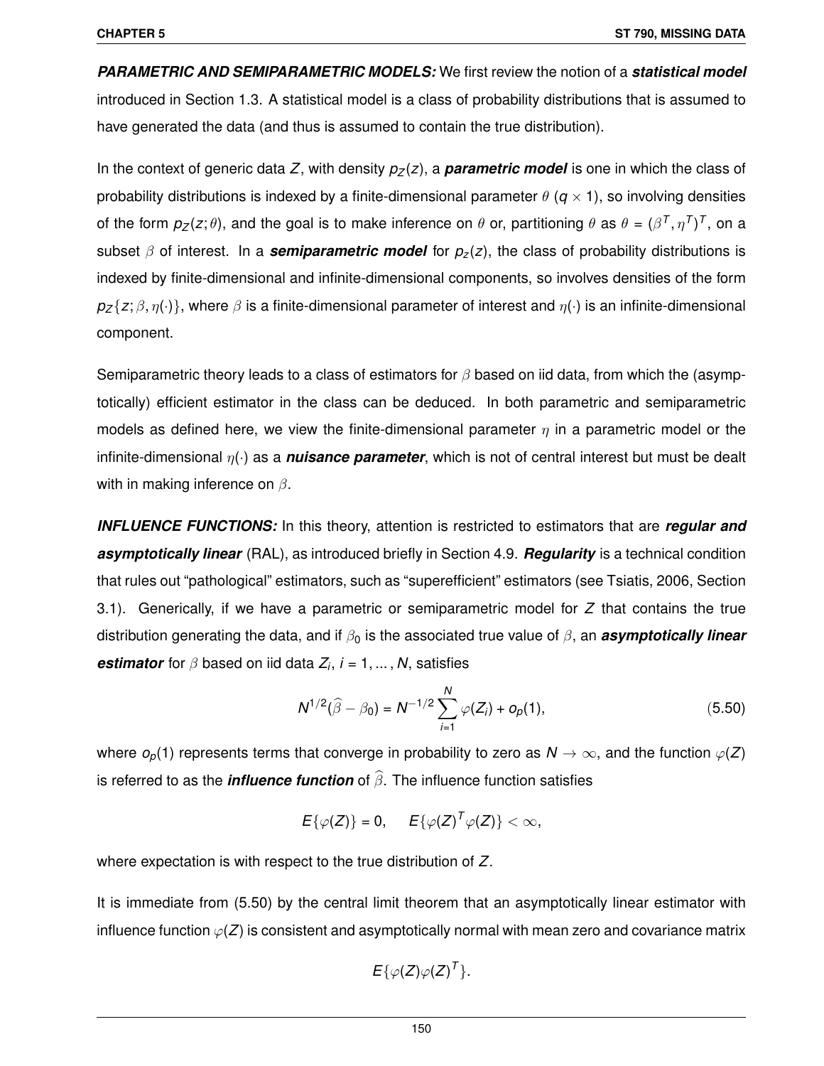***PARAMETRIC AND SEMIPARAMETRIC MODELS:*** We first review the notion of a ***statistical model*** introduced in Section 1.3. A statistical model is a class of probability distributions that is assumed to have generated the data (and thus is assumed to contain the true distribution).

In the context of generic data $Z$, with density $p_Z(z)$, a ***parametric model*** is one in which the class of probability distributions is indexed by a finite-dimensional parameter $\theta$ ($q \times 1$), so involving densities of the form $p_Z(z;\theta)$, and the goal is to make inference on $\theta$ or, partitioning $\theta$ as $\theta = (\beta^T, \eta^T)^T$, on a subset $\beta$ of interest. In a ***semiparametric model*** for $p_z(z)$, the class of probability distributions is indexed by finite-dimensional and infinite-dimensional components, so involves densities of the form $p_Z\{z;\beta,\eta(\cdot)\}$, where $\beta$ is a finite-dimensional parameter of interest and $\eta(\cdot)$ is an infinite-dimensional component.

Semiparametric theory leads to a class of estimators for $\beta$ based on iid data, from which the (asymptotically) efficient estimator in the class can be deduced. In both parametric and semiparametric models as defined here, we view the finite-dimensional parameter $\eta$ in a parametric model or the infinite-dimensional $\eta(\cdot)$ as a ***nuisance parameter***, which is not of central interest but must be dealt with in making inference on $\beta$.

***INFLUENCE FUNCTIONS:*** In this theory, attention is restricted to estimators that are ***regular and asymptotically linear*** (RAL), as introduced briefly in Section 4.9. ***Regularity*** is a technical condition that rules out "pathological" estimators, such as "superefficient" estimators (see Tsiatis, 2006, Section 3.1). Generically, if we have a parametric or semiparametric model for $Z$ that contains the true distribution generating the data, and if $\beta_0$ is the associated true value of $\beta$, an ***asymptotically linear estimator*** for $\beta$ based on iid data $Z_i$, $i = 1, \ldots, N$, satisfies

$$N^{1/2}(\widehat{\beta} - \beta_0) = N^{-1/2}\sum_{i=1}^{N} \varphi(Z_i) + o_p(1), \tag{5.50}$$

where $o_p(1)$ represents terms that converge in probability to zero as $N \to \infty$, and the function $\varphi(Z)$ is referred to as the ***influence function*** of $\widehat{\beta}$. The influence function satisfies

$$E\{\varphi(Z)\} = 0, \quad E\{\varphi(Z)^T\varphi(Z)\} < \infty,$$

where expectation is with respect to the true distribution of $Z$.

It is immediate from (5.50) by the central limit theorem that an asymptotically linear estimator with influence function $\varphi(Z)$ is consistent and asymptotically normal with mean zero and covariance matrix

$$E\{\varphi(Z)\varphi(Z)^T\}.$$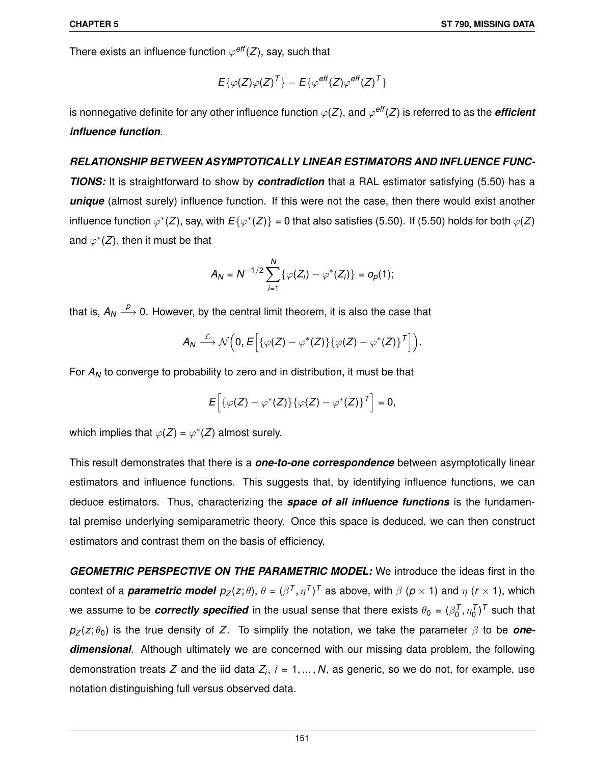There exists an influence function $\varphi^{eff}(Z)$, say, such that

$$E\{\varphi(Z)\varphi(Z)^T\} - E\{\varphi^{eff}(Z)\varphi^{eff}(Z)^T\}$$

is nonnegative definite for any other influence function $\varphi(Z)$, and $\varphi^{eff}(Z)$ is referred to as the ***efficient influence function***.

***RELATIONSHIP BETWEEN ASYMPTOTICALLY LINEAR ESTIMATORS AND INFLUENCE FUNCTIONS:*** It is straightforward to show by ***contradiction*** that a RAL estimator satisfying (5.50) has a ***unique*** (almost surely) influence function. If this were not the case, then there would exist another influence function $\varphi^*(Z)$, say, with $E\{\varphi^*(Z)\} = 0$ that also satisfies (5.50). If (5.50) holds for both $\varphi(Z)$ and $\varphi^*(Z)$, then it must be that

$$A_N = N^{-1/2} \sum_{i=1}^{N} \{\varphi(Z_i) - \varphi^*(Z_i)\} = o_p(1);$$

that is, $A_N \xrightarrow{p} 0$. However, by the central limit theorem, it is also the case that

$$A_N \xrightarrow{\mathcal{L}} \mathcal{N}\Big(0, E\Big[\{\varphi(Z) - \varphi^*(Z)\}\{\varphi(Z) - \varphi^*(Z)\}^T\Big]\Big).$$

For $A_N$ to converge to probability to zero and in distribution, it must be that

$$E\Big[\{\varphi(Z) - \varphi^*(Z)\}\{\varphi(Z) - \varphi^*(Z)\}^T\Big] = 0,$$

which implies that $\varphi(Z) = \varphi^*(Z)$ almost surely.

This result demonstrates that there is a ***one-to-one correspondence*** between asymptotically linear estimators and influence functions. This suggests that, by identifying influence functions, we can deduce estimators. Thus, characterizing the ***space of all influence functions*** is the fundamental premise underlying semiparametric theory. Once this space is deduced, we can then construct estimators and contrast them on the basis of efficiency.

***GEOMETRIC PERSPECTIVE ON THE PARAMETRIC MODEL:*** We introduce the ideas first in the context of a ***parametric model*** $p_Z(z;\theta)$, $\theta = (\beta^T, \eta^T)^T$ as above, with $\beta$ ($p \times 1$) and $\eta$ ($r \times 1$), which we assume to be ***correctly specified*** in the usual sense that there exists $\theta_0 = (\beta_0^T, \eta_0^T)^T$ such that $p_Z(z;\theta_0)$ is the true density of $Z$. To simplify the notation, we take the parameter $\beta$ to be ***one-dimensional***. Although ultimately we are concerned with our missing data problem, the following demonstration treats $Z$ and the iid data $Z_i$, $i = 1, \dots, N$, as generic, so we do not, for example, use notation distinguishing full versus observed data.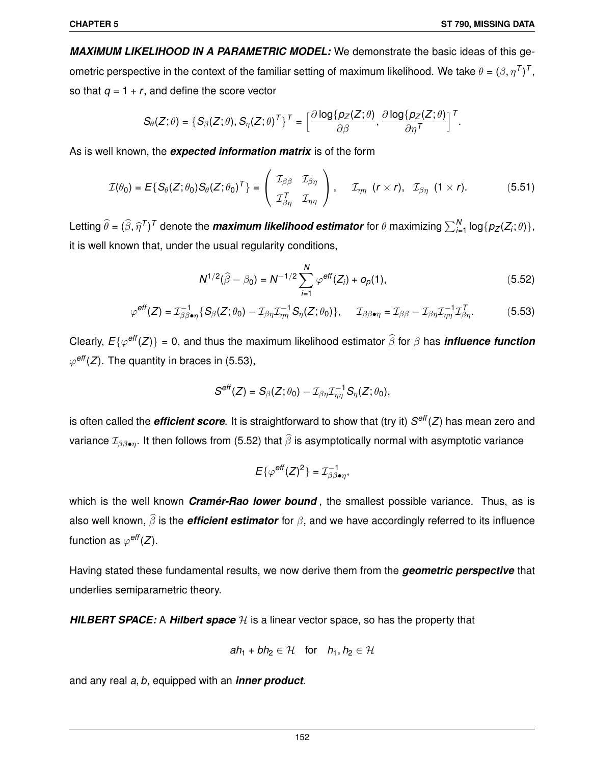***MAXIMUM LIKELIHOOD IN A PARAMETRIC MODEL:*** We demonstrate the basic ideas of this geometric perspective in the context of the familiar setting of maximum likelihood. We take $\theta = (\beta, \eta^T)^T$, so that $q = 1 + r$, and define the score vector

$$S_\theta(Z;\theta) = \{S_\beta(Z;\theta), S_\eta(Z;\theta)^T\}^T = \Big[\frac{\partial \log\{p_Z(Z;\theta)}{\partial \beta}, \frac{\partial \log\{p_Z(Z;\theta)}{\partial \eta^T}\Big]^T.$$

As is well known, the ***expected information matrix*** is of the form

$$\mathcal{I}(\theta_0) = E\{S_\theta(Z;\theta_0)S_\theta(Z;\theta_0)^T\} = \left(\begin{array}{cc} \mathcal{I}_{\beta\beta} & \mathcal{I}_{\beta\eta} \\ \mathcal{I}_{\beta\eta}^T & \mathcal{I}_{\eta\eta} \end{array}\right), \quad \mathcal{I}_{\eta\eta} \;\; (r \times r), \;\; \mathcal{I}_{\beta\eta} \;\; (1 \times r). \tag{5.51}$$

Letting $\widehat{\theta} = (\widehat{\beta}, \widehat{\eta}^T)^T$ denote the ***maximum likelihood estimator*** for $\theta$ maximizing $\sum_{i=1}^N \log\{p_Z(Z_i;\theta)\}$, it is well known that, under the usual regularity conditions,

$$N^{1/2}(\widehat{\beta} - \beta_0) = N^{-1/2}\sum_{i=1}^N \varphi^{eff}(Z_i) + o_p(1), \tag{5.52}$$

$$\varphi^{eff}(Z) = \mathcal{I}_{\beta\beta\bullet\eta}^{-1}\{S_\beta(Z;\theta_0) - \mathcal{I}_{\beta\eta}\mathcal{I}_{\eta\eta}^{-1}S_\eta(Z;\theta_0)\}, \quad \mathcal{I}_{\beta\beta\bullet\eta} = \mathcal{I}_{\beta\beta} - \mathcal{I}_{\beta\eta}\mathcal{I}_{\eta\eta}^{-1}\mathcal{I}_{\beta\eta}^T. \tag{5.53}$$

Clearly, $E\{\varphi^{eff}(Z)\} = 0$, and thus the maximum likelihood estimator $\widehat{\beta}$ for $\beta$ has ***influence function*** $\varphi^{eff}(Z)$. The quantity in braces in (5.53),

$$S^{eff}(Z) = S_\beta(Z;\theta_0) - \mathcal{I}_{\beta\eta}\mathcal{I}_{\eta\eta}^{-1}S_\eta(Z;\theta_0),$$

is often called the ***efficient score***. It is straightforward to show that (try it) $S^{eff}(Z)$ has mean zero and variance $\mathcal{I}_{\beta\beta\bullet\eta}$. It then follows from (5.52) that $\widehat{\beta}$ is asymptotically normal with asymptotic variance

$$E\{\varphi^{eff}(Z)^2\} = \mathcal{I}_{\beta\beta\bullet\eta}^{-1},$$

which is the well known ***Cramér-Rao lower bound***, the smallest possible variance. Thus, as is also well known, $\widehat{\beta}$ is the ***efficient estimator*** for $\beta$, and we have accordingly referred to its influence function as $\varphi^{eff}(Z)$.

Having stated these fundamental results, we now derive them from the ***geometric perspective*** that underlies semiparametric theory.

***HILBERT SPACE:*** A ***Hilbert space*** $\mathcal{H}$ is a linear vector space, so has the property that

$$ah_1 + bh_2 \in \mathcal{H} \quad \text{for} \quad h_1, h_2 \in \mathcal{H}$$

and any real $a, b$, equipped with an ***inner product***.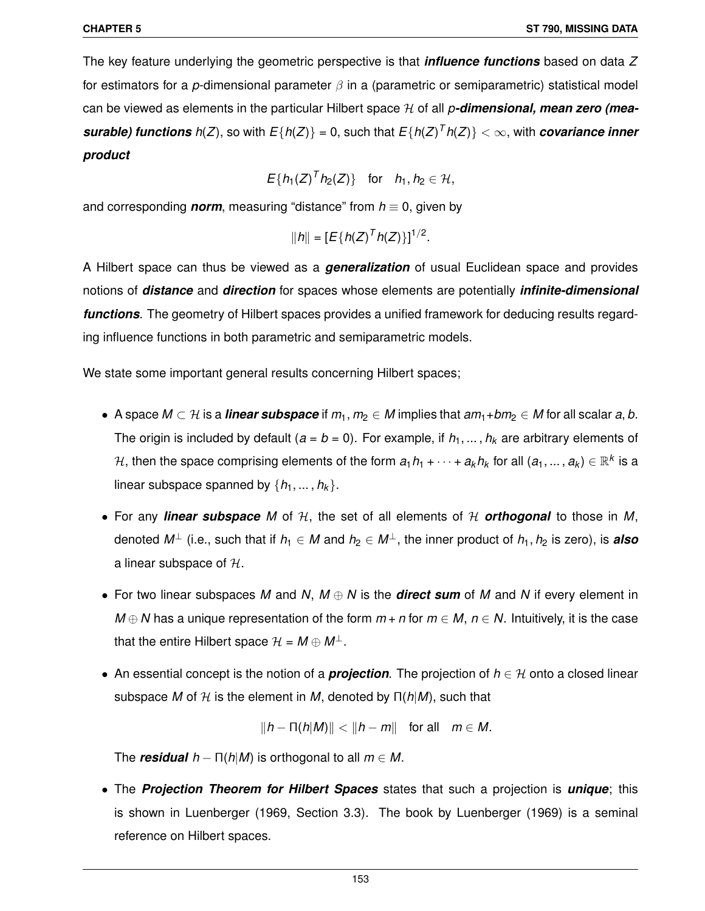The key feature underlying the geometric perspective is that ***influence functions*** based on data $Z$ for estimators for a $p$-dimensional parameter $\beta$ in a (parametric or semiparametric) statistical model can be viewed as elements in the particular Hilbert space $\mathcal{H}$ of all ***$p$-dimensional, mean zero (measurable) functions*** $h(Z)$, so with $E\{h(Z)\} = 0$, such that $E\{h(Z)^T h(Z)\} < \infty$, with ***covariance inner product***

$$E\{h_1(Z)^T h_2(Z)\} \quad \text{for} \quad h_1, h_2 \in \mathcal{H},$$

and corresponding ***norm***, measuring "distance" from $h \equiv 0$, given by

$$\|h\| = [E\{h(Z)^T h(Z)\}]^{1/2}.$$

A Hilbert space can thus be viewed as a ***generalization*** of usual Euclidean space and provides notions of ***distance*** and ***direction*** for spaces whose elements are potentially ***infinite-dimensional functions***. The geometry of Hilbert spaces provides a unified framework for deducing results regarding influence functions in both parametric and semiparametric models.

We state some important general results concerning Hilbert spaces;

- A space $M \subset \mathcal{H}$ is a ***linear subspace*** if $m_1, m_2 \in M$ implies that $am_1 + bm_2 \in M$ for all scalar $a, b$. The origin is included by default ($a = b = 0$). For example, if $h_1, \ldots, h_k$ are arbitrary elements of $\mathcal{H}$, then the space comprising elements of the form $a_1 h_1 + \cdots + a_k h_k$ for all $(a_1, \ldots, a_k) \in \mathbb{R}^k$ is a linear subspace spanned by $\{h_1, \ldots, h_k\}$.

- For any ***linear subspace*** $M$ of $\mathcal{H}$, the set of all elements of $\mathcal{H}$ ***orthogonal*** to those in $M$, denoted $M^{\perp}$ (i.e., such that if $h_1 \in M$ and $h_2 \in M^{\perp}$, the inner product of $h_1, h_2$ is zero), is ***also*** a linear subspace of $\mathcal{H}$.

- For two linear subspaces $M$ and $N$, $M \oplus N$ is the ***direct sum*** of $M$ and $N$ if every element in $M \oplus N$ has a unique representation of the form $m + n$ for $m \in M$, $n \in N$. Intuitively, it is the case that the entire Hilbert space $\mathcal{H} = M \oplus M^{\perp}$.

- An essential concept is the notion of a ***projection***. The projection of $h \in \mathcal{H}$ onto a closed linear subspace $M$ of $\mathcal{H}$ is the element in $M$, denoted by $\Pi(h|M)$, such that

$$\|h - \Pi(h|M)\| < \|h - m\| \quad \text{for all} \quad m \in M.$$

  The ***residual*** $h - \Pi(h|M)$ is orthogonal to all $m \in M$.

- The ***Projection Theorem for Hilbert Spaces*** states that such a projection is ***unique***; this is shown in Luenberger (1969, Section 3.3). The book by Luenberger (1969) is a seminal reference on Hilbert spaces.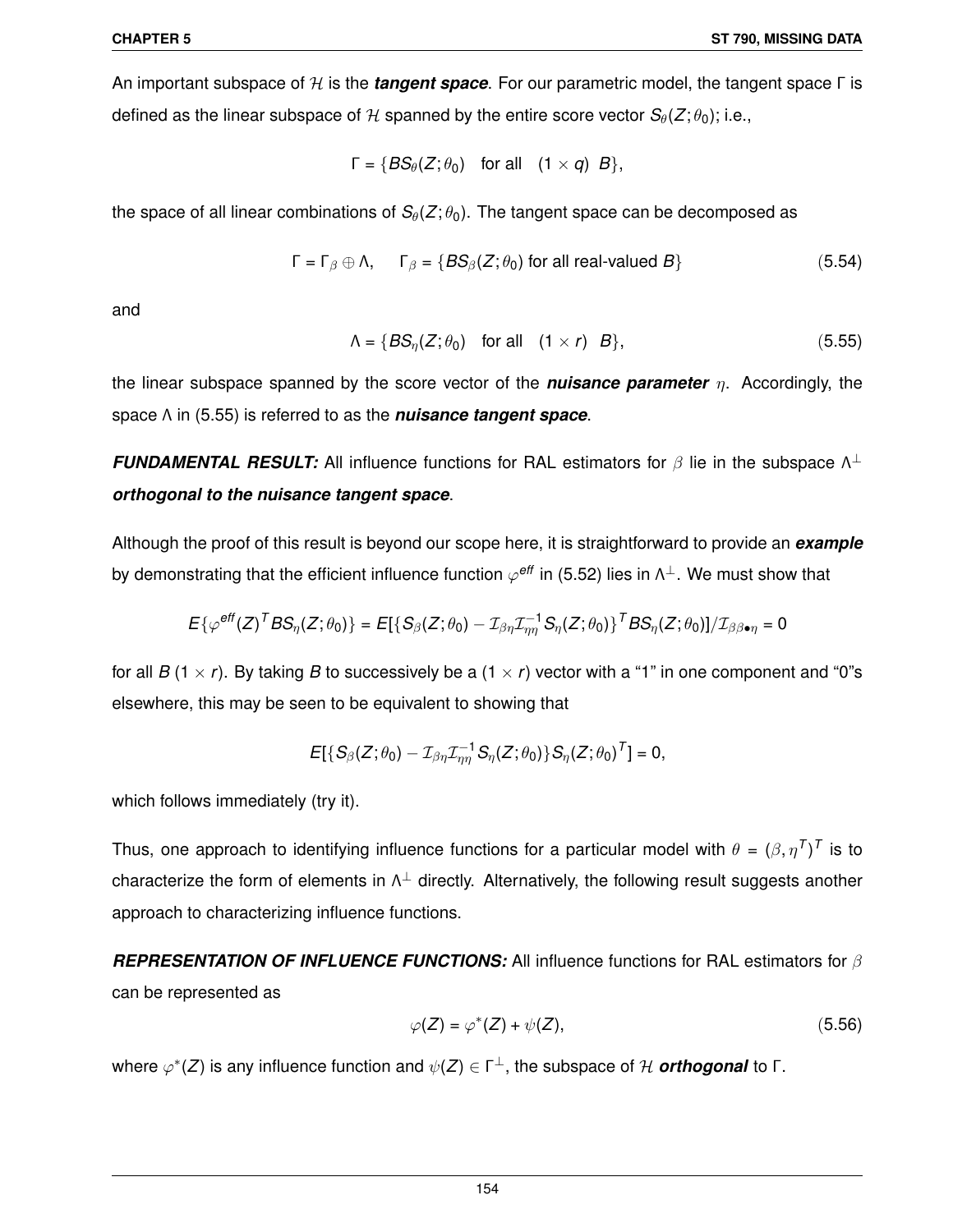An important subspace of $\mathcal{H}$ is the ***tangent space***. For our parametric model, the tangent space $\Gamma$ is defined as the linear subspace of $\mathcal{H}$ spanned by the entire score vector $S_\theta(Z;\theta_0)$; i.e.,

$$\Gamma = \{BS_\theta(Z;\theta_0) \quad \text{for all} \quad (1 \times q) \;\; B\},$$

the space of all linear combinations of $S_\theta(Z;\theta_0)$. The tangent space can be decomposed as

$$\Gamma = \Gamma_\beta \oplus \Lambda, \qquad \Gamma_\beta = \{BS_\beta(Z;\theta_0) \text{ for all real-valued } B\} \tag{5.54}$$

and

$$\Lambda = \{BS_\eta(Z;\theta_0) \quad \text{for all} \quad (1 \times r) \;\; B\}, \tag{5.55}$$

the linear subspace spanned by the score vector of the ***nuisance parameter*** $\eta$. Accordingly, the space $\Lambda$ in (5.55) is referred to as the ***nuisance tangent space***.

***FUNDAMENTAL RESULT:*** All influence functions for RAL estimators for $\beta$ lie in the subspace $\Lambda^\perp$ ***orthogonal to the nuisance tangent space***.

Although the proof of this result is beyond our scope here, it is straightforward to provide an ***example*** by demonstrating that the efficient influence function $\varphi^{eff}$ in (5.52) lies in $\Lambda^\perp$. We must show that

$$E\{\varphi^{eff}(Z)^T BS_\eta(Z;\theta_0)\} = E[\{S_\beta(Z;\theta_0) - \mathcal{I}_{\beta\eta}\mathcal{I}_{\eta\eta}^{-1}S_\eta(Z;\theta_0)\}^T BS_\eta(Z;\theta_0)]/\mathcal{I}_{\beta\beta\bullet\eta} = 0$$

for all $B$ $(1 \times r)$. By taking $B$ to successively be a $(1 \times r)$ vector with a "1" in one component and "0"s elsewhere, this may be seen to be equivalent to showing that

$$E[\{S_\beta(Z;\theta_0) - \mathcal{I}_{\beta\eta}\mathcal{I}_{\eta\eta}^{-1}S_\eta(Z;\theta_0)\}S_\eta(Z;\theta_0)^T] = 0,$$

which follows immediately (try it).

Thus, one approach to identifying influence functions for a particular model with $\theta = (\beta, \eta^T)^T$ is to characterize the form of elements in $\Lambda^\perp$ directly. Alternatively, the following result suggests another approach to characterizing influence functions.

***REPRESENTATION OF INFLUENCE FUNCTIONS:*** All influence functions for RAL estimators for $\beta$ can be represented as

$$\varphi(Z) = \varphi^*(Z) + \psi(Z), \tag{5.56}$$

where $\varphi^*(Z)$ is any influence function and $\psi(Z) \in \Gamma^\perp$, the subspace of $\mathcal{H}$ ***orthogonal*** to $\Gamma$.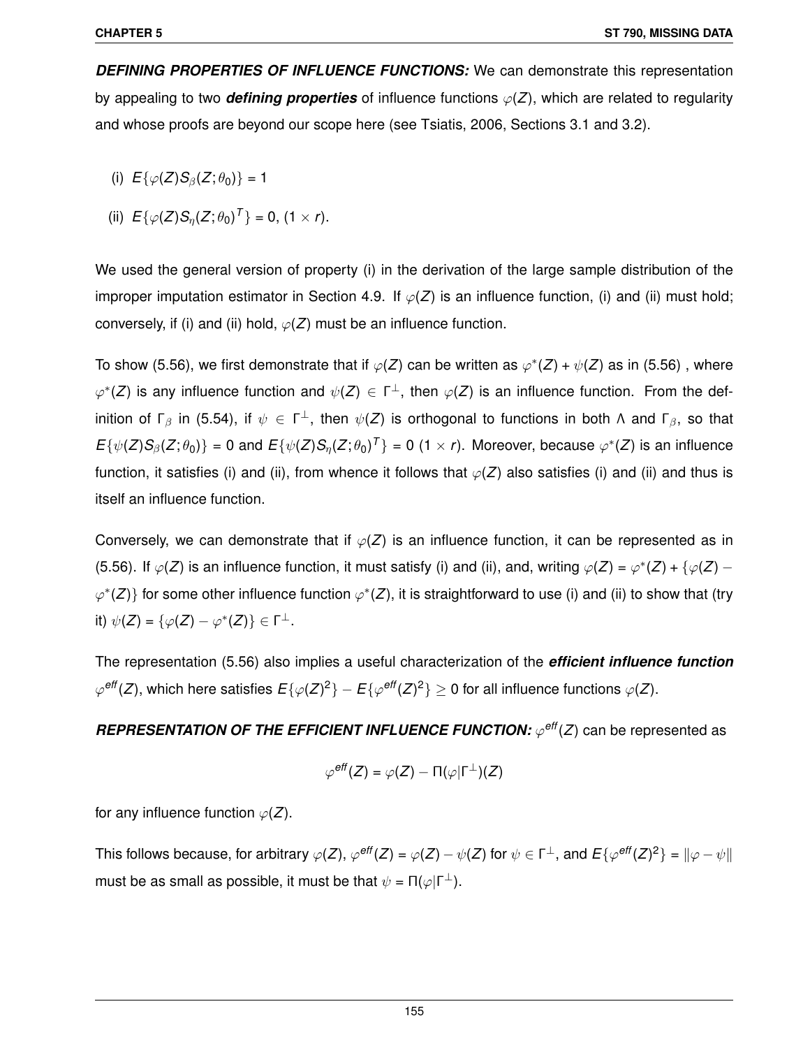***DEFINING PROPERTIES OF INFLUENCE FUNCTIONS:*** We can demonstrate this representation by appealing to two ***defining properties*** of influence functions $\varphi(Z)$, which are related to regularity and whose proofs are beyond our scope here (see Tsiatis, 2006, Sections 3.1 and 3.2).

(i) $E\{\varphi(Z)S_\beta(Z;\theta_0)\} = 1$

(ii) $E\{\varphi(Z)S_\eta(Z;\theta_0)^T\} = 0$, $(1 \times r)$.

We used the general version of property (i) in the derivation of the large sample distribution of the improper imputation estimator in Section 4.9. If $\varphi(Z)$ is an influence function, (i) and (ii) must hold; conversely, if (i) and (ii) hold, $\varphi(Z)$ must be an influence function.

To show (5.56), we first demonstrate that if $\varphi(Z)$ can be written as $\varphi^*(Z) + \psi(Z)$ as in (5.56) , where $\varphi^*(Z)$ is any influence function and $\psi(Z) \in \Gamma^\perp$, then $\varphi(Z)$ is an influence function. From the definition of $\Gamma_\beta$ in (5.54), if $\psi \in \Gamma^\perp$, then $\psi(Z)$ is orthogonal to functions in both $\Lambda$ and $\Gamma_\beta$, so that $E\{\psi(Z)S_\beta(Z;\theta_0)\} = 0$ and $E\{\psi(Z)S_\eta(Z;\theta_0)^T\} = 0$ $(1 \times r)$. Moreover, because $\varphi^*(Z)$ is an influence function, it satisfies (i) and (ii), from whence it follows that $\varphi(Z)$ also satisfies (i) and (ii) and thus is itself an influence function.

Conversely, we can demonstrate that if $\varphi(Z)$ is an influence function, it can be represented as in (5.56). If $\varphi(Z)$ is an influence function, it must satisfy (i) and (ii), and, writing $\varphi(Z) = \varphi^*(Z) + \{\varphi(Z) - \varphi^*(Z)\}$ for some other influence function $\varphi^*(Z)$, it is straightforward to use (i) and (ii) to show that (try it) $\psi(Z) = \{\varphi(Z) - \varphi^*(Z)\} \in \Gamma^\perp$.

The representation (5.56) also implies a useful characterization of the ***efficient influence function*** $\varphi^{eff}(Z)$, which here satisfies $E\{\varphi(Z)^2\} - E\{\varphi^{eff}(Z)^2\} \geq 0$ for all influence functions $\varphi(Z)$.

***REPRESENTATION OF THE EFFICIENT INFLUENCE FUNCTION:*** $\varphi^{eff}(Z)$ can be represented as

$$\varphi^{eff}(Z) = \varphi(Z) - \Pi(\varphi|\Gamma^\perp)(Z)$$

for any influence function $\varphi(Z)$.

This follows because, for arbitrary $\varphi(Z)$, $\varphi^{eff}(Z) = \varphi(Z) - \psi(Z)$ for $\psi \in \Gamma^\perp$, and $E\{\varphi^{eff}(Z)^2\} = \|\varphi - \psi\|$ must be as small as possible, it must be that $\psi = \Pi(\varphi|\Gamma^\perp)$.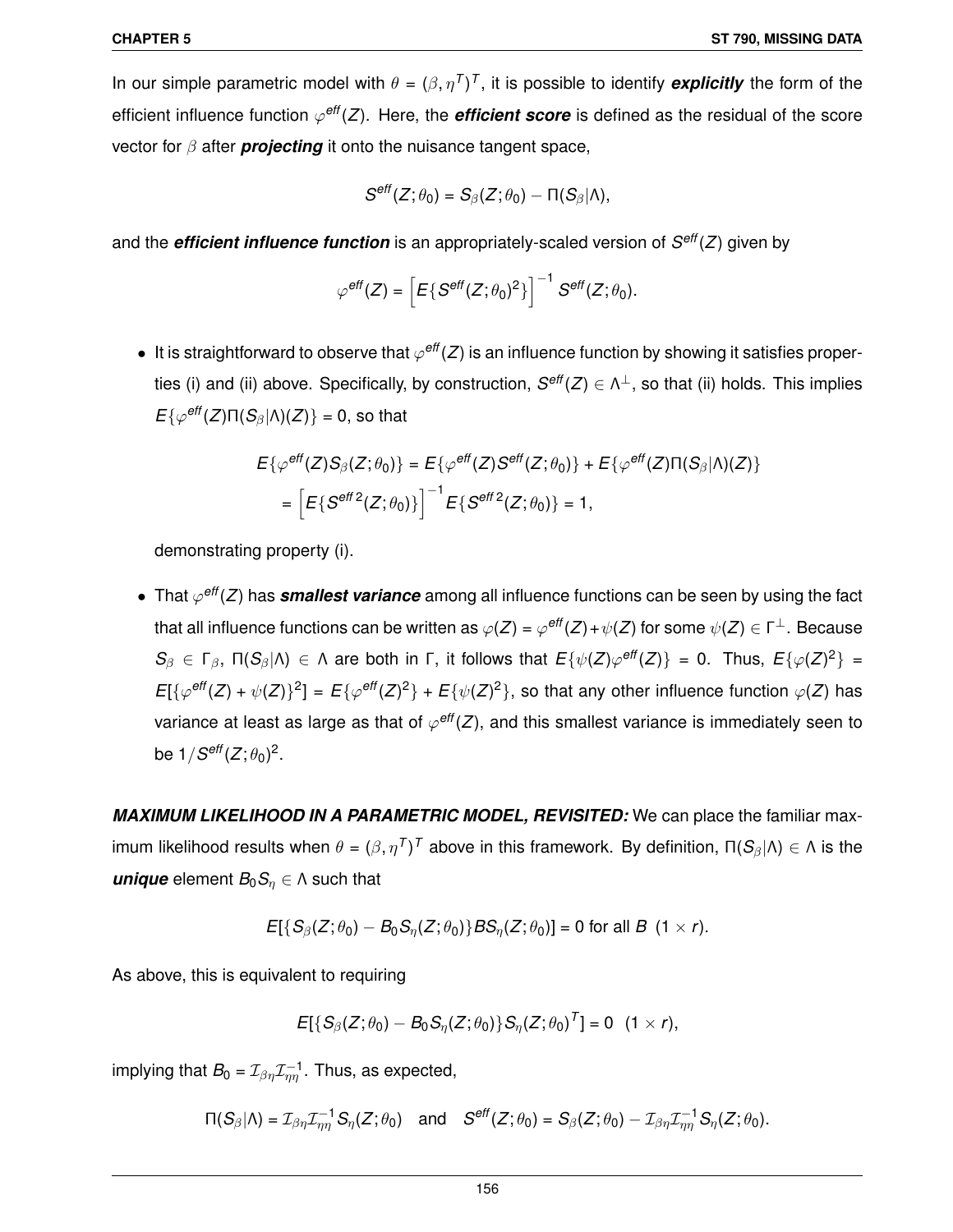In our simple parametric model with $\theta = (\beta, \eta^T)^T$, it is possible to identify ***explicitly*** the form of the efficient influence function $\varphi^{eff}(Z)$. Here, the ***efficient score*** is defined as the residual of the score vector for $\beta$ after ***projecting*** it onto the nuisance tangent space,

$$S^{eff}(Z;\theta_0) = S_\beta(Z;\theta_0) - \Pi(S_\beta|\Lambda),$$

and the ***efficient influence function*** is an appropriately-scaled version of $S^{eff}(Z)$ given by

$$\varphi^{eff}(Z) = \left[E\{S^{eff}(Z;\theta_0)^2\}\right]^{-1} S^{eff}(Z;\theta_0).$$

- It is straightforward to observe that $\varphi^{eff}(Z)$ is an influence function by showing it satisfies properties (i) and (ii) above. Specifically, by construction, $S^{eff}(Z) \in \Lambda^\perp$, so that (ii) holds. This implies $E\{\varphi^{eff}(Z)\Pi(S_\beta|\Lambda)(Z)\} = 0$, so that

$$E\{\varphi^{eff}(Z)S_\beta(Z;\theta_0)\} = E\{\varphi^{eff}(Z)S^{eff}(Z;\theta_0)\} + E\{\varphi^{eff}(Z)\Pi(S_\beta|\Lambda)(Z)\}$$
$$= \left[E\{S^{eff\,2}(Z;\theta_0)\}\right]^{-1} E\{S^{eff\,2}(Z;\theta_0)\} = 1,$$

  demonstrating property (i).

- That $\varphi^{eff}(Z)$ has ***smallest variance*** among all influence functions can be seen by using the fact that all influence functions can be written as $\varphi(Z) = \varphi^{eff}(Z) + \psi(Z)$ for some $\psi(Z) \in \Gamma^\perp$. Because $S_\beta \in \Gamma_\beta$, $\Pi(S_\beta|\Lambda) \in \Lambda$ are both in $\Gamma$, it follows that $E\{\psi(Z)\varphi^{eff}(Z)\} = 0$. Thus, $E\{\varphi(Z)^2\} = E[\{\varphi^{eff}(Z) + \psi(Z)\}^2] = E\{\varphi^{eff}(Z)^2\} + E\{\psi(Z)^2\}$, so that any other influence function $\varphi(Z)$ has variance at least as large as that of $\varphi^{eff}(Z)$, and this smallest variance is immediately seen to be $1/S^{eff}(Z;\theta_0)^2$.

***MAXIMUM LIKELIHOOD IN A PARAMETRIC MODEL, REVISITED:*** We can place the familiar maximum likelihood results when $\theta = (\beta, \eta^T)^T$ above in this framework. By definition, $\Pi(S_\beta|\Lambda) \in \Lambda$ is the ***unique*** element $B_0 S_\eta \in \Lambda$ such that

$$E[\{S_\beta(Z;\theta_0) - B_0 S_\eta(Z;\theta_0)\}BS_\eta(Z;\theta_0)] = 0 \text{ for all } B \ \ (1 \times r).$$

As above, this is equivalent to requiring

$$E[\{S_\beta(Z;\theta_0) - B_0 S_\eta(Z;\theta_0)\}S_\eta(Z;\theta_0)^T] = 0 \ \ (1 \times r),$$

implying that $B_0 = \mathcal{I}_{\beta\eta}\mathcal{I}_{\eta\eta}^{-1}$. Thus, as expected,

$$\Pi(S_\beta|\Lambda) = \mathcal{I}_{\beta\eta}\mathcal{I}_{\eta\eta}^{-1} S_\eta(Z;\theta_0) \quad \text{and} \quad S^{eff}(Z;\theta_0) = S_\beta(Z;\theta_0) - \mathcal{I}_{\beta\eta}\mathcal{I}_{\eta\eta}^{-1} S_\eta(Z;\theta_0).$$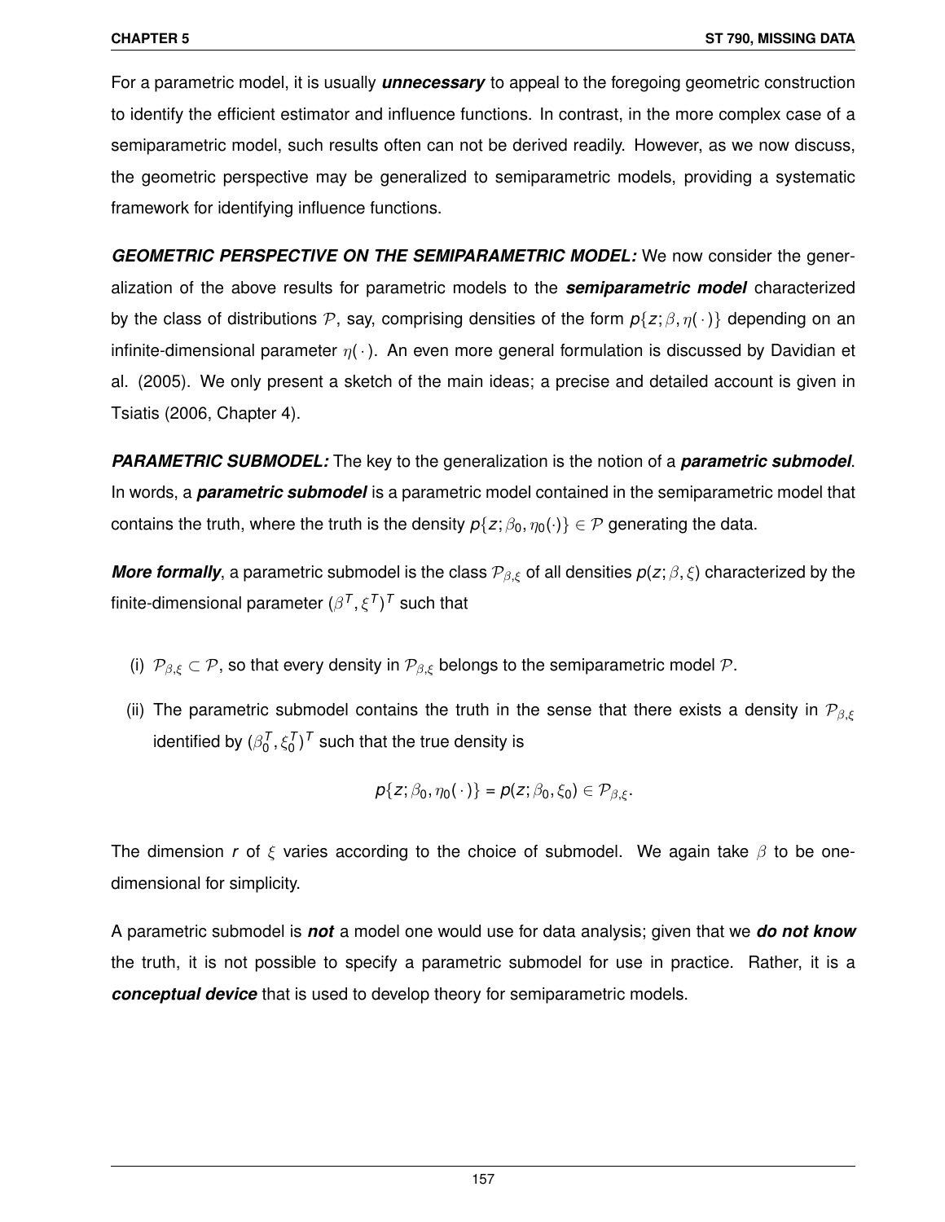For a parametric model, it is usually ***unnecessary*** to appeal to the foregoing geometric construction to identify the efficient estimator and influence functions. In contrast, in the more complex case of a semiparametric model, such results often can not be derived readily. However, as we now discuss, the geometric perspective may be generalized to semiparametric models, providing a systematic framework for identifying influence functions.

***GEOMETRIC PERSPECTIVE ON THE SEMIPARAMETRIC MODEL:*** We now consider the generalization of the above results for parametric models to the ***semiparametric model*** characterized by the class of distributions $\mathcal{P}$, say, comprising densities of the form $p\{z;\beta,\eta(\cdot)\}$ depending on an infinite-dimensional parameter $\eta(\cdot)$. An even more general formulation is discussed by Davidian et al. (2005). We only present a sketch of the main ideas; a precise and detailed account is given in Tsiatis (2006, Chapter 4).

***PARAMETRIC SUBMODEL:*** The key to the generalization is the notion of a ***parametric submodel***. In words, a ***parametric submodel*** is a parametric model contained in the semiparametric model that contains the truth, where the truth is the density $p\{z;\beta_0,\eta_0(\cdot)\} \in \mathcal{P}$ generating the data.

***More formally***, a parametric submodel is the class $\mathcal{P}_{\beta,\xi}$ of all densities $p(z;\beta,\xi)$ characterized by the finite-dimensional parameter $(\beta^T,\xi^T)^T$ such that

(i) $\mathcal{P}_{\beta,\xi} \subset \mathcal{P}$, so that every density in $\mathcal{P}_{\beta,\xi}$ belongs to the semiparametric model $\mathcal{P}$.

(ii) The parametric submodel contains the truth in the sense that there exists a density in $\mathcal{P}_{\beta,\xi}$ identified by $(\beta_0^T,\xi_0^T)^T$ such that the true density is

$$p\{z;\beta_0,\eta_0(\cdot)\} = p(z;\beta_0,\xi_0) \in \mathcal{P}_{\beta,\xi}.$$

The dimension $r$ of $\xi$ varies according to the choice of submodel. We again take $\beta$ to be one-dimensional for simplicity.

A parametric submodel is ***not*** a model one would use for data analysis; given that we ***do not know*** the truth, it is not possible to specify a parametric submodel for use in practice. Rather, it is a ***conceptual device*** that is used to develop theory for semiparametric models.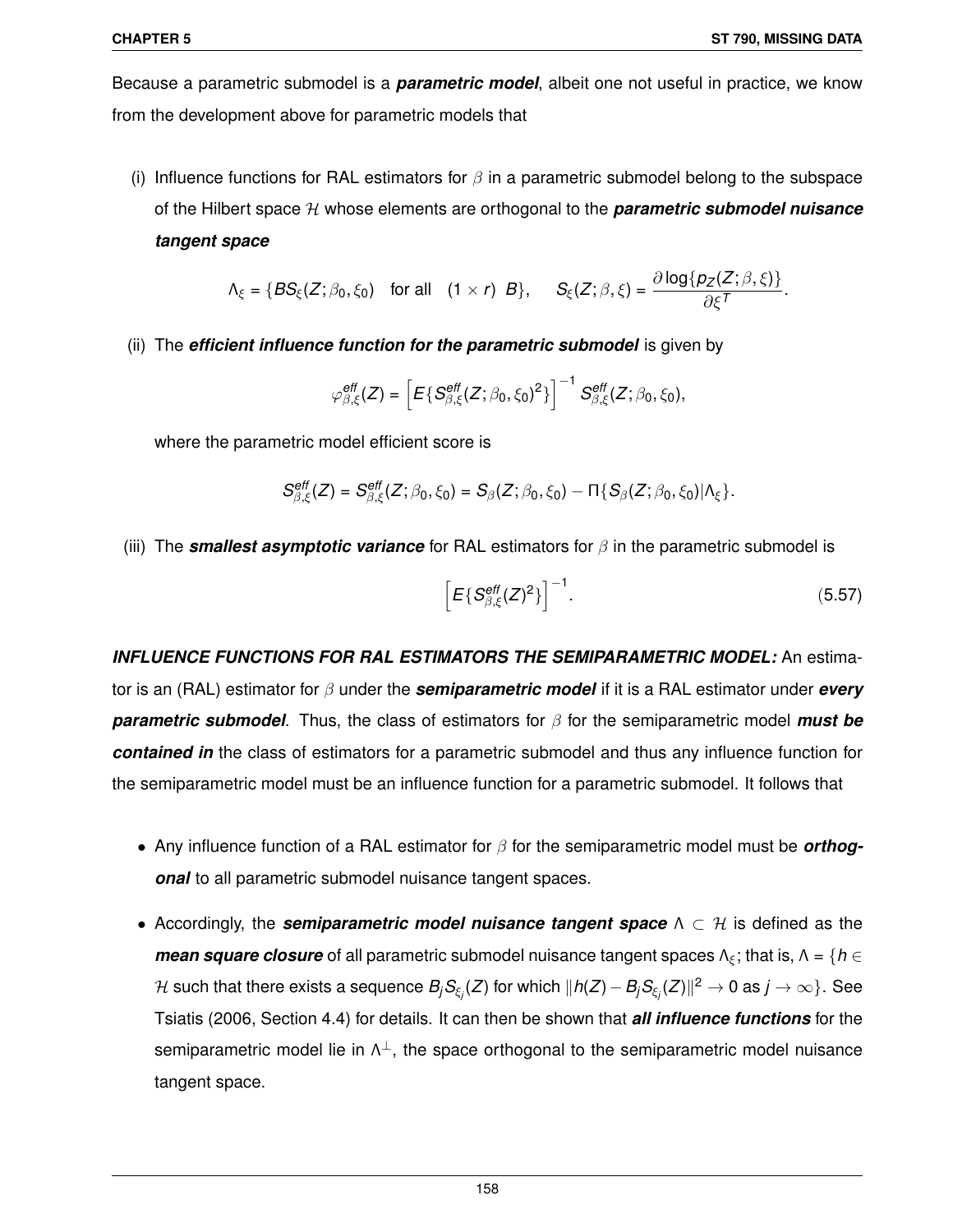Because a parametric submodel is a ***parametric model***, albeit one not useful in practice, we know from the development above for parametric models that

(i) Influence functions for RAL estimators for $\beta$ in a parametric submodel belong to the subspace of the Hilbert space $\mathcal{H}$ whose elements are orthogonal to the ***parametric submodel nuisance tangent space***

$$\Lambda_\xi = \{BS_\xi(Z;\beta_0,\xi_0) \quad \text{for all} \quad (1 \times r) \;\; B\}, \qquad S_\xi(Z;\beta,\xi) = \frac{\partial \log\{p_Z(Z;\beta,\xi)\}}{\partial \xi^T}.$$

(ii) The ***efficient influence function for the parametric submodel*** is given by

$$\varphi^{eff}_{\beta,\xi}(Z) = \left[E\{S^{eff}_{\beta,\xi}(Z;\beta_0,\xi_0)^2\}\right]^{-1} S^{eff}_{\beta,\xi}(Z;\beta_0,\xi_0),$$

where the parametric model efficient score is

$$S^{eff}_{\beta,\xi}(Z) = S^{eff}_{\beta,\xi}(Z;\beta_0,\xi_0) = S_\beta(Z;\beta_0,\xi_0) - \Pi\{S_\beta(Z;\beta_0,\xi_0)|\Lambda_\xi\}.$$

(iii) The ***smallest asymptotic variance*** for RAL estimators for $\beta$ in the parametric submodel is

$$\left[E\{S^{eff}_{\beta,\xi}(Z)^2\}\right]^{-1}. \tag{5.57}$$

***INFLUENCE FUNCTIONS FOR RAL ESTIMATORS THE SEMIPARAMETRIC MODEL:*** An estimator is an (RAL) estimator for $\beta$ under the ***semiparametric model*** if it is a RAL estimator under ***every parametric submodel***. Thus, the class of estimators for $\beta$ for the semiparametric model ***must be contained in*** the class of estimators for a parametric submodel and thus any influence function for the semiparametric model must be an influence function for a parametric submodel. It follows that

- Any influence function of a RAL estimator for $\beta$ for the semiparametric model must be ***orthogonal*** to all parametric submodel nuisance tangent spaces.
- Accordingly, the ***semiparametric model nuisance tangent space*** $\Lambda \subset \mathcal{H}$ is defined as the ***mean square closure*** of all parametric submodel nuisance tangent spaces $\Lambda_\xi$; that is, $\Lambda = \{h \in \mathcal{H}$ such that there exists a sequence $B_j S_{\xi_j}(Z)$ for which $\|h(Z) - B_j S_{\xi_j}(Z)\|^2 \to 0$ as $j \to \infty\}$. See Tsiatis (2006, Section 4.4) for details. It can then be shown that ***all influence functions*** for the semiparametric model lie in $\Lambda^\perp$, the space orthogonal to the semiparametric model nuisance tangent space.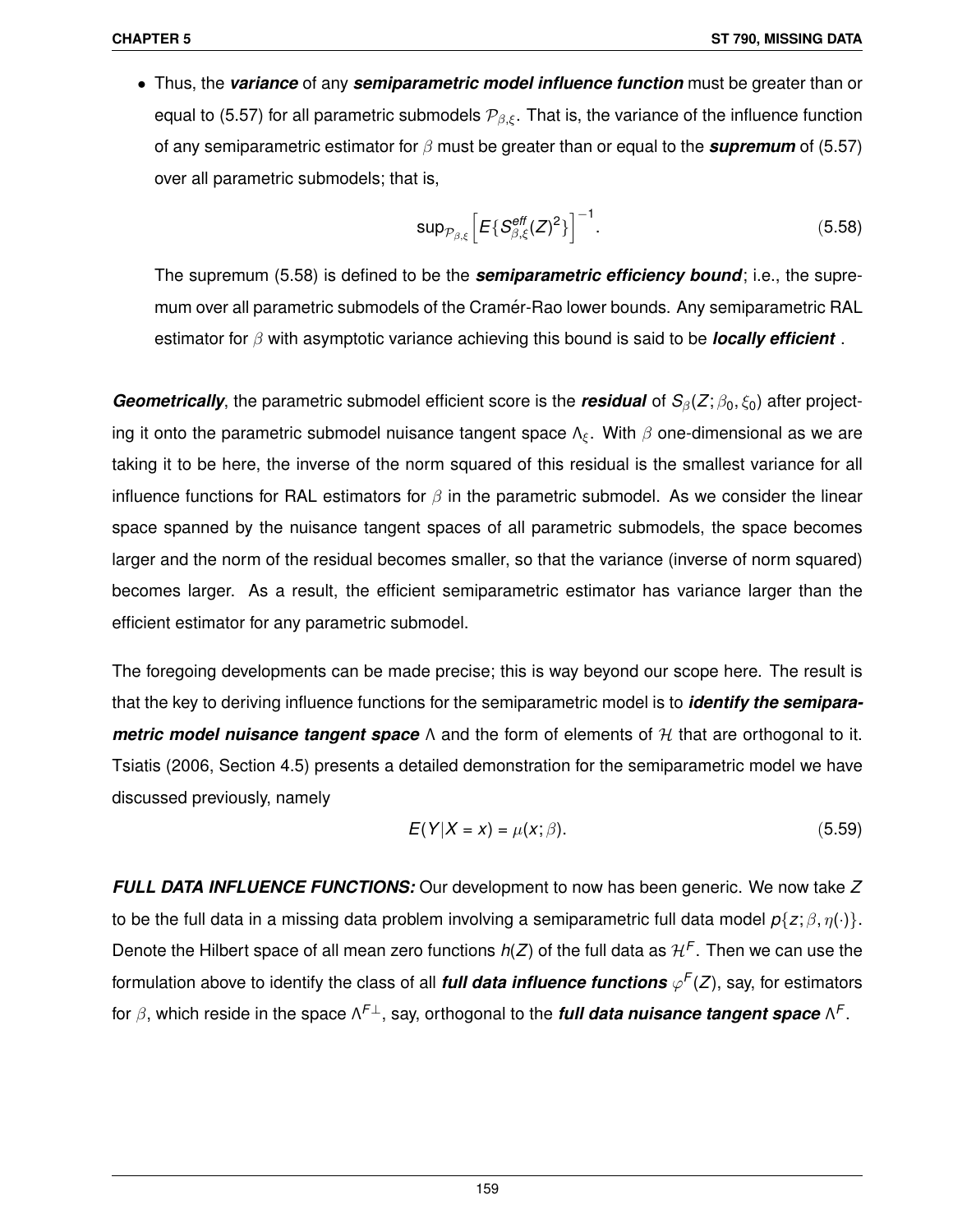- Thus, the ***variance*** of any ***semiparametric model influence function*** must be greater than or equal to (5.57) for all parametric submodels $\mathcal{P}_{\beta,\xi}$. That is, the variance of the influence function of any semiparametric estimator for $\beta$ must be greater than or equal to the ***supremum*** of (5.57) over all parametric submodels; that is,

$$\sup_{\mathcal{P}_{\beta,\xi}} \left[ E\{S^{eff}_{\beta,\xi}(Z)^2\} \right]^{-1}. \tag{5.58}$$

  The supremum (5.58) is defined to be the ***semiparametric efficiency bound***; i.e., the supremum over all parametric submodels of the Cramér-Rao lower bounds. Any semiparametric RAL estimator for $\beta$ with asymptotic variance achieving this bound is said to be ***locally efficient*** .

***Geometrically***, the parametric submodel efficient score is the ***residual*** of $S_\beta(Z;\beta_0,\xi_0)$ after projecting it onto the parametric submodel nuisance tangent space $\Lambda_\xi$. With $\beta$ one-dimensional as we are taking it to be here, the inverse of the norm squared of this residual is the smallest variance for all influence functions for RAL estimators for $\beta$ in the parametric submodel. As we consider the linear space spanned by the nuisance tangent spaces of all parametric submodels, the space becomes larger and the norm of the residual becomes smaller, so that the variance (inverse of norm squared) becomes larger. As a result, the efficient semiparametric estimator has variance larger than the efficient estimator for any parametric submodel.

The foregoing developments can be made precise; this is way beyond our scope here. The result is that the key to deriving influence functions for the semiparametric model is to ***identify the semiparametric model nuisance tangent space*** $\Lambda$ and the form of elements of $\mathcal{H}$ that are orthogonal to it. Tsiatis (2006, Section 4.5) presents a detailed demonstration for the semiparametric model we have discussed previously, namely

$$E(Y|X=x) = \mu(x;\beta). \tag{5.59}$$

***FULL DATA INFLUENCE FUNCTIONS:*** Our development to now has been generic. We now take $Z$ to be the full data in a missing data problem involving a semiparametric full data model $p\{z;\beta,\eta(\cdot)\}$. Denote the Hilbert space of all mean zero functions $h(Z)$ of the full data as $\mathcal{H}^F$. Then we can use the formulation above to identify the class of all ***full data influence functions*** $\varphi^F(Z)$, say, for estimators for $\beta$, which reside in the space $\Lambda^{F\perp}$, say, orthogonal to the ***full data nuisance tangent space*** $\Lambda^F$.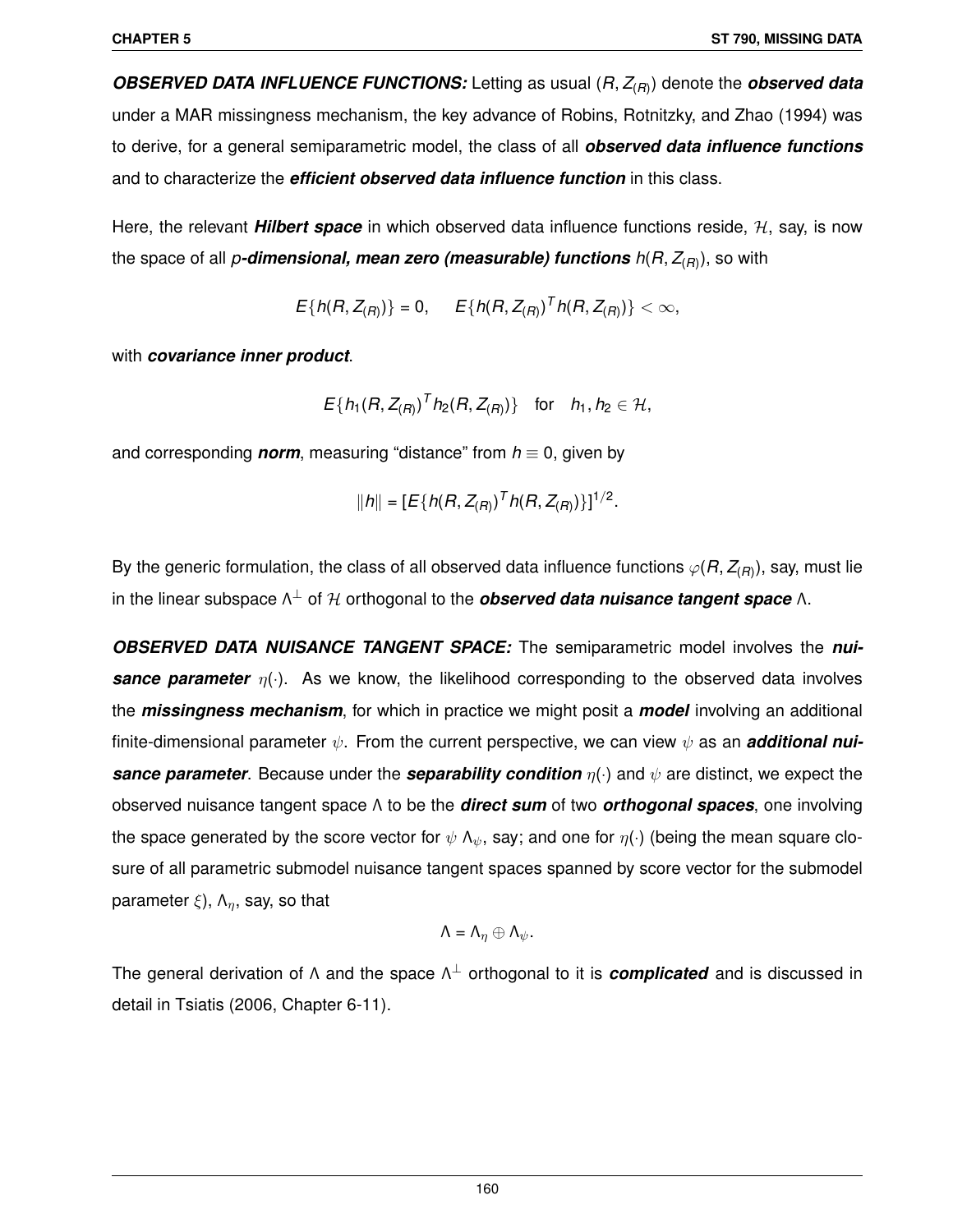***OBSERVED DATA INFLUENCE FUNCTIONS:*** Letting as usual $(R, Z_{(R)})$ denote the ***observed data*** under a MAR missingness mechanism, the key advance of Robins, Rotnitzky, and Zhao (1994) was to derive, for a general semiparametric model, the class of all ***observed data influence functions*** and to characterize the ***efficient observed data influence function*** in this class.

Here, the relevant ***Hilbert space*** in which observed data influence functions reside, $\mathcal{H}$, say, is now the space of all ***p-dimensional, mean zero (measurable) functions*** $h(R, Z_{(R)})$, so with

$$E\{h(R, Z_{(R)})\} = 0, \quad E\{h(R, Z_{(R)})^T h(R, Z_{(R)})\} < \infty,$$

with ***covariance inner product***.

$$E\{h_1(R, Z_{(R)})^T h_2(R, Z_{(R)})\} \quad \text{for} \quad h_1, h_2 \in \mathcal{H},$$

and corresponding ***norm***, measuring "distance" from $h \equiv 0$, given by

$$\|h\| = [E\{h(R, Z_{(R)})^T h(R, Z_{(R)})\}]^{1/2}.$$

By the generic formulation, the class of all observed data influence functions $\varphi(R, Z_{(R)})$, say, must lie in the linear subspace $\Lambda^{\perp}$ of $\mathcal{H}$ orthogonal to the ***observed data nuisance tangent space*** $\Lambda$.

***OBSERVED DATA NUISANCE TANGENT SPACE:*** The semiparametric model involves the ***nuisance parameter*** $\eta(\cdot)$. As we know, the likelihood corresponding to the observed data involves the ***missingness mechanism***, for which in practice we might posit a ***model*** involving an additional finite-dimensional parameter $\psi$. From the current perspective, we can view $\psi$ as an ***additional nuisance parameter***. Because under the ***separability condition*** $\eta(\cdot)$ and $\psi$ are distinct, we expect the observed nuisance tangent space $\Lambda$ to be the ***direct sum*** of two ***orthogonal spaces***, one involving the space generated by the score vector for $\psi$ $\Lambda_{\psi}$, say; and one for $\eta(\cdot)$ (being the mean square closure of all parametric submodel nuisance tangent spaces spanned by score vector for the submodel parameter $\xi$), $\Lambda_{\eta}$, say, so that

$$\Lambda = \Lambda_{\eta} \oplus \Lambda_{\psi}.$$

The general derivation of $\Lambda$ and the space $\Lambda^{\perp}$ orthogonal to it is ***complicated*** and is discussed in detail in Tsiatis (2006, Chapter 6-11).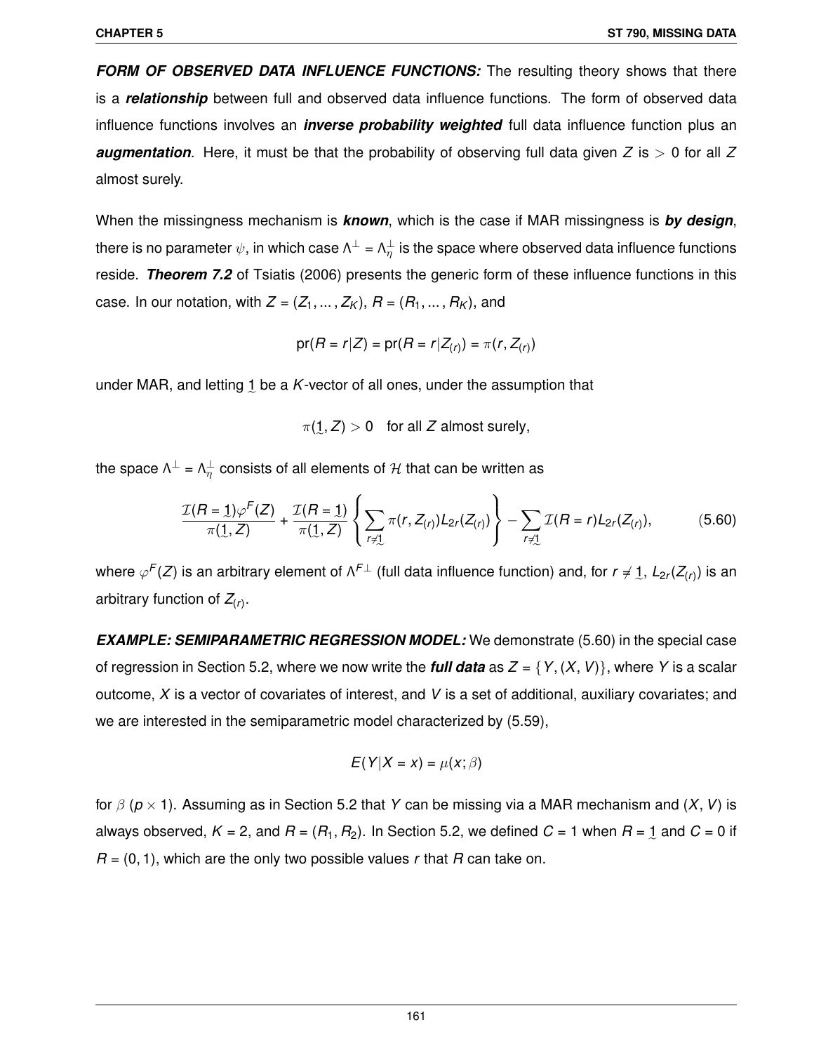***FORM OF OBSERVED DATA INFLUENCE FUNCTIONS:*** The resulting theory shows that there is a ***relationship*** between full and observed data influence functions. The form of observed data influence functions involves an ***inverse probability weighted*** full data influence function plus an ***augmentation***. Here, it must be that the probability of observing full data given $Z$ is $> 0$ for all $Z$ almost surely.

When the missingness mechanism is ***known***, which is the case if MAR missingness is ***by design***, there is no parameter $\psi$, in which case $\Lambda^{\perp} = \Lambda_{\eta}^{\perp}$ is the space where observed data influence functions reside. ***Theorem 7.2*** of Tsiatis (2006) presents the generic form of these influence functions in this case. In our notation, with $Z = (Z_1, \ldots, Z_K)$, $R = (R_1, \ldots, R_K)$, and

$$\text{pr}(R = r|Z) = \text{pr}(R = r|Z_{(r)}) = \pi(r, Z_{(r)})$$

under MAR, and letting $\underset{\sim}{1}$ be a $K$-vector of all ones, under the assumption that

$$\pi(\underset{\sim}{1}, Z) > 0 \quad \text{for all } Z \text{ almost surely,}$$

the space $\Lambda^{\perp} = \Lambda_{\eta}^{\perp}$ consists of all elements of $\mathcal{H}$ that can be written as

$$\frac{\mathcal{I}(R = \underset{\sim}{1})\varphi^F(Z)}{\pi(\underset{\sim}{1}, Z)} + \frac{\mathcal{I}(R = \underset{\sim}{1})}{\pi(\underset{\sim}{1}, Z)} \left\{ \sum_{r \neq \underset{\sim}{1}} \pi(r, Z_{(r)}) L_{2r}(Z_{(r)}) \right\} - \sum_{r \neq \underset{\sim}{1}} \mathcal{I}(R = r) L_{2r}(Z_{(r)}), \tag{5.60}$$

where $\varphi^F(Z)$ is an arbitrary element of $\Lambda^{F\perp}$ (full data influence function) and, for $r \neq \underset{\sim}{1}$, $L_{2r}(Z_{(r)})$ is an arbitrary function of $Z_{(r)}$.

***EXAMPLE: SEMIPARAMETRIC REGRESSION MODEL:*** We demonstrate (5.60) in the special case of regression in Section 5.2, where we now write the ***full data*** as $Z = \{Y, (X, V)\}$, where $Y$ is a scalar outcome, $X$ is a vector of covariates of interest, and $V$ is a set of additional, auxiliary covariates; and we are interested in the semiparametric model characterized by (5.59),

$$E(Y|X = x) = \mu(x; \beta)$$

for $\beta$ ($p \times 1$). Assuming as in Section 5.2 that $Y$ can be missing via a MAR mechanism and $(X, V)$ is always observed, $K = 2$, and $R = (R_1, R_2)$. In Section 5.2, we defined $C = 1$ when $R = \underset{\sim}{1}$ and $C = 0$ if $R = (0, 1)$, which are the only two possible values $r$ that $R$ can take on.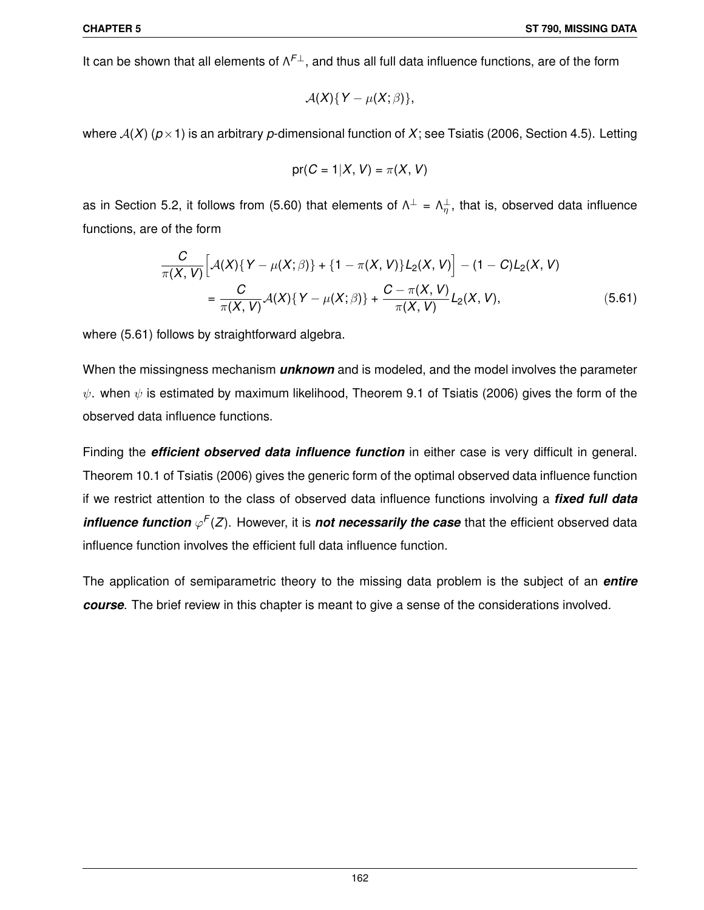It can be shown that all elements of $\Lambda^{F\perp}$, and thus all full data influence functions, are of the form

$$\mathcal{A}(X)\{Y - \mu(X;\beta)\},$$

where $\mathcal{A}(X)$ ($p \times 1$) is an arbitrary $p$-dimensional function of $X$; see Tsiatis (2006, Section 4.5). Letting

$$\text{pr}(C = 1|X, V) = \pi(X, V)$$

as in Section 5.2, it follows from (5.60) that elements of $\Lambda^{\perp} = \Lambda_{\eta}^{\perp}$, that is, observed data influence functions, are of the form

$$\begin{aligned}
&\frac{C}{\pi(X, V)}\Big[\mathcal{A}(X)\{Y - \mu(X;\beta)\} + \{1 - \pi(X, V)\}L_2(X, V)\Big] - (1 - C)L_2(X, V) \\
&\quad = \frac{C}{\pi(X, V)}\mathcal{A}(X)\{Y - \mu(X;\beta)\} + \frac{C - \pi(X, V)}{\pi(X, V)}L_2(X, V), \qquad (5.61)
\end{aligned}$$

where (5.61) follows by straightforward algebra.

When the missingness mechanism ***unknown*** and is modeled, and the model involves the parameter $\psi$. when $\psi$ is estimated by maximum likelihood, Theorem 9.1 of Tsiatis (2006) gives the form of the observed data influence functions.

Finding the ***efficient observed data influence function*** in either case is very difficult in general. Theorem 10.1 of Tsiatis (2006) gives the generic form of the optimal observed data influence function if we restrict attention to the class of observed data influence functions involving a ***fixed full data influence function*** $\varphi^F(Z)$. However, it is ***not necessarily the case*** that the efficient observed data influence function involves the efficient full data influence function.

The application of semiparametric theory to the missing data problem is the subject of an ***entire course***. The brief review in this chapter is meant to give a sense of the considerations involved.